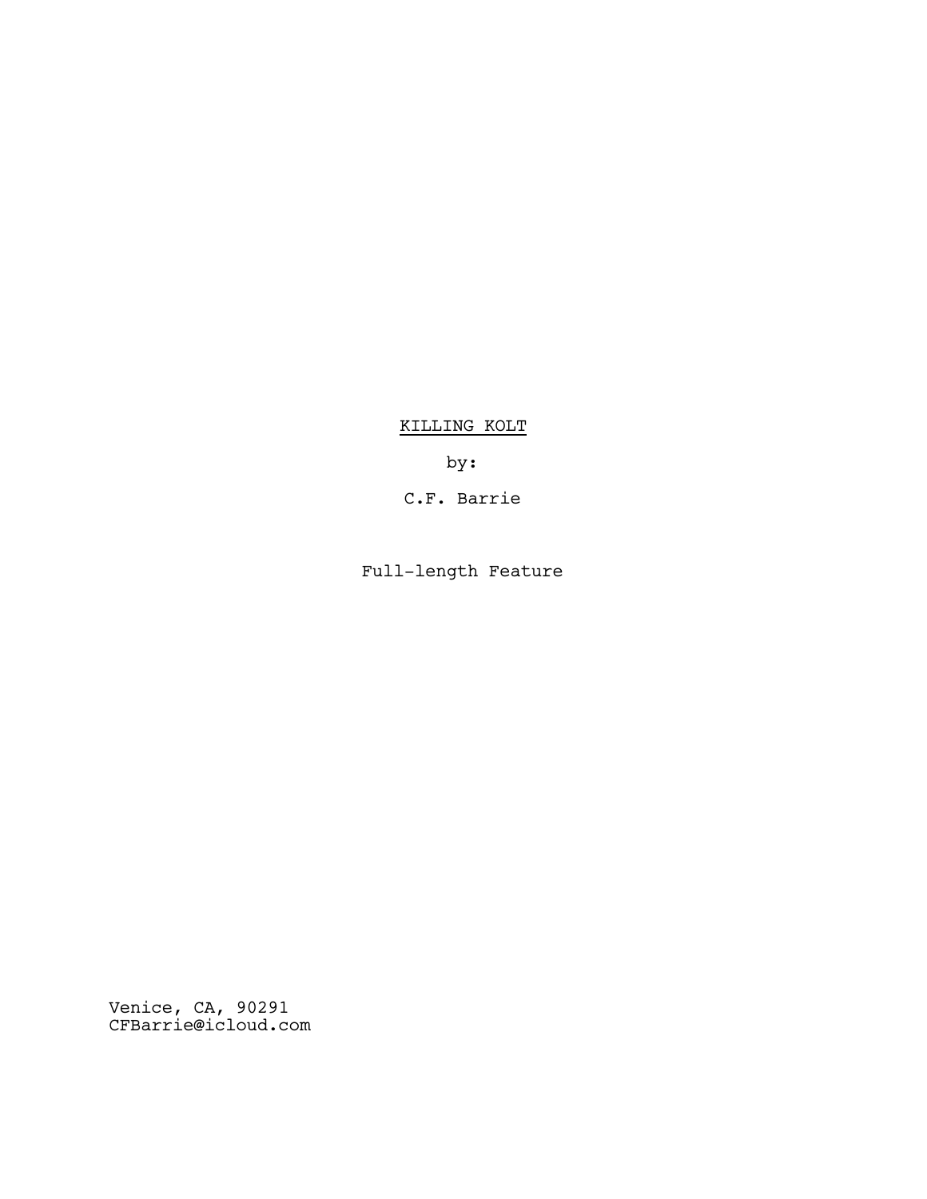# <u>KILLING KOLT</u>

by:

C.F. Barrie

Full-length Feature

Venice, CA, 90291
CFBarrie@icloud.com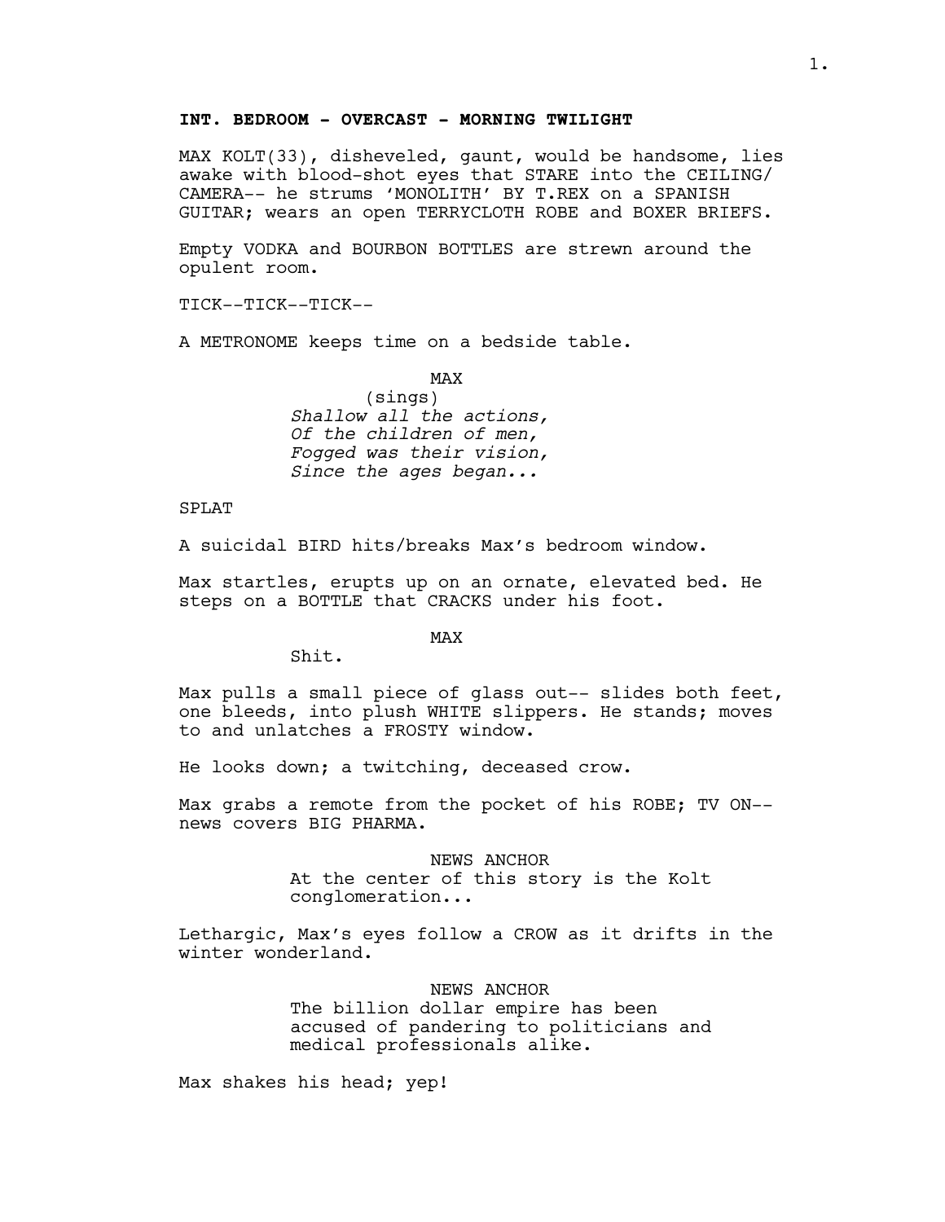**INT. BEDROOM - OVERCAST - MORNING TWILIGHT**

MAX KOLT(33), disheveled, gaunt, would be handsome, lies awake with blood-shot eyes that STARE into the CEILING/ CAMERA-- he strums 'MONOLITH' BY T.REX on a SPANISH GUITAR; wears an open TERRYCLOTH ROBE and BOXER BRIEFS.

Empty VODKA and BOURBON BOTTLES are strewn around the opulent room.

TICK--TICK--TICK--

A METRONOME keeps time on a bedside table.

MAX
(sings)
*Shallow all the actions,*
*Of the children of men,*
*Fogged was their vision,*
*Since the ages began...*

SPLAT

A suicidal BIRD hits/breaks Max's bedroom window.

Max startles, erupts up on an ornate, elevated bed. He steps on a BOTTLE that CRACKS under his foot.

MAX
Shit.

Max pulls a small piece of glass out-- slides both feet, one bleeds, into plush WHITE slippers. He stands; moves to and unlatches a FROSTY window.

He looks down; a twitching, deceased crow.

Max grabs a remote from the pocket of his ROBE; TV ON-- news covers BIG PHARMA.

NEWS ANCHOR
At the center of this story is the Kolt conglomeration...

Lethargic, Max's eyes follow a CROW as it drifts in the winter wonderland.

NEWS ANCHOR
The billion dollar empire has been accused of pandering to politicians and medical professionals alike.

Max shakes his head; yep!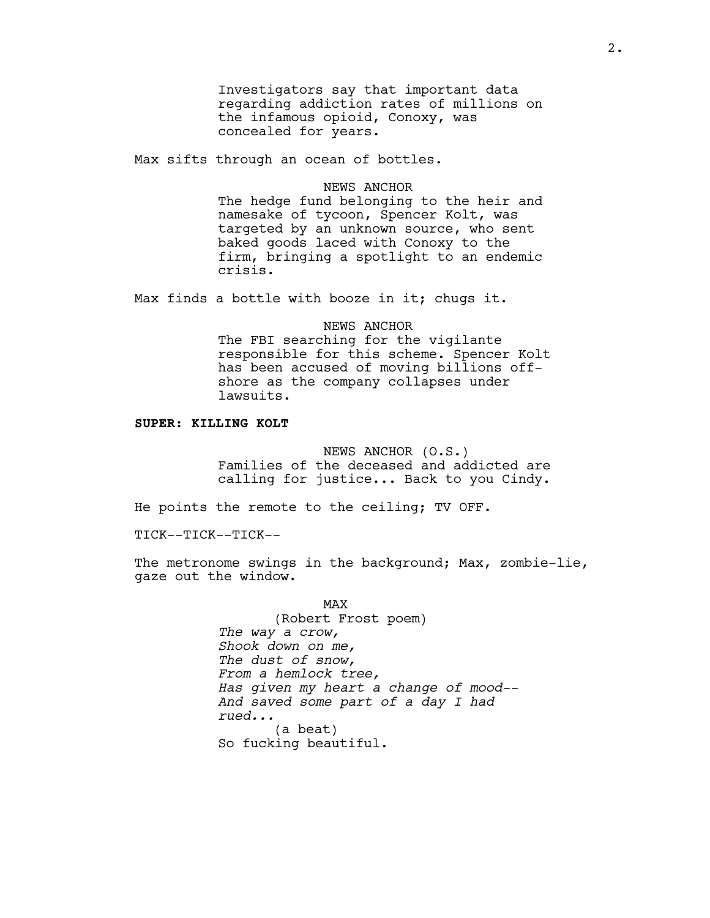Investigators say that important data regarding addiction rates of millions on the infamous opioid, Conoxy, was concealed for years.

Max sifts through an ocean of bottles.

NEWS ANCHOR
The hedge fund belonging to the heir and namesake of tycoon, Spencer Kolt, was targeted by an unknown source, who sent baked goods laced with Conoxy to the firm, bringing a spotlight to an endemic crisis.

Max finds a bottle with booze in it; chugs it.

NEWS ANCHOR
The FBI searching for the vigilante responsible for this scheme. Spencer Kolt has been accused of moving billions off-shore as the company collapses under lawsuits.

**SUPER: KILLING KOLT**

NEWS ANCHOR (O.S.)
Families of the deceased and addicted are calling for justice... Back to you Cindy.

He points the remote to the ceiling; TV OFF.

TICK--TICK--TICK--

The metronome swings in the background; Max, zombie-lie, gaze out the window.

MAX
(Robert Frost poem)
*The way a crow,*
*Shook down on me,*
*The dust of snow,*
*From a hemlock tree,*
*Has given my heart a change of mood--*
*And saved some part of a day I had rued...*
(a beat)
So fucking beautiful.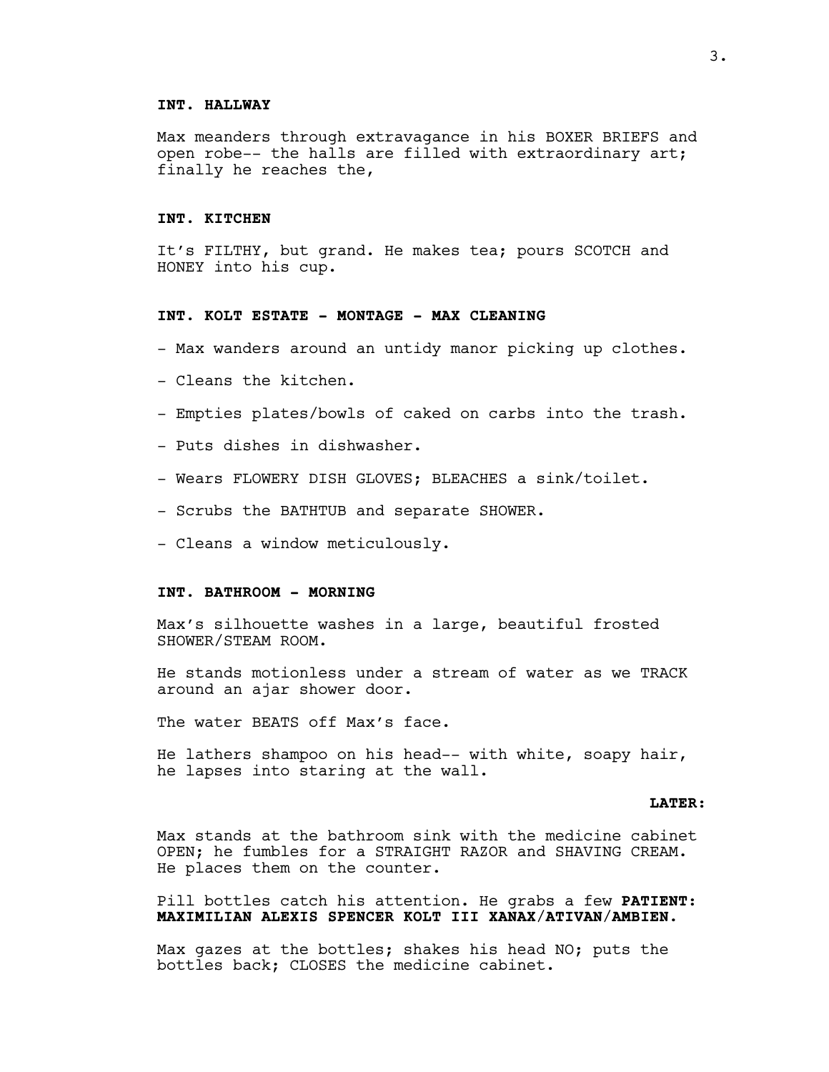**INT. HALLWAY**

Max meanders through extravagance in his BOXER BRIEFS and open robe-- the halls are filled with extraordinary art; finally he reaches the,

**INT. KITCHEN**

It's FILTHY, but grand. He makes tea; pours SCOTCH and HONEY into his cup.

**INT. KOLT ESTATE - MONTAGE - MAX CLEANING**

- Max wanders around an untidy manor picking up clothes.

- Cleans the kitchen.

- Empties plates/bowls of caked on carbs into the trash.

- Puts dishes in dishwasher.

- Wears FLOWERY DISH GLOVES; BLEACHES a sink/toilet.

- Scrubs the BATHTUB and separate SHOWER.

- Cleans a window meticulously.

**INT. BATHROOM - MORNING**

Max's silhouette washes in a large, beautiful frosted SHOWER/STEAM ROOM.

He stands motionless under a stream of water as we TRACK around an ajar shower door.

The water BEATS off Max's face.

He lathers shampoo on his head-- with white, soapy hair, he lapses into staring at the wall.

**LATER:**

Max stands at the bathroom sink with the medicine cabinet OPEN; he fumbles for a STRAIGHT RAZOR and SHAVING CREAM. He places them on the counter.

Pill bottles catch his attention. He grabs a few **PATIENT: MAXIMILIAN ALEXIS SPENCER KOLT III XANAX/ATIVAN/AMBIEN.**

Max gazes at the bottles; shakes his head NO; puts the bottles back; CLOSES the medicine cabinet.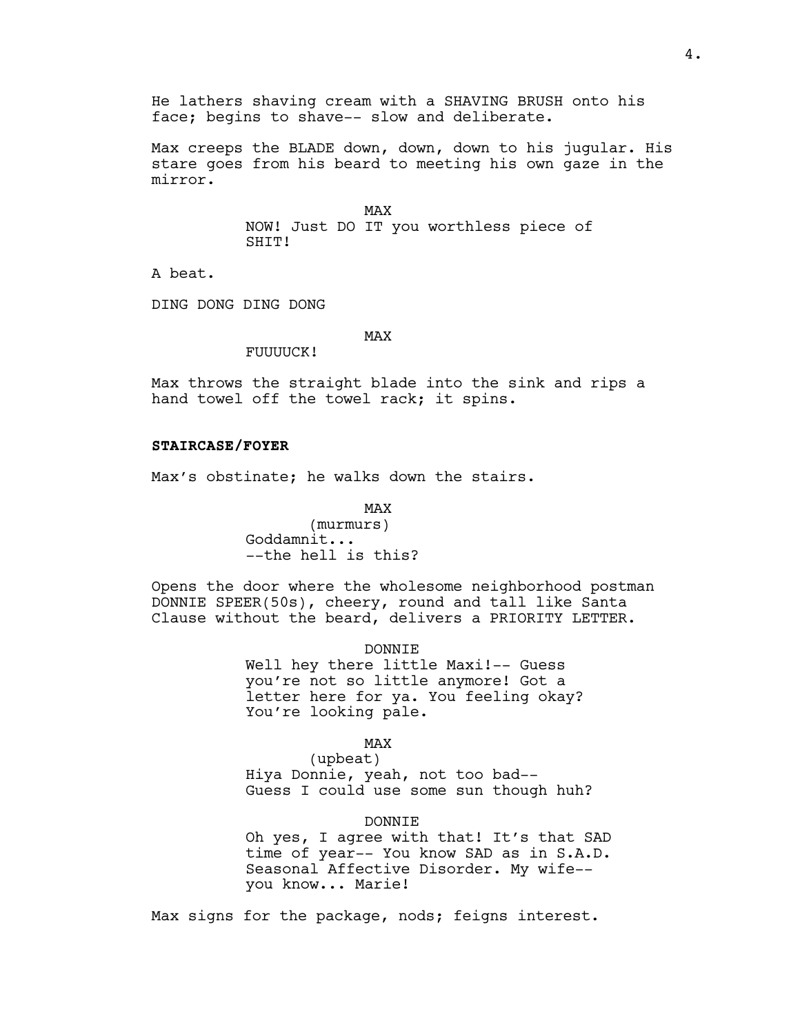He lathers shaving cream with a SHAVING BRUSH onto his face; begins to shave-- slow and deliberate.

Max creeps the BLADE down, down, down to his jugular. His stare goes from his beard to meeting his own gaze in the mirror.

MAX
NOW! Just DO IT you worthless piece of SHIT!

A beat.

DING DONG DING DONG

MAX
FUUUUCK!

Max throws the straight blade into the sink and rips a hand towel off the towel rack; it spins.

**STAIRCASE/FOYER**

Max's obstinate; he walks down the stairs.

MAX
(murmurs)
Goddamnit...
--the hell is this?

Opens the door where the wholesome neighborhood postman DONNIE SPEER(50s), cheery, round and tall like Santa Clause without the beard, delivers a PRIORITY LETTER.

DONNIE
Well hey there little Maxi!-- Guess you're not so little anymore! Got a letter here for ya. You feeling okay? You're looking pale.

MAX
(upbeat)
Hiya Donnie, yeah, not too bad--
Guess I could use some sun though huh?

DONNIE
Oh yes, I agree with that! It's that SAD time of year-- You know SAD as in S.A.D. Seasonal Affective Disorder. My wife-- you know... Marie!

Max signs for the package, nods; feigns interest.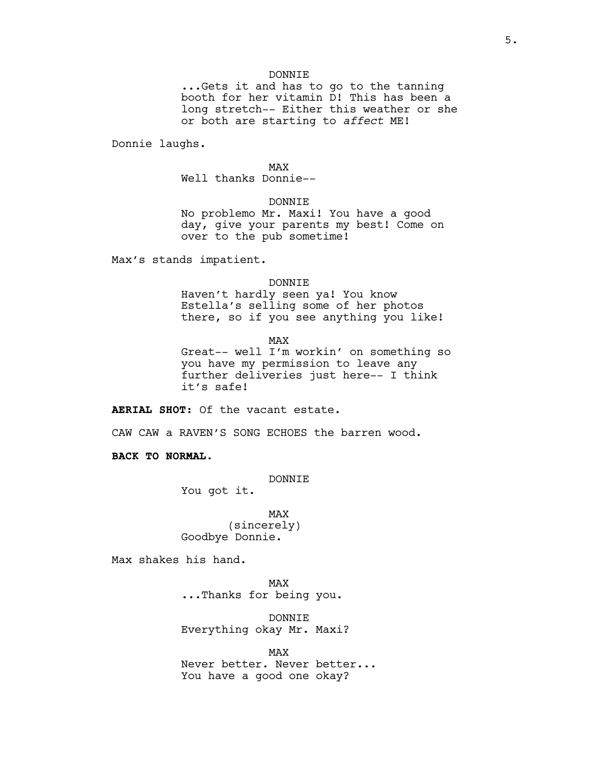DONNIE
...Gets it and has to go to the tanning booth for her vitamin D! This has been a long stretch-- Either this weather or she or both are starting to *affect* ME!

Donnie laughs.

MAX
Well thanks Donnie--

DONNIE
No problemo Mr. Maxi! You have a good day, give your parents my best! Come on over to the pub sometime!

Max's stands impatient.

DONNIE
Haven't hardly seen ya! You know Estella's selling some of her photos there, so if you see anything you like!

MAX
Great-- well I'm workin' on something so you have my permission to leave any further deliveries just here-- I think it's safe!

**AERIAL SHOT:** Of the vacant estate.

CAW CAW a RAVEN'S SONG ECHOES the barren wood.

**BACK TO NORMAL.**

DONNIE
You got it.

MAX
(sincerely)
Goodbye Donnie.

Max shakes his hand.

MAX
...Thanks for being you.

DONNIE
Everything okay Mr. Maxi?

MAX
Never better. Never better...
You have a good one okay?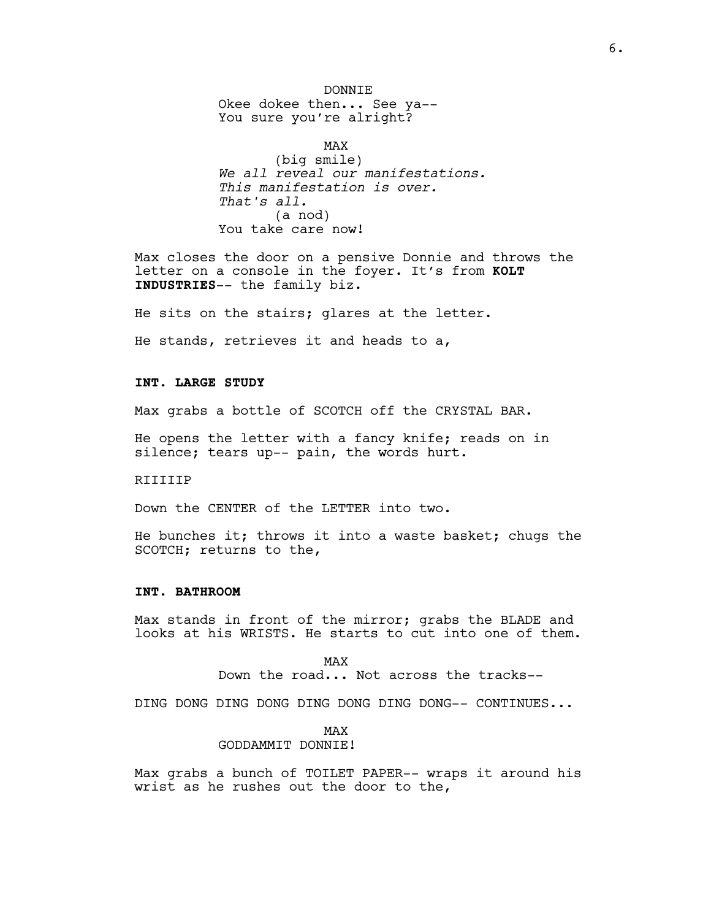DONNIE
Okee dokee then... See ya--
You sure you're alright?

MAX
(big smile)
*We all reveal our manifestations.*
*This manifestation is over.*
*That's all.*
(a nod)
You take care now!

Max closes the door on a pensive Donnie and throws the letter on a console in the foyer. It's from **KOLT INDUSTRIES**-- the family biz.

He sits on the stairs; glares at the letter.

He stands, retrieves it and heads to a,

**INT. LARGE STUDY**

Max grabs a bottle of SCOTCH off the CRYSTAL BAR.

He opens the letter with a fancy knife; reads on in silence; tears up-- pain, the words hurt.

RIIIIIP

Down the CENTER of the LETTER into two.

He bunches it; throws it into a waste basket; chugs the SCOTCH; returns to the,

**INT. BATHROOM**

Max stands in front of the mirror; grabs the BLADE and looks at his WRISTS. He starts to cut into one of them.

MAX
Down the road... Not across the tracks--

DING DONG DING DONG DING DONG DING DONG-- CONTINUES...

MAX
GODDAMMIT DONNIE!

Max grabs a bunch of TOILET PAPER-- wraps it around his wrist as he rushes out the door to the,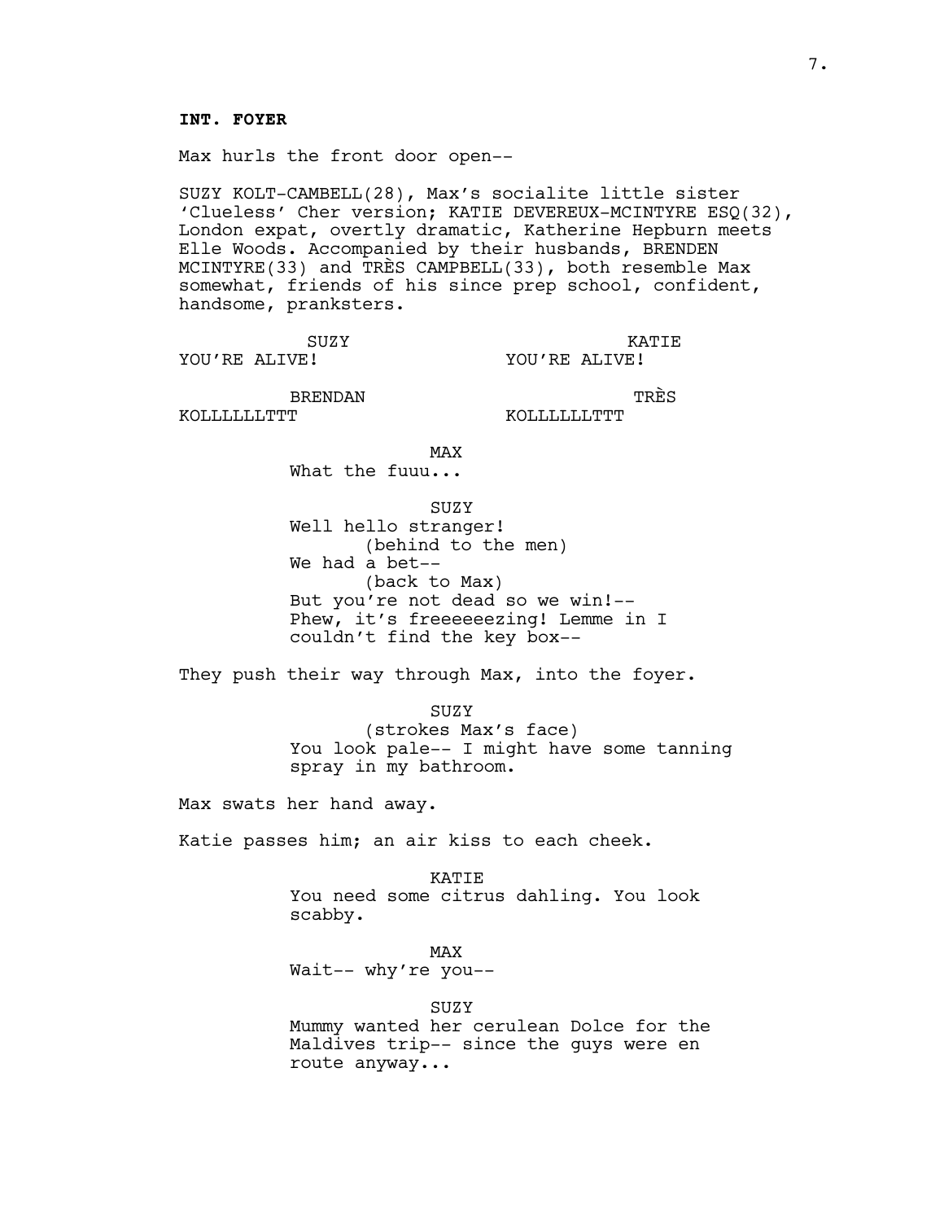**INT. FOYER**

Max hurls the front door open--

SUZY KOLT-CAMBELL(28), Max's socialite little sister 'Clueless' Cher version; KATIE DEVEREUX-MCINTYRE ESQ(32), London expat, overtly dramatic, Katherine Hepburn meets Elle Woods. Accompanied by their husbands, BRENDEN MCINTYRE(33) and TRÈS CAMPBELL(33), both resemble Max somewhat, friends of his since prep school, confident, handsome, pranksters.

SUZY
YOU'RE ALIVE!

KATIE
YOU'RE ALIVE!

BRENDAN
KOLLLLLLTTT

TRÈS
KOLLLLLLTTT

MAX
What the fuuu...

SUZY
Well hello stranger!
(behind to the men)
We had a bet--
(back to Max)
But you're not dead so we win!--
Phew, it's freeeeeezing! Lemme in I couldn't find the key box--

They push their way through Max, into the foyer.

SUZY
(strokes Max's face)
You look pale-- I might have some tanning spray in my bathroom.

Max swats her hand away.

Katie passes him; an air kiss to each cheek.

KATIE
You need some citrus dahling. You look scabby.

MAX
Wait-- why're you--

SUZY
Mummy wanted her cerulean Dolce for the Maldives trip-- since the guys were en route anyway...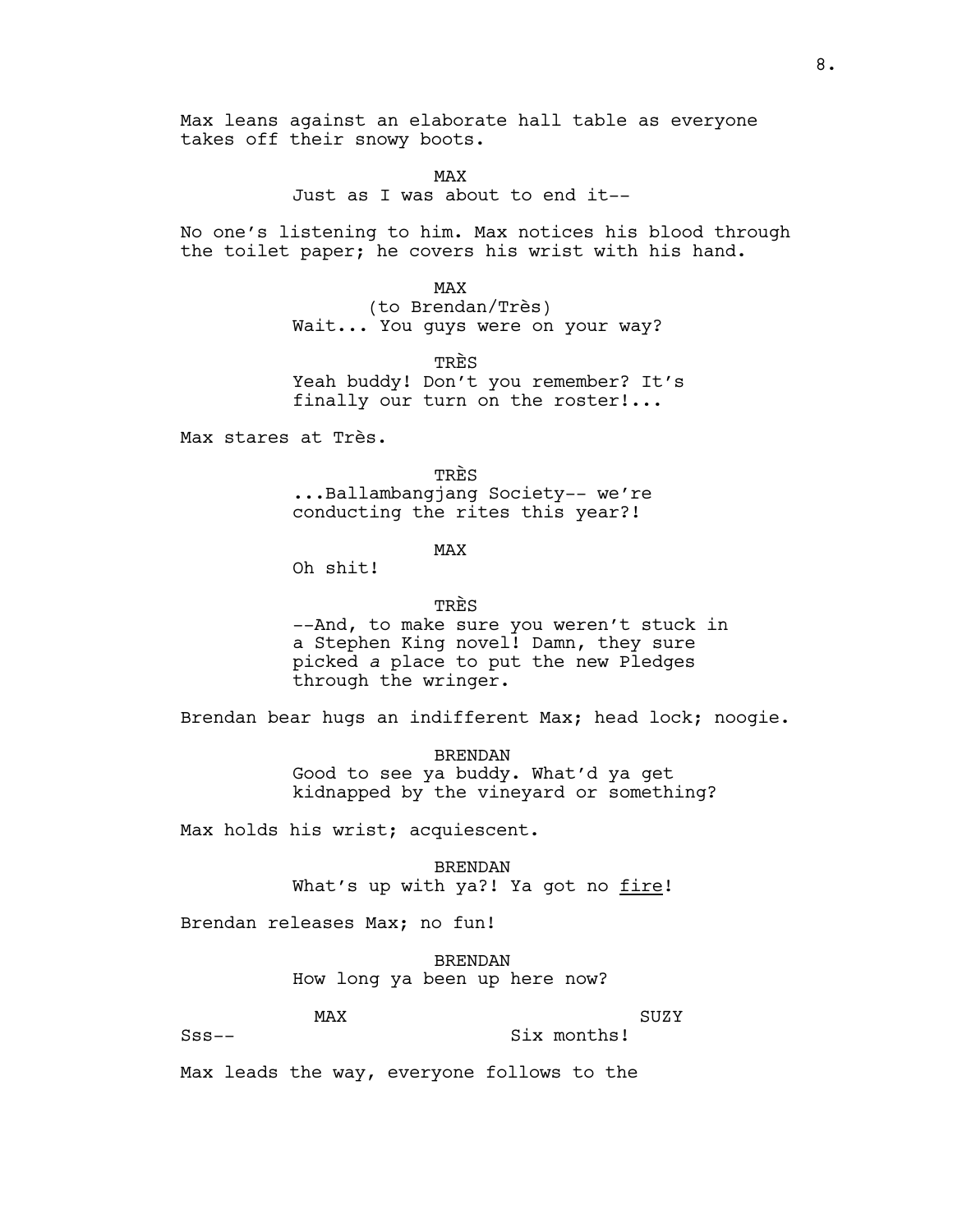Max leans against an elaborate hall table as everyone takes off their snowy boots.

MAX
Just as I was about to end it--

No one's listening to him. Max notices his blood through the toilet paper; he covers his wrist with his hand.

MAX
(to Brendan/Très)
Wait... You guys were on your way?

TRÈS
Yeah buddy! Don't you remember? It's finally our turn on the roster!...

Max stares at Très.

TRÈS
...Ballambangjang Society-- we're conducting the rites this year?!

MAX
Oh shit!

TRÈS
--And, to make sure you weren't stuck in a Stephen King novel! Damn, they sure picked *a* place to put the new Pledges through the wringer.

Brendan bear hugs an indifferent Max; head lock; noogie.

BRENDAN
Good to see ya buddy. What'd ya get kidnapped by the vineyard or something?

Max holds his wrist; acquiescent.

BRENDAN
What's up with ya?! Ya got no <u>fire</u>!

Brendan releases Max; no fun!

BRENDAN
How long ya been up here now?

MAX
Sss--

SUZY
Six months!

Max leads the way, everyone follows to the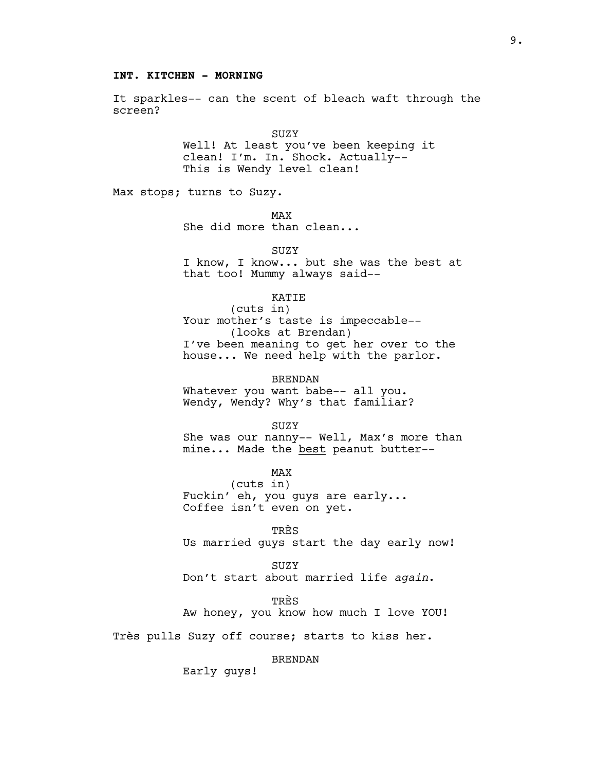**INT. KITCHEN - MORNING**

It sparkles-- can the scent of bleach waft through the screen?

SUZY
Well! At least you've been keeping it clean! I'm. In. Shock. Actually-- This is Wendy level clean!

Max stops; turns to Suzy.

MAX
She did more than clean...

SUZY
I know, I know... but she was the best at that too! Mummy always said--

KATIE
(cuts in)
Your mother's taste is impeccable--
(looks at Brendan)
I've been meaning to get her over to the house... We need help with the parlor.

BRENDAN
Whatever you want babe-- all you. Wendy, Wendy? Why's that familiar?

SUZY
She was our nanny-- Well, Max's more than mine... Made the <u>best</u> peanut butter--

MAX
(cuts in)
Fuckin' eh, you guys are early... Coffee isn't even on yet.

TRÈS
Us married guys start the day early now!

SUZY
Don't start about married life *again*.

TRÈS
Aw honey, you know how much I love YOU!

Très pulls Suzy off course; starts to kiss her.

BRENDAN
Early guys!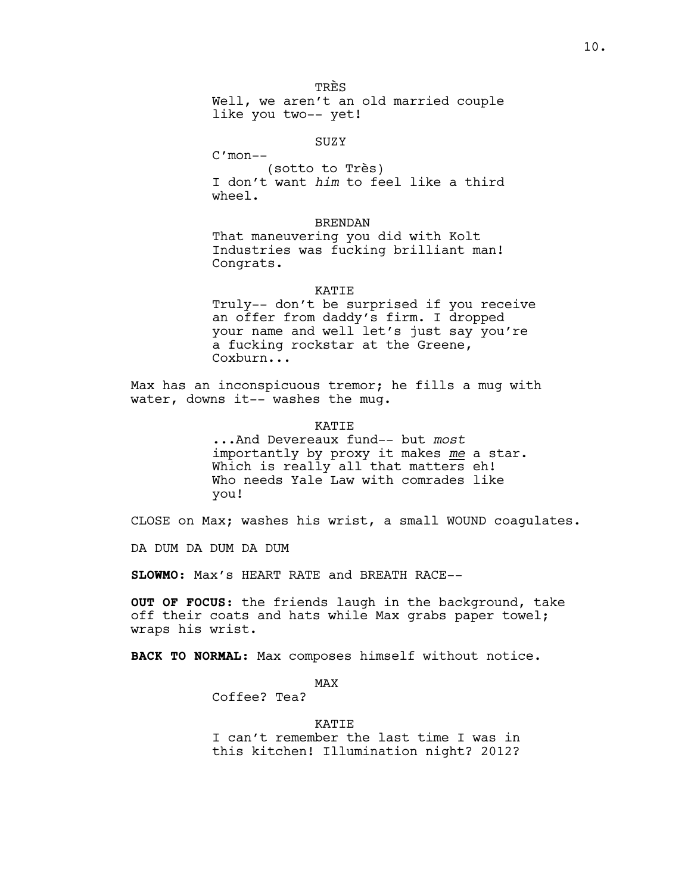TRÈS

Well, we aren't an old married couple like you two-- yet!

SUZY

C'mon--

(sotto to Très)

I don't want *him* to feel like a third wheel.

BRENDAN

That maneuvering you did with Kolt Industries was fucking brilliant man! Congrats.

KATIE

Truly-- don't be surprised if you receive an offer from daddy's firm. I dropped your name and well let's just say you're a fucking rockstar at the Greene, Coxburn...

Max has an inconspicuous tremor; he fills a mug with water, downs it-- washes the mug.

KATIE

...And Devereaux fund-- but *most* importantly by proxy it makes *me* a star. Which is really all that matters eh! Who needs Yale Law with comrades like you!

CLOSE on Max; washes his wrist, a small WOUND coagulates.

DA DUM DA DUM DA DUM

**SLOWMO:** Max's HEART RATE and BREATH RACE--

**OUT OF FOCUS:** the friends laugh in the background, take off their coats and hats while Max grabs paper towel; wraps his wrist.

**BACK TO NORMAL:** Max composes himself without notice.

MAX

Coffee? Tea?

KATIE

I can't remember the last time I was in this kitchen! Illumination night? 2012?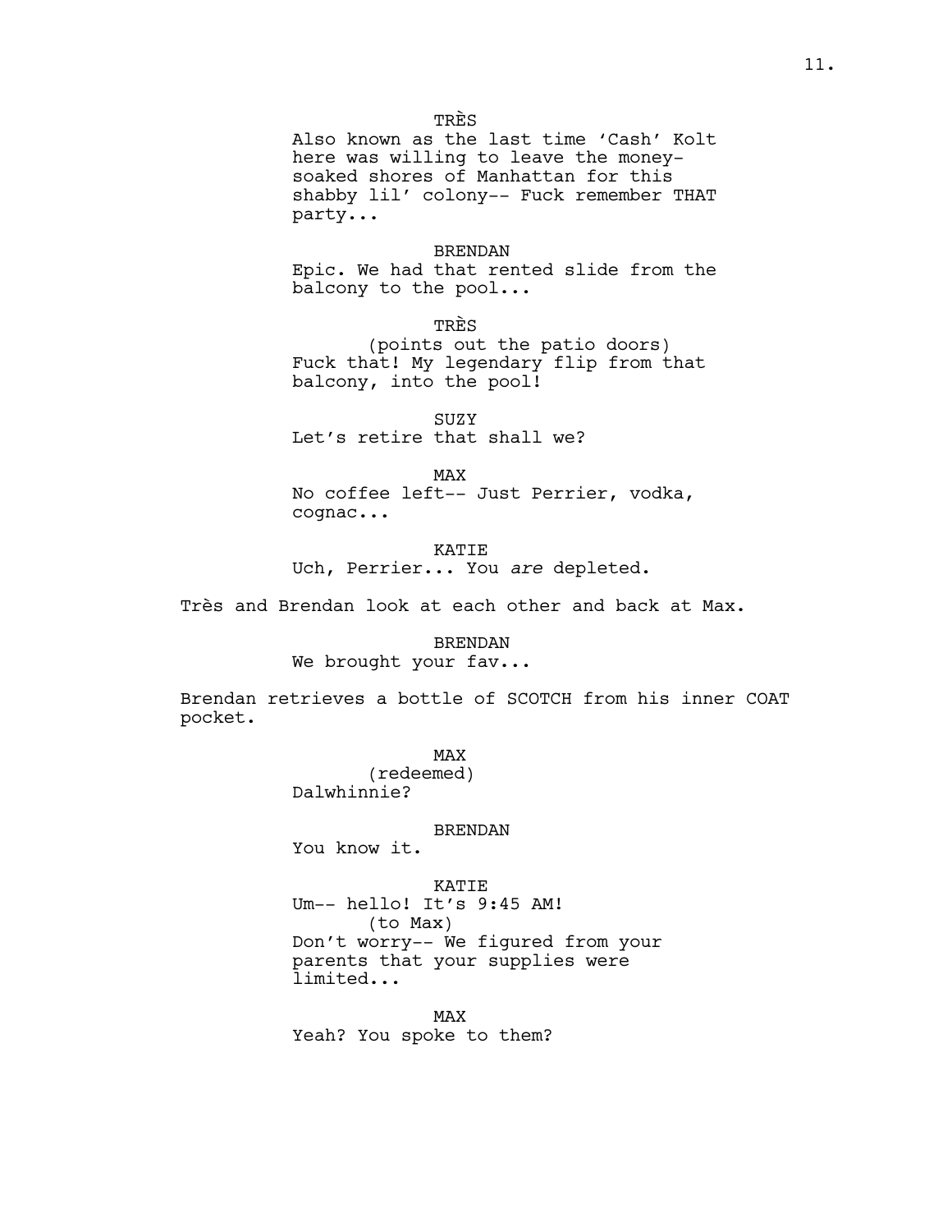TRÈS
Also known as the last time 'Cash' Kolt here was willing to leave the money-soaked shores of Manhattan for this shabby lil' colony-- Fuck remember THAT party...

BRENDAN
Epic. We had that rented slide from the balcony to the pool...

TRÈS
(points out the patio doors)
Fuck that! My legendary flip from that balcony, into the pool!

SUZY
Let's retire that shall we?

MAX
No coffee left-- Just Perrier, vodka, cognac...

KATIE
Uch, Perrier... You *are* depleted.

Très and Brendan look at each other and back at Max.

BRENDAN
We brought your fav...

Brendan retrieves a bottle of SCOTCH from his inner COAT pocket.

MAX
(redeemed)
Dalwhinnie?

BRENDAN
You know it.

KATIE
Um-- hello! It's 9:45 AM!
(to Max)
Don't worry-- We figured from your parents that your supplies were limited...

MAX
Yeah? You spoke to them?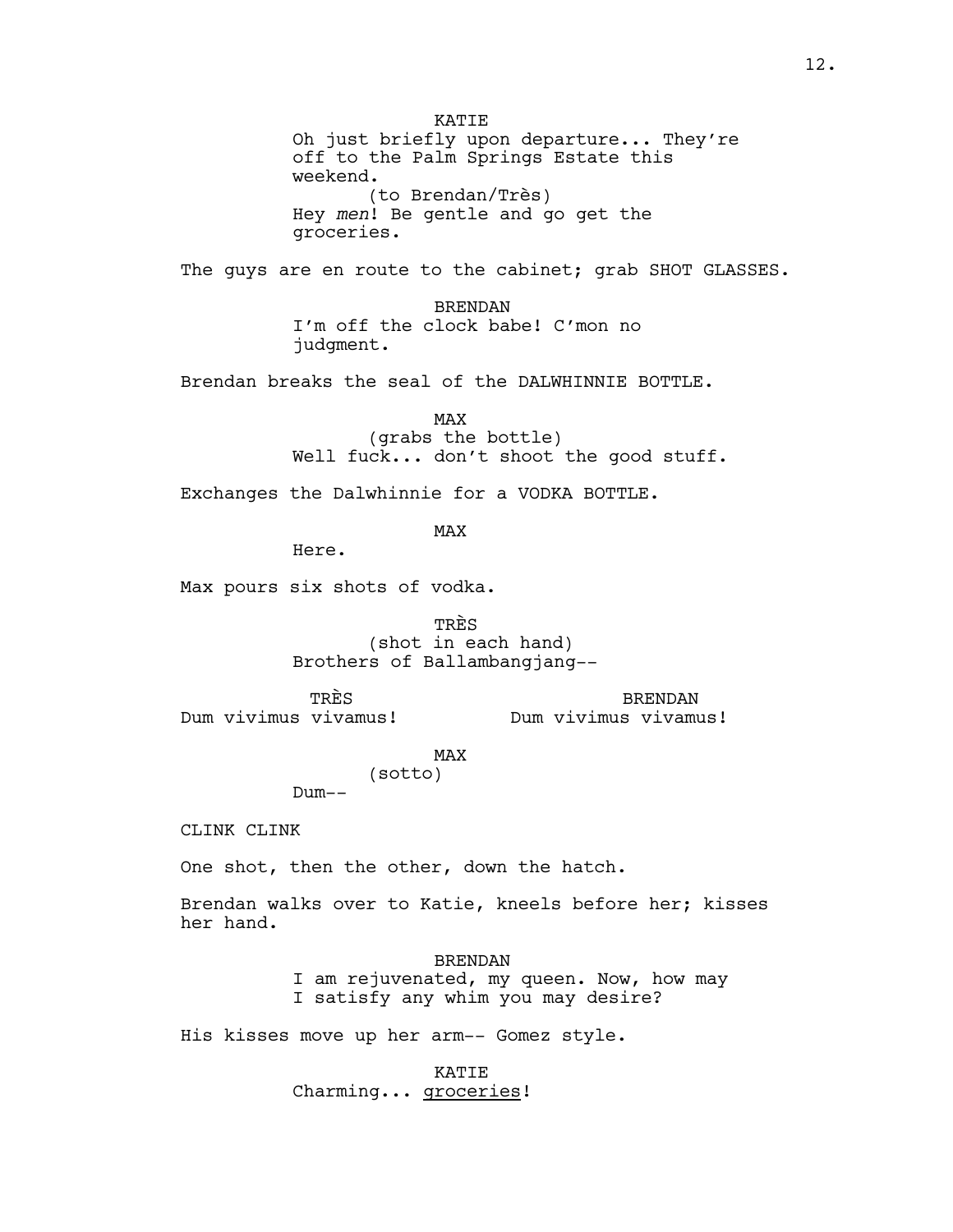KATIE
Oh just briefly upon departure... They're off to the Palm Springs Estate this weekend.
(to Brendan/Très)
Hey *men*! Be gentle and go get the groceries.

The guys are en route to the cabinet; grab SHOT GLASSES.

BRENDAN
I'm off the clock babe! C'mon no judgment.

Brendan breaks the seal of the DALWHINNIE BOTTLE.

MAX
(grabs the bottle)
Well fuck... don't shoot the good stuff.

Exchanges the Dalwhinnie for a VODKA BOTTLE.

MAX
Here.

Max pours six shots of vodka.

TRÈS
(shot in each hand)
Brothers of Ballambangjang--

TRÈS
Dum vivimus vivamus!

BRENDAN
Dum vivimus vivamus!

MAX
(sotto)
Dum--

CLINK CLINK

One shot, then the other, down the hatch.

Brendan walks over to Katie, kneels before her; kisses her hand.

BRENDAN
I am rejuvenated, my queen. Now, how may I satisfy any whim you may desire?

His kisses move up her arm-- Gomez style.

KATIE
Charming... <u>groceries</u>!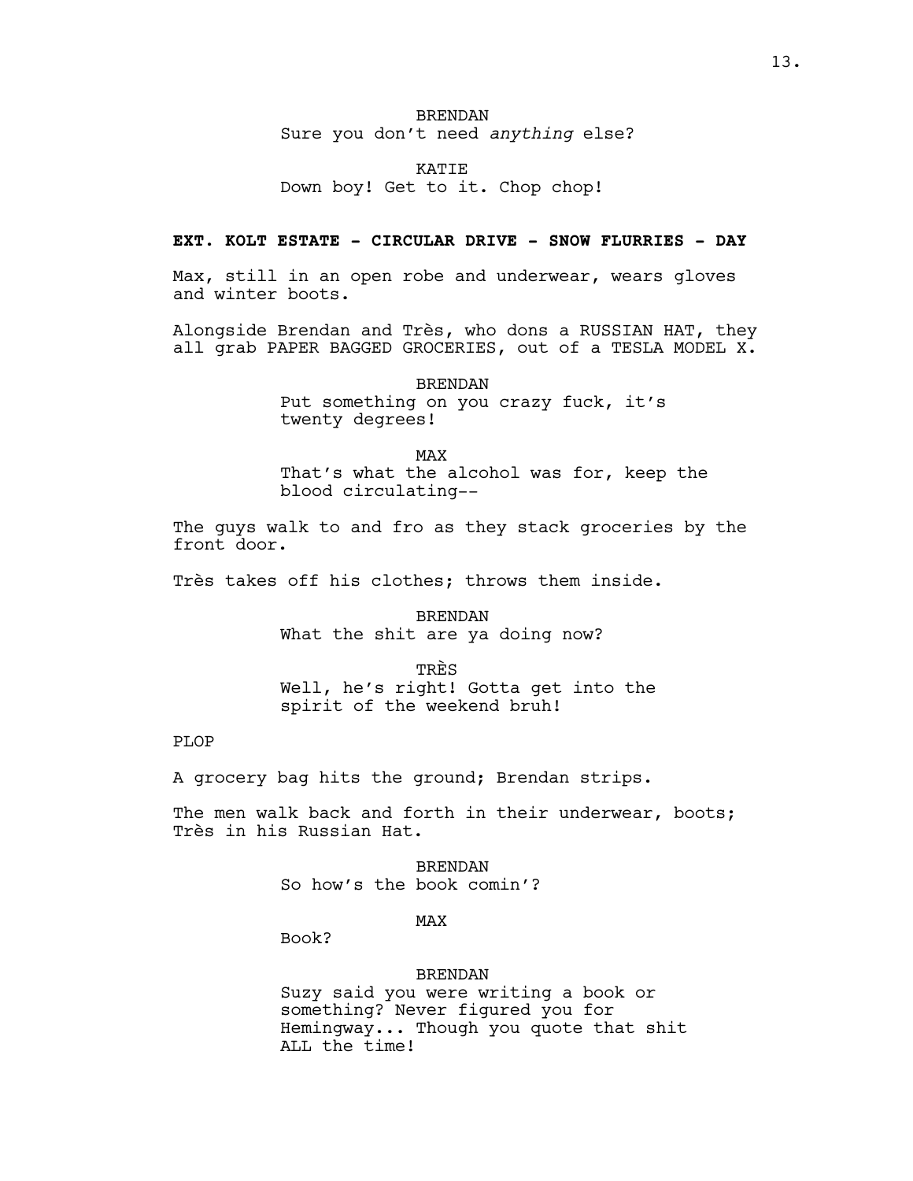BRENDAN
Sure you don't need *anything* else?

KATIE
Down boy! Get to it. Chop chop!

**EXT. KOLT ESTATE - CIRCULAR DRIVE - SNOW FLURRIES - DAY**

Max, still in an open robe and underwear, wears gloves and winter boots.

Alongside Brendan and Très, who dons a RUSSIAN HAT, they all grab PAPER BAGGED GROCERIES, out of a TESLA MODEL X.

BRENDAN
Put something on you crazy fuck, it's twenty degrees!

MAX
That's what the alcohol was for, keep the blood circulating--

The guys walk to and fro as they stack groceries by the front door.

Très takes off his clothes; throws them inside.

BRENDAN
What the shit are ya doing now?

TRÈS
Well, he's right! Gotta get into the spirit of the weekend bruh!

PLOP

A grocery bag hits the ground; Brendan strips.

The men walk back and forth in their underwear, boots; Très in his Russian Hat.

BRENDAN
So how's the book comin'?

MAX
Book?

BRENDAN
Suzy said you were writing a book or something? Never figured you for Hemingway... Though you quote that shit ALL the time!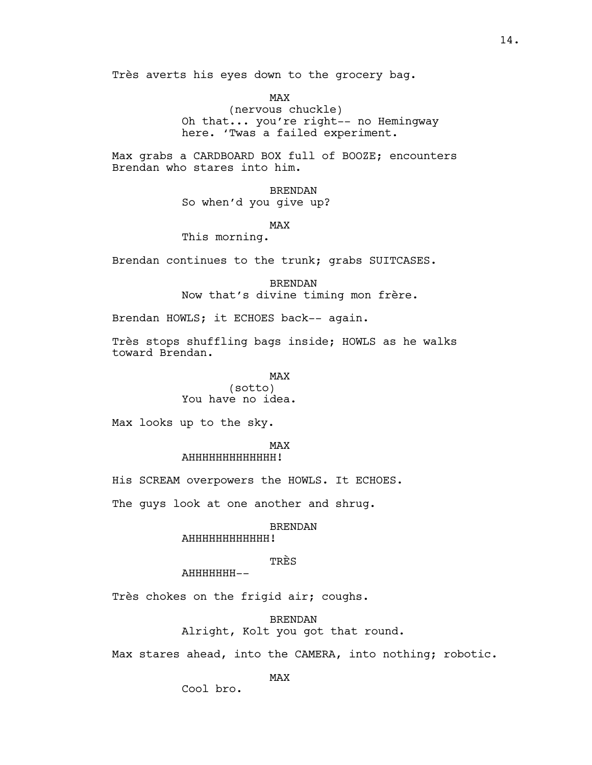Très averts his eyes down to the grocery bag.

MAX
(nervous chuckle)
Oh that... you're right-- no Hemingway here. 'Twas a failed experiment.

Max grabs a CARDBOARD BOX full of BOOZE; encounters Brendan who stares into him.

BRENDAN
So when'd you give up?

MAX
This morning.

Brendan continues to the trunk; grabs SUITCASES.

BRENDAN
Now that's divine timing mon frère.

Brendan HOWLS; it ECHOES back-- again.

Très stops shuffling bags inside; HOWLS as he walks toward Brendan.

MAX
(sotto)
You have no idea.

Max looks up to the sky.

MAX
AHHHHHHHHHHHHH!

His SCREAM overpowers the HOWLS. It ECHOES.

The guys look at one another and shrug.

BRENDAN
AHHHHHHHHHHHH!

TRÈS
AHHHHHHH--

Très chokes on the frigid air; coughs.

BRENDAN
Alright, Kolt you got that round.

Max stares ahead, into the CAMERA, into nothing; robotic.

MAX
Cool bro.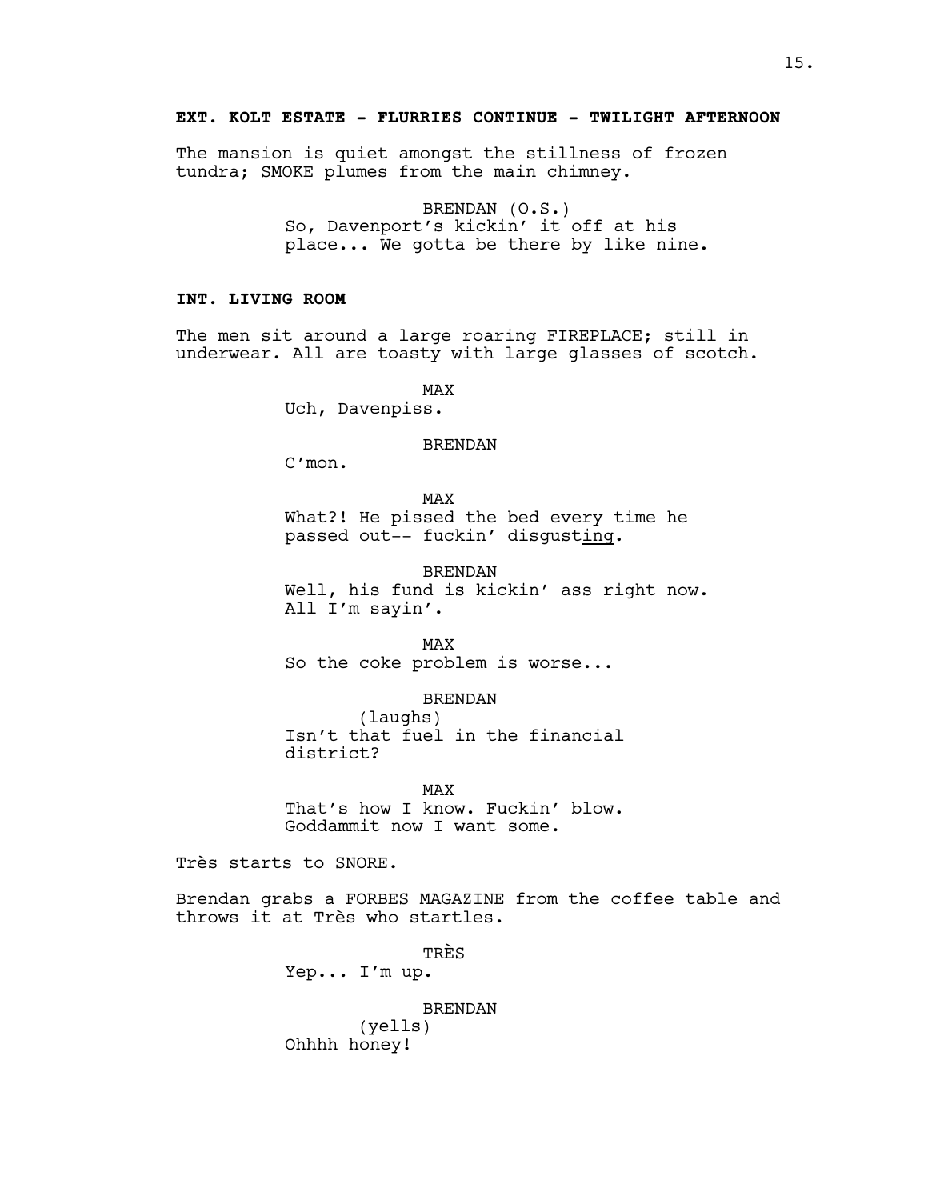**EXT. KOLT ESTATE - FLURRIES CONTINUE - TWILIGHT AFTERNOON**

The mansion is quiet amongst the stillness of frozen tundra; SMOKE plumes from the main chimney.

BRENDAN (O.S.)
So, Davenport's kickin' it off at his place... We gotta be there by like nine.

**INT. LIVING ROOM**

The men sit around a large roaring FIREPLACE; still in underwear. All are toasty with large glasses of scotch.

MAX
Uch, Davenpiss.

BRENDAN
C'mon.

MAX
What?! He pissed the bed every time he passed out-- fuckin' disgust<u>ing</u>.

BRENDAN
Well, his fund is kickin' ass right now. All I'm sayin'.

MAX
So the coke problem is worse...

BRENDAN
(laughs)
Isn't that fuel in the financial district?

MAX
That's how I know. Fuckin' blow. Goddammit now I want some.

Très starts to SNORE.

Brendan grabs a FORBES MAGAZINE from the coffee table and throws it at Très who startles.

TRÈS
Yep... I'm up.

BRENDAN
(yells)
Ohhhh honey!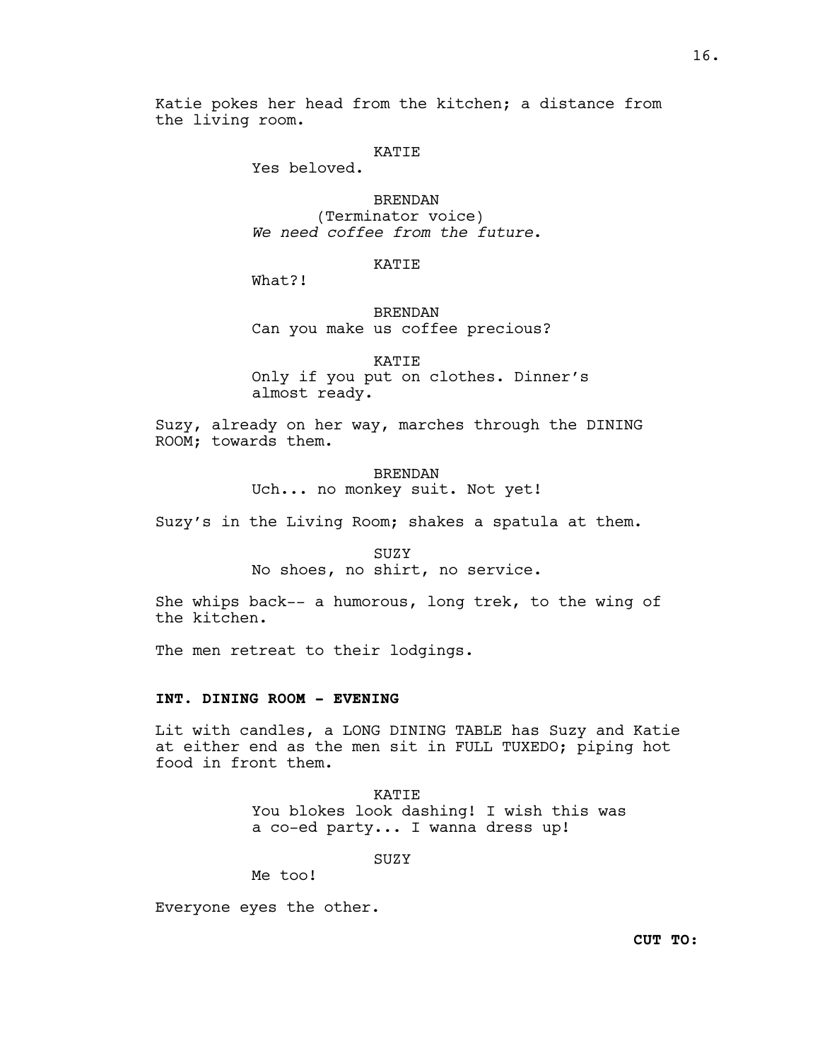Katie pokes her head from the kitchen; a distance from the living room.

KATIE
Yes beloved.

BRENDAN
(Terminator voice)
*We need coffee from the future.*

KATIE
What?!

BRENDAN
Can you make us coffee precious?

KATIE
Only if you put on clothes. Dinner's almost ready.

Suzy, already on her way, marches through the DINING ROOM; towards them.

BRENDAN
Uch... no monkey suit. Not yet!

Suzy's in the Living Room; shakes a spatula at them.

SUZY
No shoes, no shirt, no service.

She whips back-- a humorous, long trek, to the wing of the kitchen.

The men retreat to their lodgings.

**INT. DINING ROOM - EVENING**

Lit with candles, a LONG DINING TABLE has Suzy and Katie at either end as the men sit in FULL TUXEDO; piping hot food in front them.

KATIE
You blokes look dashing! I wish this was a co-ed party... I wanna dress up!

SUZY
Me too!

Everyone eyes the other.

**CUT TO:**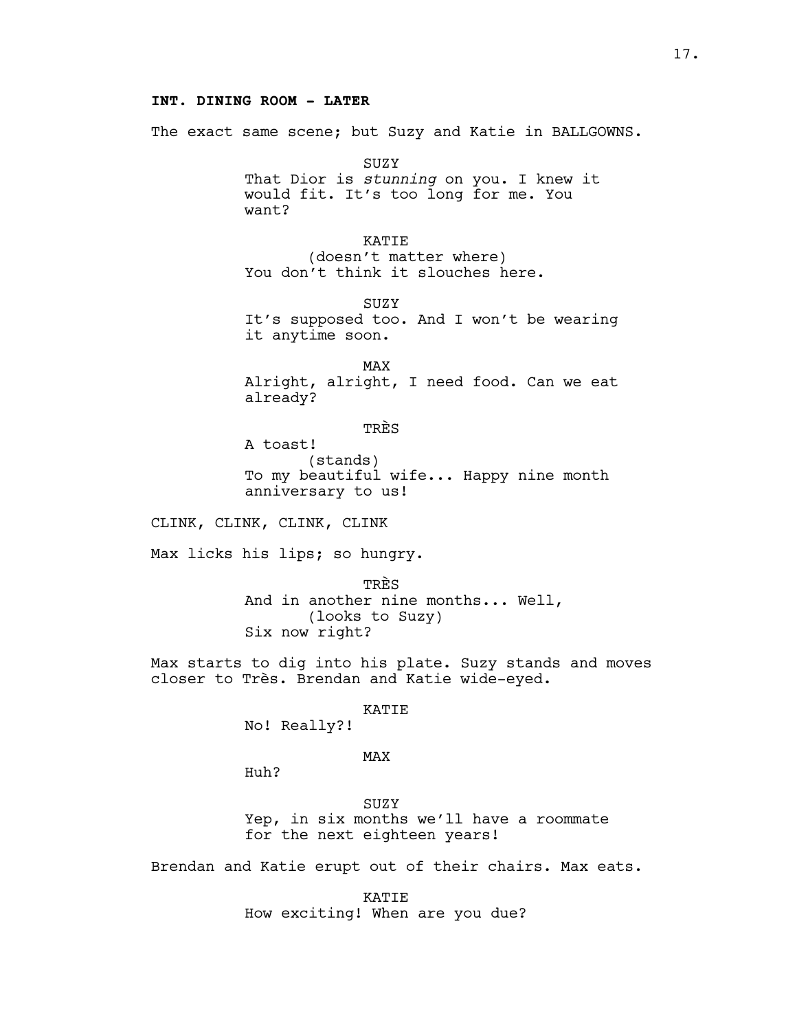**INT. DINING ROOM - LATER**

The exact same scene; but Suzy and Katie in BALLGOWNS.

SUZY
That Dior is *stunning* on you. I knew it would fit. It's too long for me. You want?

KATIE
(doesn't matter where)
You don't think it slouches here.

SUZY
It's supposed too. And I won't be wearing it anytime soon.

MAX
Alright, alright, I need food. Can we eat already?

TRÈS
A toast!
(stands)
To my beautiful wife... Happy nine month anniversary to us!

CLINK, CLINK, CLINK, CLINK

Max licks his lips; so hungry.

TRÈS
And in another nine months... Well,
(looks to Suzy)
Six now right?

Max starts to dig into his plate. Suzy stands and moves closer to Très. Brendan and Katie wide-eyed.

KATIE
No! Really?!

MAX
Huh?

SUZY
Yep, in six months we'll have a roommate for the next eighteen years!

Brendan and Katie erupt out of their chairs. Max eats.

KATIE
How exciting! When are you due?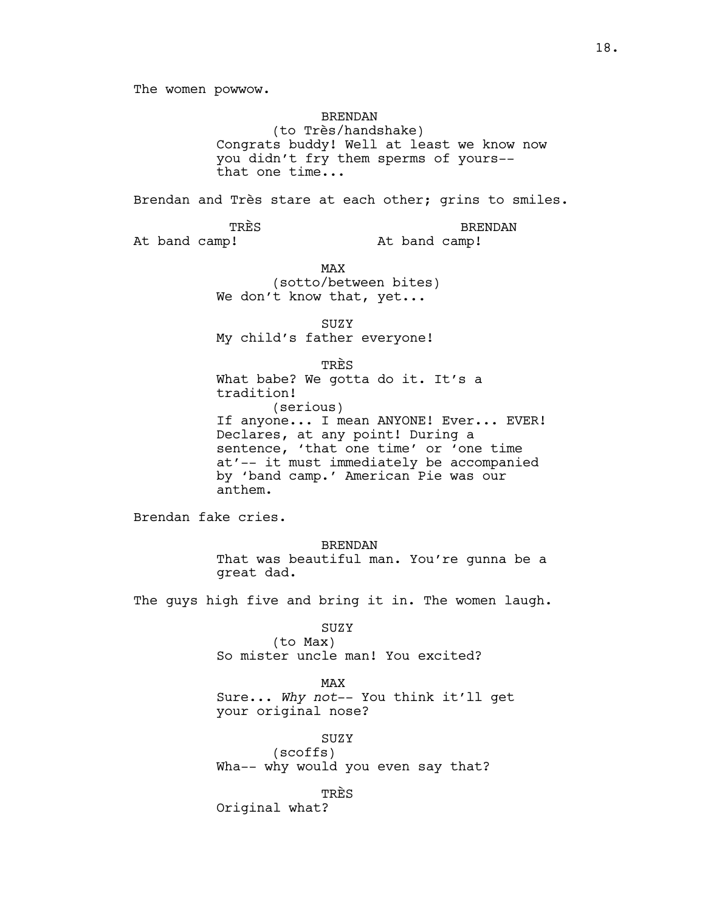The women powwow.

BRENDAN
(to Très/handshake)
Congrats buddy! Well at least we know now you didn't fry them sperms of yours-- that one time...

Brendan and Très stare at each other; grins to smiles.

TRÈS
At band camp!

BRENDAN
At band camp!

MAX
(sotto/between bites)
We don't know that, yet...

SUZY
My child's father everyone!

TRÈS
What babe? We gotta do it. It's a tradition!
(serious)
If anyone... I mean ANYONE! Ever... EVER! Declares, at any point! During a sentence, 'that one time' or 'one time at'-- it must immediately be accompanied by 'band camp.' American Pie was our anthem.

Brendan fake cries.

BRENDAN
That was beautiful man. You're gunna be a great dad.

The guys high five and bring it in. The women laugh.

SUZY
(to Max)
So mister uncle man! You excited?

MAX
Sure... *Why not*-- You think it'll get your original nose?

SUZY
(scoffs)
Wha-- why would you even say that?

TRÈS
Original what?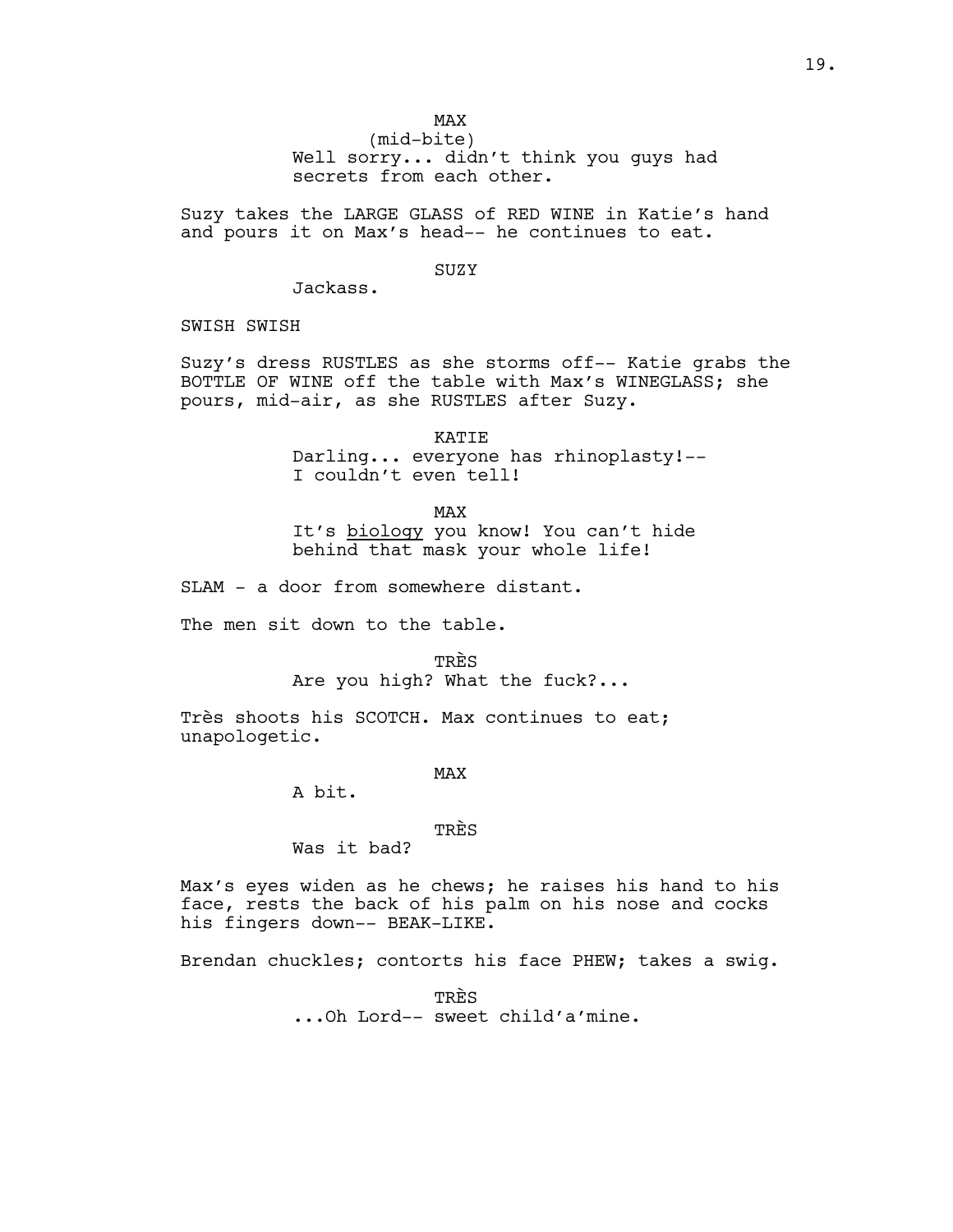MAX
(mid-bite)
Well sorry... didn't think you guys had secrets from each other.

Suzy takes the LARGE GLASS of RED WINE in Katie's hand and pours it on Max's head-- he continues to eat.

SUZY
Jackass.

SWISH SWISH

Suzy's dress RUSTLES as she storms off-- Katie grabs the BOTTLE OF WINE off the table with Max's WINEGLASS; she pours, mid-air, as she RUSTLES after Suzy.

KATIE
Darling... everyone has rhinoplasty!-- I couldn't even tell!

MAX
It's <u>biology</u> you know! You can't hide behind that mask your whole life!

SLAM - a door from somewhere distant.

The men sit down to the table.

TRÈS
Are you high? What the fuck?...

Très shoots his SCOTCH. Max continues to eat; unapologetic.

MAX
A bit.

TRÈS
Was it bad?

Max's eyes widen as he chews; he raises his hand to his face, rests the back of his palm on his nose and cocks his fingers down-- BEAK-LIKE.

Brendan chuckles; contorts his face PHEW; takes a swig.

TRÈS
...Oh Lord-- sweet child'a'mine.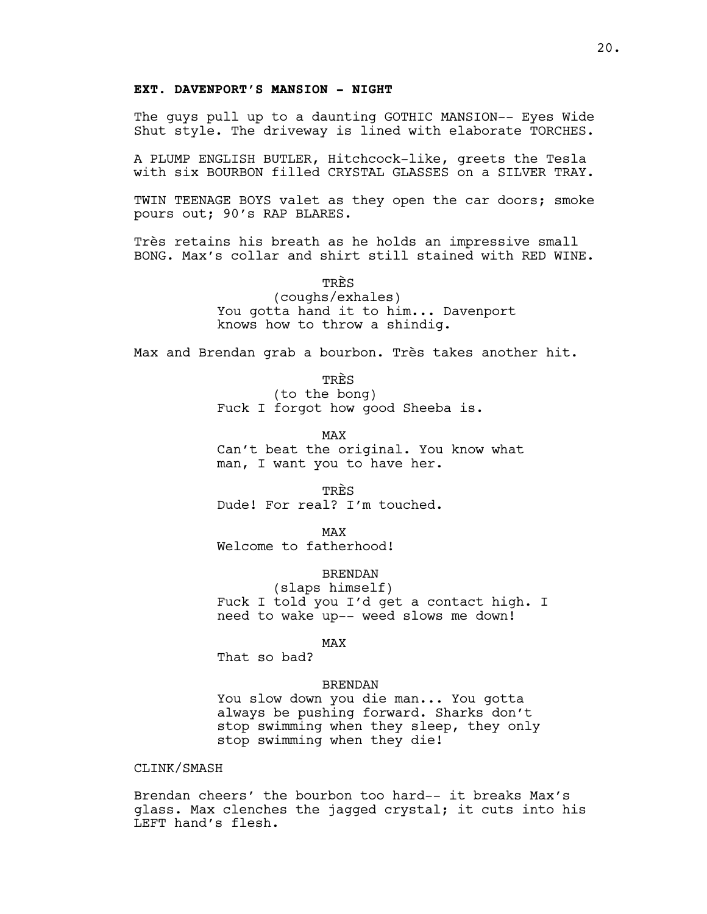**EXT. DAVENPORT'S MANSION - NIGHT**

The guys pull up to a daunting GOTHIC MANSION-- Eyes Wide Shut style. The driveway is lined with elaborate TORCHES.

A PLUMP ENGLISH BUTLER, Hitchcock-like, greets the Tesla with six BOURBON filled CRYSTAL GLASSES on a SILVER TRAY.

TWIN TEENAGE BOYS valet as they open the car doors; smoke pours out; 90's RAP BLARES.

Très retains his breath as he holds an impressive small BONG. Max's collar and shirt still stained with RED WINE.

TRÈS
(coughs/exhales)
You gotta hand it to him... Davenport knows how to throw a shindig.

Max and Brendan grab a bourbon. Très takes another hit.

TRÈS
(to the bong)
Fuck I forgot how good Sheeba is.

MAX
Can't beat the original. You know what man, I want you to have her.

TRÈS
Dude! For real? I'm touched.

MAX
Welcome to fatherhood!

BRENDAN
(slaps himself)
Fuck I told you I'd get a contact high. I need to wake up-- weed slows me down!

MAX
That so bad?

BRENDAN
You slow down you die man... You gotta always be pushing forward. Sharks don't stop swimming when they sleep, they only stop swimming when they die!

CLINK/SMASH

Brendan cheers' the bourbon too hard-- it breaks Max's glass. Max clenches the jagged crystal; it cuts into his LEFT hand's flesh.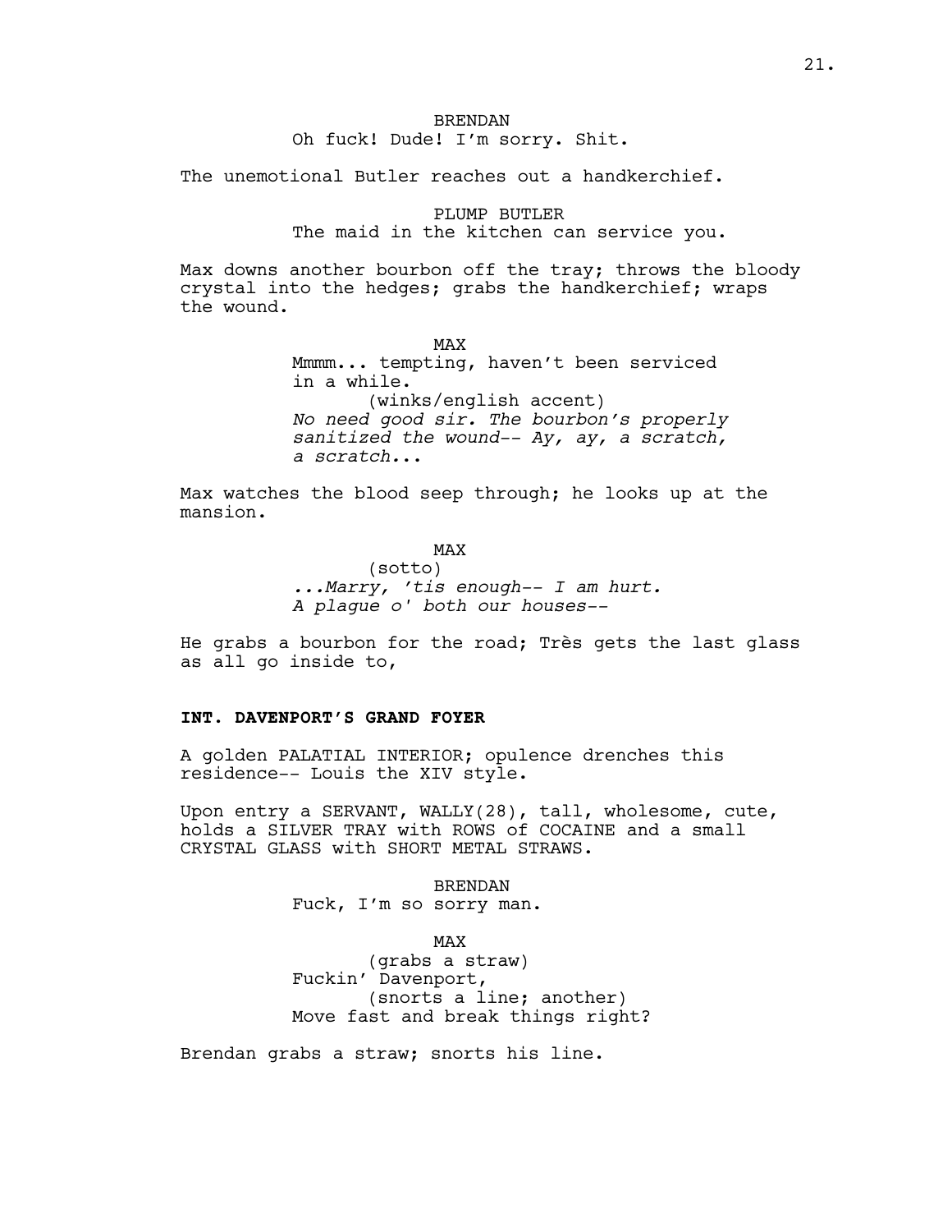BRENDAN
Oh fuck! Dude! I'm sorry. Shit.

The unemotional Butler reaches out a handkerchief.

PLUMP BUTLER
The maid in the kitchen can service you.

Max downs another bourbon off the tray; throws the bloody crystal into the hedges; grabs the handkerchief; wraps the wound.

MAX
Mmmm... tempting, haven't been serviced in a while.
(winks/english accent)
*No need good sir. The bourbon's properly sanitized the wound-- Ay, ay, a scratch, a scratch...*

Max watches the blood seep through; he looks up at the mansion.

MAX
(sotto)
*...Marry, 'tis enough-- I am hurt. A plague o' both our houses--*

He grabs a bourbon for the road; Très gets the last glass as all go inside to,

**INT. DAVENPORT'S GRAND FOYER**

A golden PALATIAL INTERIOR; opulence drenches this residence-- Louis the XIV style.

Upon entry a SERVANT, WALLY(28), tall, wholesome, cute, holds a SILVER TRAY with ROWS of COCAINE and a small CRYSTAL GLASS with SHORT METAL STRAWS.

BRENDAN
Fuck, I'm so sorry man.

MAX
(grabs a straw)
Fuckin' Davenport,
(snorts a line; another)
Move fast and break things right?

Brendan grabs a straw; snorts his line.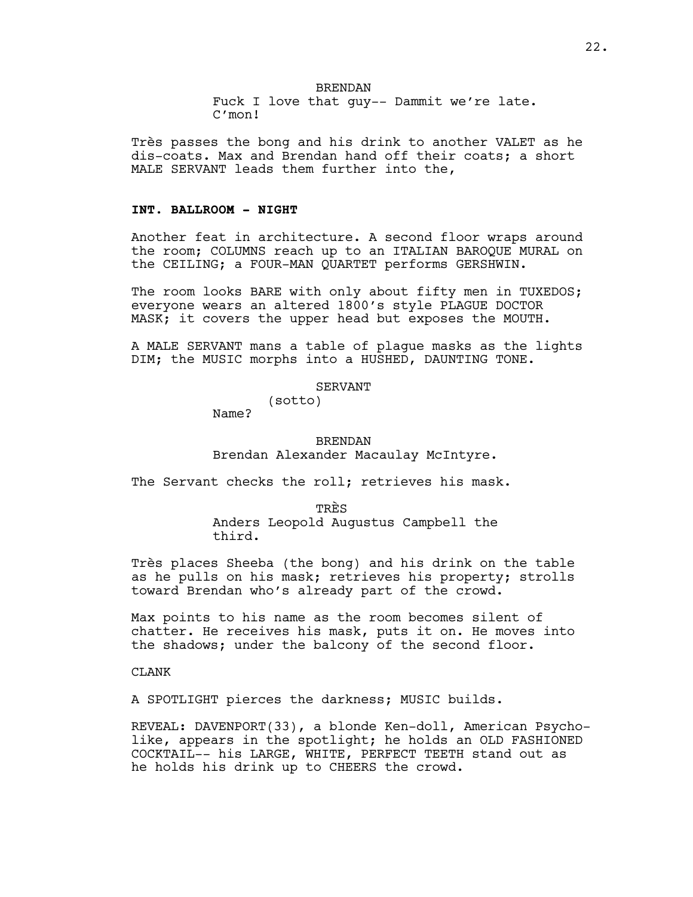BRENDAN

Fuck I love that guy-- Dammit we're late. C'mon!

Très passes the bong and his drink to another VALET as he dis-coats. Max and Brendan hand off their coats; a short MALE SERVANT leads them further into the,

**INT. BALLROOM - NIGHT**

Another feat in architecture. A second floor wraps around the room; COLUMNS reach up to an ITALIAN BAROQUE MURAL on the CEILING; a FOUR-MAN QUARTET performs GERSHWIN.

The room looks BARE with only about fifty men in TUXEDOS; everyone wears an altered 1800's style PLAGUE DOCTOR MASK; it covers the upper head but exposes the MOUTH.

A MALE SERVANT mans a table of plague masks as the lights DIM; the MUSIC morphs into a HUSHED, DAUNTING TONE.

SERVANT

(sotto)

Name?

BRENDAN

Brendan Alexander Macaulay McIntyre.

The Servant checks the roll; retrieves his mask.

TRÈS

Anders Leopold Augustus Campbell the third.

Très places Sheeba (the bong) and his drink on the table as he pulls on his mask; retrieves his property; strolls toward Brendan who's already part of the crowd.

Max points to his name as the room becomes silent of chatter. He receives his mask, puts it on. He moves into the shadows; under the balcony of the second floor.

CLANK

A SPOTLIGHT pierces the darkness; MUSIC builds.

REVEAL: DAVENPORT(33), a blonde Ken-doll, American Psycho-like, appears in the spotlight; he holds an OLD FASHIONED COCKTAIL-- his LARGE, WHITE, PERFECT TEETH stand out as he holds his drink up to CHEERS the crowd.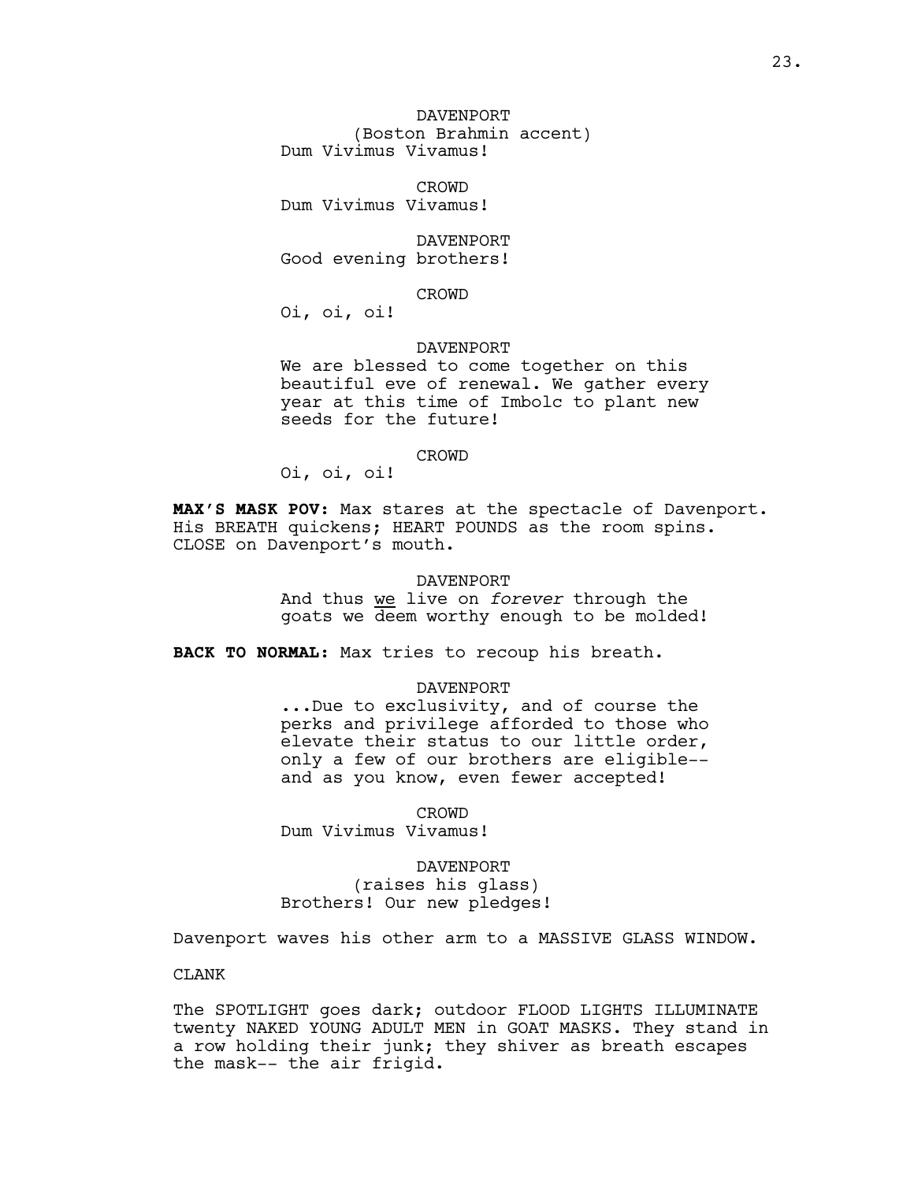DAVENPORT
(Boston Brahmin accent)
Dum Vivimus Vivamus!

CROWD
Dum Vivimus Vivamus!

DAVENPORT
Good evening brothers!

CROWD
Oi, oi, oi!

DAVENPORT
We are blessed to come together on this beautiful eve of renewal. We gather every year at this time of Imbolc to plant new seeds for the future!

CROWD
Oi, oi, oi!

**MAX'S MASK POV:** Max stares at the spectacle of Davenport. His BREATH quickens; HEART POUNDS as the room spins. CLOSE on Davenport's mouth.

DAVENPORT
And thus <u>we</u> live on *forever* through the goats we deem worthy enough to be molded!

**BACK TO NORMAL:** Max tries to recoup his breath.

DAVENPORT
...Due to exclusivity, and of course the perks and privilege afforded to those who elevate their status to our little order, only a few of our brothers are eligible-- and as you know, even fewer accepted!

CROWD
Dum Vivimus Vivamus!

DAVENPORT
(raises his glass)
Brothers! Our new pledges!

Davenport waves his other arm to a MASSIVE GLASS WINDOW.

CLANK

The SPOTLIGHT goes dark; outdoor FLOOD LIGHTS ILLUMINATE twenty NAKED YOUNG ADULT MEN in GOAT MASKS. They stand in a row holding their junk; they shiver as breath escapes the mask-- the air frigid.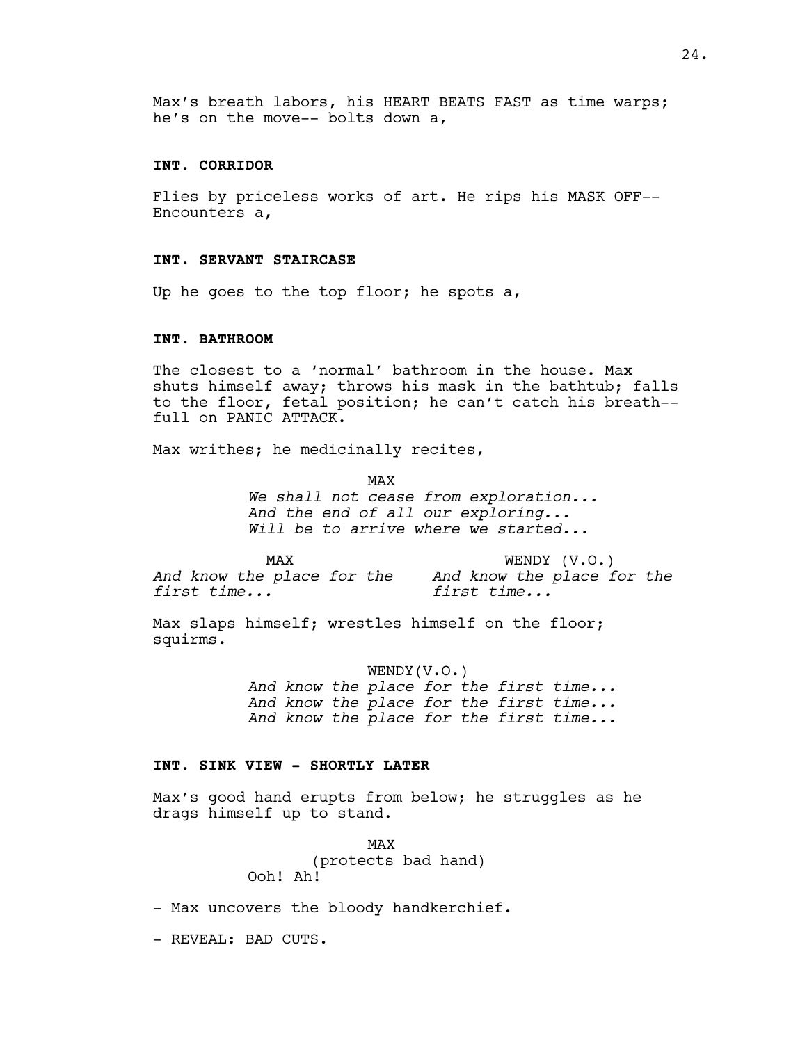Max's breath labors, his HEART BEATS FAST as time warps; he's on the move-- bolts down a,

**INT. CORRIDOR**

Flies by priceless works of art. He rips his MASK OFF-- Encounters a,

**INT. SERVANT STAIRCASE**

Up he goes to the top floor; he spots a,

**INT. BATHROOM**

The closest to a 'normal' bathroom in the house. Max shuts himself away; throws his mask in the bathtub; falls to the floor, fetal position; he can't catch his breath-- full on PANIC ATTACK.

Max writhes; he medicinally recites,

MAX
*We shall not cease from exploration...*
*And the end of all our exploring...*
*Will be to arrive where we started...*

| MAX | WENDY (V.O.) |
|---|---|
| *And know the place for the first time...* | *And know the place for the first time...* |

Max slaps himself; wrestles himself on the floor; squirms.

WENDY(V.O.)
*And know the place for the first time...*
*And know the place for the first time...*
*And know the place for the first time...*

**INT. SINK VIEW - SHORTLY LATER**

Max's good hand erupts from below; he struggles as he drags himself up to stand.

MAX
(protects bad hand)
Ooh! Ah!

- Max uncovers the bloody handkerchief.

- REVEAL: BAD CUTS.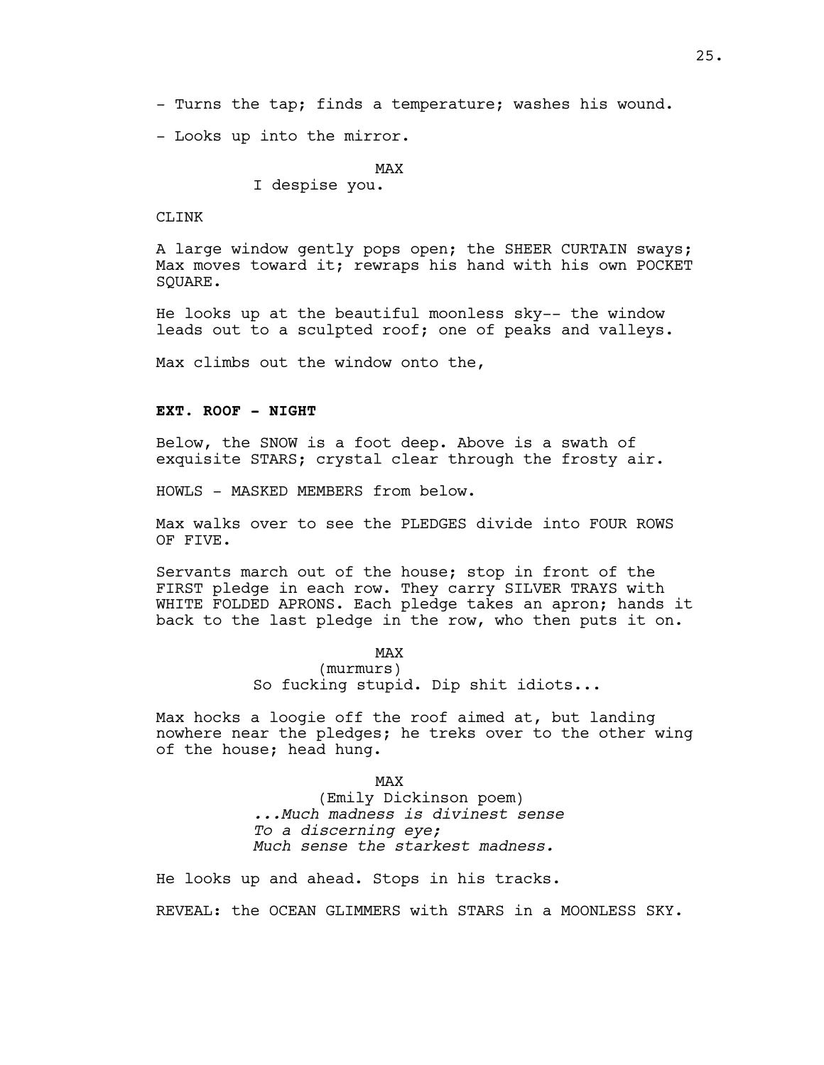- Turns the tap; finds a temperature; washes his wound.

- Looks up into the mirror.

MAX
I despise you.

CLINK

A large window gently pops open; the SHEER CURTAIN sways; Max moves toward it; rewraps his hand with his own POCKET SQUARE.

He looks up at the beautiful moonless sky-- the window leads out to a sculpted roof; one of peaks and valleys.

Max climbs out the window onto the,

**EXT. ROOF - NIGHT**

Below, the SNOW is a foot deep. Above is a swath of exquisite STARS; crystal clear through the frosty air.

HOWLS - MASKED MEMBERS from below.

Max walks over to see the PLEDGES divide into FOUR ROWS OF FIVE.

Servants march out of the house; stop in front of the FIRST pledge in each row. They carry SILVER TRAYS with WHITE FOLDED APRONS. Each pledge takes an apron; hands it back to the last pledge in the row, who then puts it on.

MAX
(murmurs)
So fucking stupid. Dip shit idiots...

Max hocks a loogie off the roof aimed at, but landing nowhere near the pledges; he treks over to the other wing of the house; head hung.

MAX
(Emily Dickinson poem)
*...Much madness is divinest sense*
*To a discerning eye;*
*Much sense the starkest madness.*

He looks up and ahead. Stops in his tracks.

REVEAL: the OCEAN GLIMMERS with STARS in a MOONLESS SKY.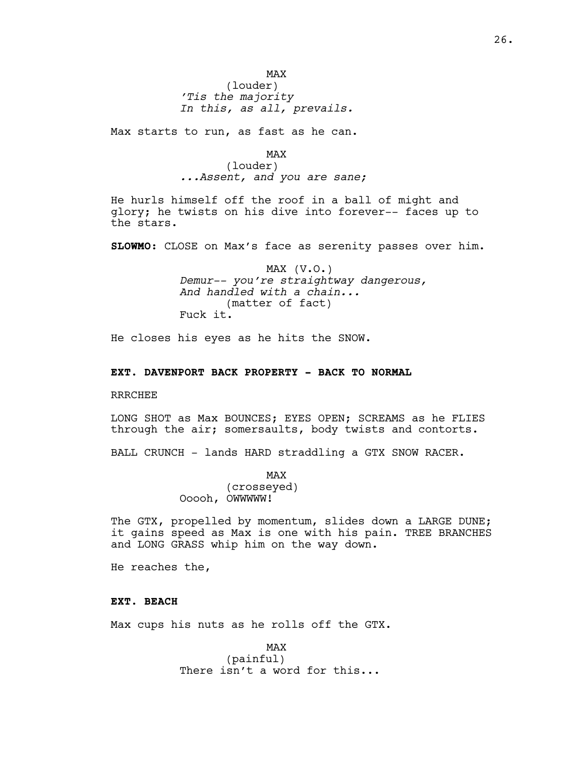MAX
(louder)
*'Tis the majority*
*In this, as all, prevails.*

Max starts to run, as fast as he can.

MAX
(louder)
*...Assent, and you are sane;*

He hurls himself off the roof in a ball of might and glory; he twists on his dive into forever-- faces up to the stars.

**SLOWMO:** CLOSE on Max's face as serenity passes over him.

MAX (V.O.)
*Demur-- you're straightway dangerous,*
*And handled with a chain...*
(matter of fact)
Fuck it.

He closes his eyes as he hits the SNOW.

**EXT. DAVENPORT BACK PROPERTY - BACK TO NORMAL**

RRRCHEE

LONG SHOT as Max BOUNCES; EYES OPEN; SCREAMS as he FLIES through the air; somersaults, body twists and contorts.

BALL CRUNCH - lands HARD straddling a GTX SNOW RACER.

MAX
(crosseyed)
Ooooh, OWWWWW!

The GTX, propelled by momentum, slides down a LARGE DUNE; it gains speed as Max is one with his pain. TREE BRANCHES and LONG GRASS whip him on the way down.

He reaches the,

**EXT. BEACH**

Max cups his nuts as he rolls off the GTX.

MAX
(painful)
There isn't a word for this...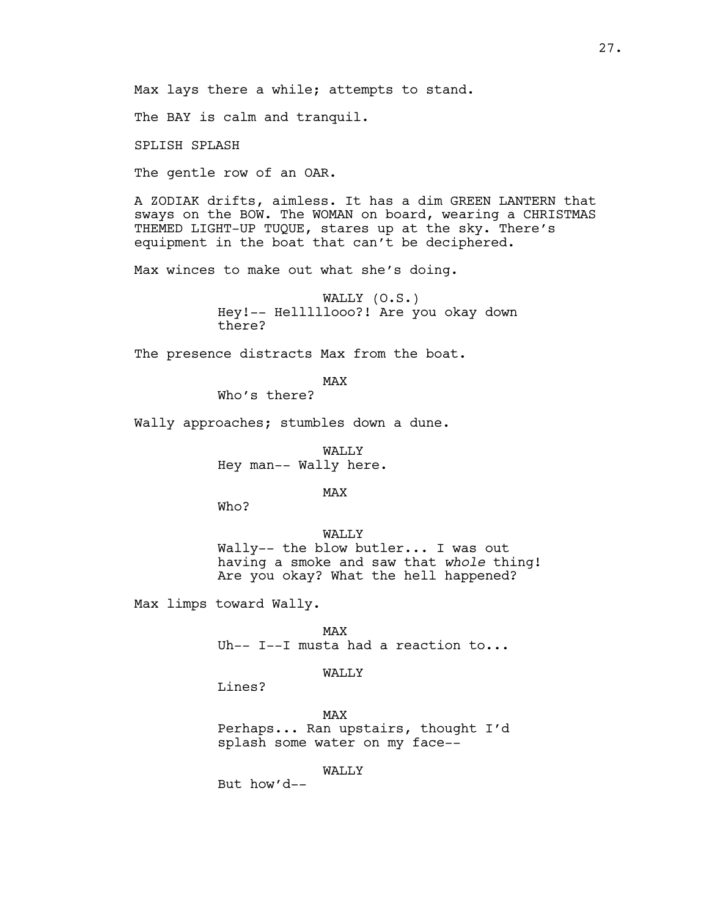Max lays there a while; attempts to stand.

The BAY is calm and tranquil.

SPLISH SPLASH

The gentle row of an OAR.

A ZODIAK drifts, aimless. It has a dim GREEN LANTERN that sways on the BOW. The WOMAN on board, wearing a CHRISTMAS THEMED LIGHT-UP TUQUE, stares up at the sky. There's equipment in the boat that can't be deciphered.

Max winces to make out what she's doing.

WALLY (O.S.)
Hey!-- Helllllooo?! Are you okay down there?

The presence distracts Max from the boat.

MAX
Who's there?

Wally approaches; stumbles down a dune.

WALLY
Hey man-- Wally here.

MAX
Who?

WALLY
Wally-- the blow butler... I was out having a smoke and saw that *whole* thing! Are you okay? What the hell happened?

Max limps toward Wally.

MAX
Uh-- I--I musta had a reaction to...

WALLY
Lines?

MAX
Perhaps... Ran upstairs, thought I'd splash some water on my face--

WALLY
But how'd--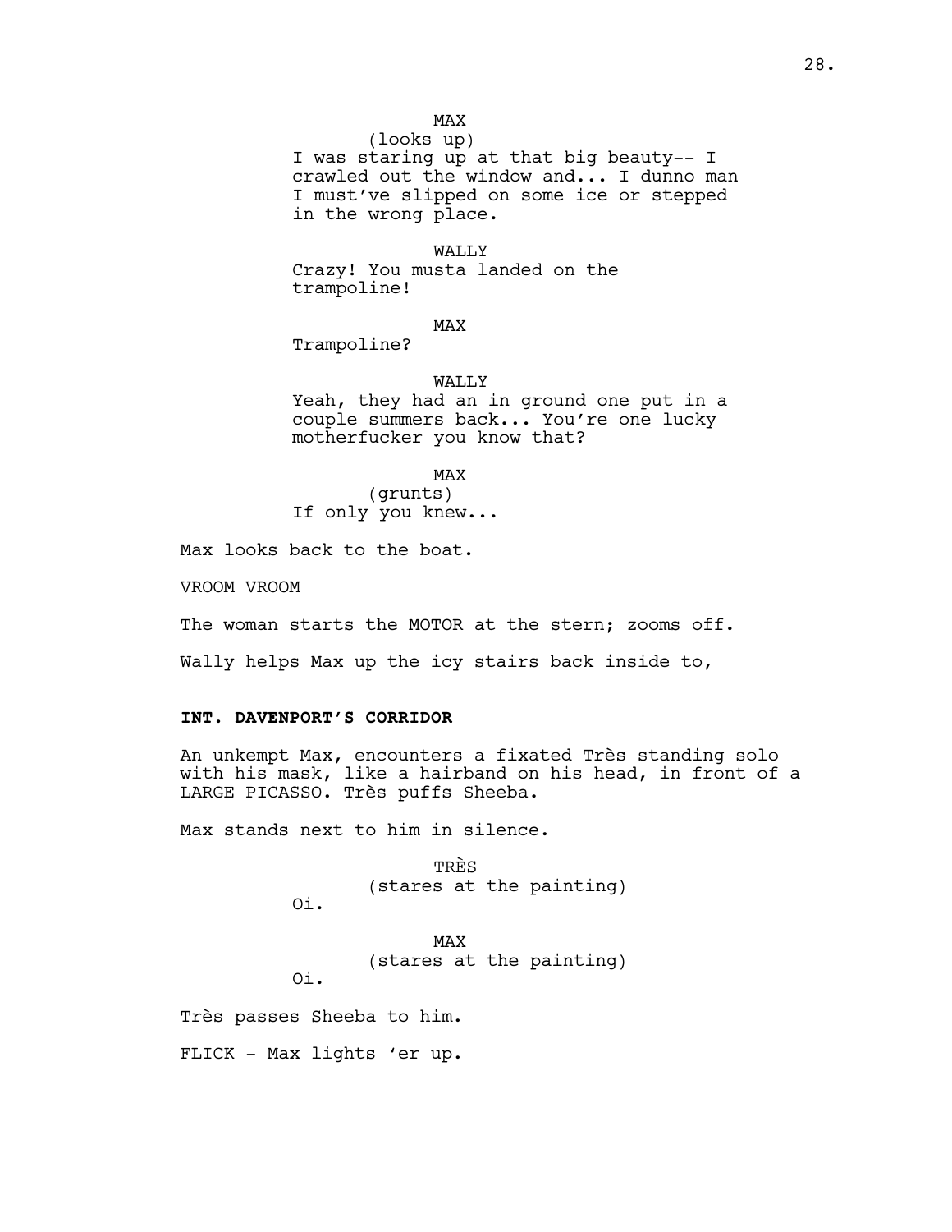MAX
(looks up)
I was staring up at that big beauty-- I crawled out the window and... I dunno man I must've slipped on some ice or stepped in the wrong place.

WALLY
Crazy! You musta landed on the trampoline!

MAX
Trampoline?

WALLY
Yeah, they had an in ground one put in a couple summers back... You're one lucky motherfucker you know that?

MAX
(grunts)
If only you knew...

Max looks back to the boat.

VROOM VROOM

The woman starts the MOTOR at the stern; zooms off.

Wally helps Max up the icy stairs back inside to,

**INT. DAVENPORT'S CORRIDOR**

An unkempt Max, encounters a fixated Très standing solo with his mask, like a hairband on his head, in front of a LARGE PICASSO. Très puffs Sheeba.

Max stands next to him in silence.

TRÈS
(stares at the painting)
Oi.

MAX
(stares at the painting)
Oi.

Très passes Sheeba to him.

FLICK - Max lights 'er up.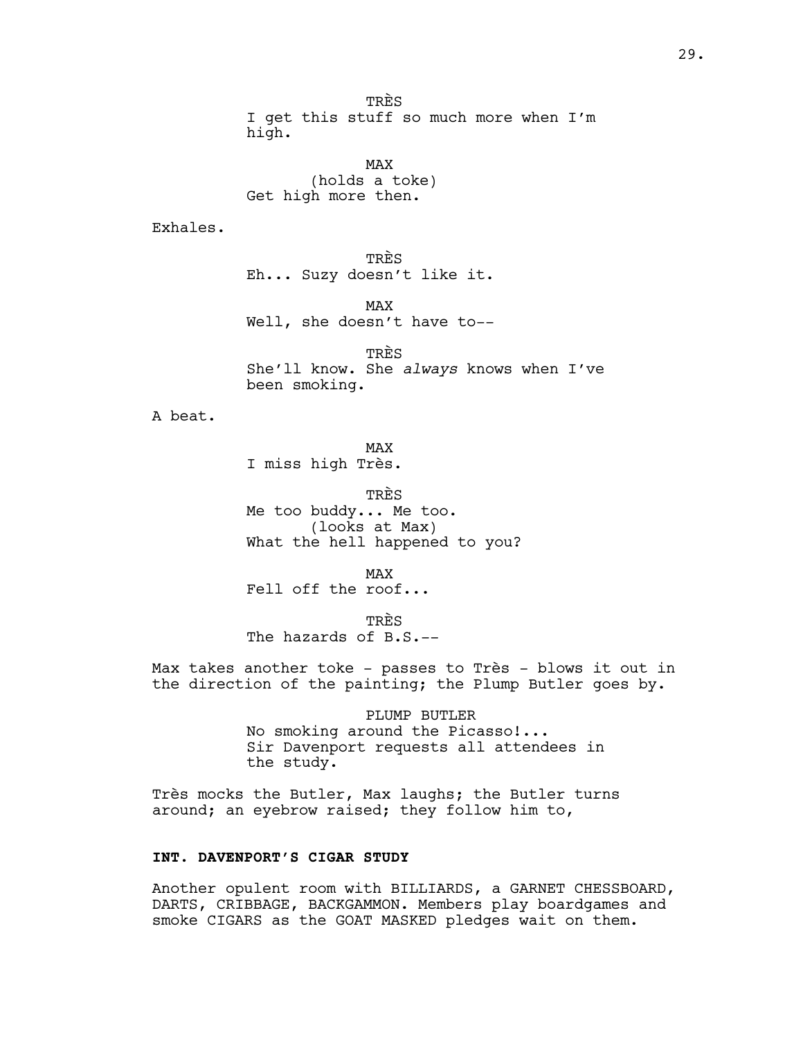TRÈS
I get this stuff so much more when I'm high.

MAX
(holds a toke)
Get high more then.

Exhales.

TRÈS
Eh... Suzy doesn't like it.

MAX
Well, she doesn't have to--

TRÈS
She'll know. She *always* knows when I've been smoking.

A beat.

MAX
I miss high Très.

TRÈS
Me too buddy... Me too.
(looks at Max)
What the hell happened to you?

MAX
Fell off the roof...

TRÈS
The hazards of B.S.--

Max takes another toke - passes to Très - blows it out in the direction of the painting; the Plump Butler goes by.

PLUMP BUTLER
No smoking around the Picasso!...
Sir Davenport requests all attendees in the study.

Très mocks the Butler, Max laughs; the Butler turns around; an eyebrow raised; they follow him to,

**INT. DAVENPORT'S CIGAR STUDY**

Another opulent room with BILLIARDS, a GARNET CHESSBOARD, DARTS, CRIBBAGE, BACKGAMMON. Members play boardgames and smoke CIGARS as the GOAT MASKED pledges wait on them.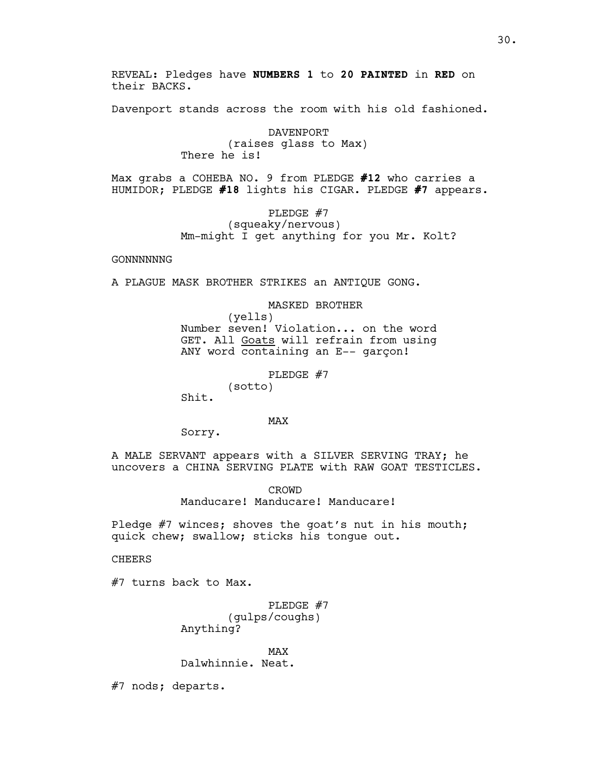REVEAL: Pledges have **NUMBERS 1** to **20 PAINTED** in **RED** on their BACKS.

Davenport stands across the room with his old fashioned.

DAVENPORT
(raises glass to Max)
There he is!

Max grabs a COHEBA NO. 9 from PLEDGE **#12** who carries a HUMIDOR; PLEDGE **#18** lights his CIGAR. PLEDGE **#7** appears.

PLEDGE #7
(squeaky/nervous)
Mm-might I get anything for you Mr. Kolt?

GONNNNNNG

A PLAGUE MASK BROTHER STRIKES an ANTIQUE GONG.

MASKED BROTHER
(yells)
Number seven! Violation... on the word GET. All <u>Goats</u> will refrain from using ANY word containing an E-- garçon!

PLEDGE #7
(sotto)
Shit.

MAX
Sorry.

A MALE SERVANT appears with a SILVER SERVING TRAY; he uncovers a CHINA SERVING PLATE with RAW GOAT TESTICLES.

CROWD
Manducare! Manducare! Manducare!

Pledge #7 winces; shoves the goat's nut in his mouth; quick chew; swallow; sticks his tongue out.

CHEERS

#7 turns back to Max.

PLEDGE #7
(gulps/coughs)
Anything?

MAX
Dalwhinnie. Neat.

#7 nods; departs.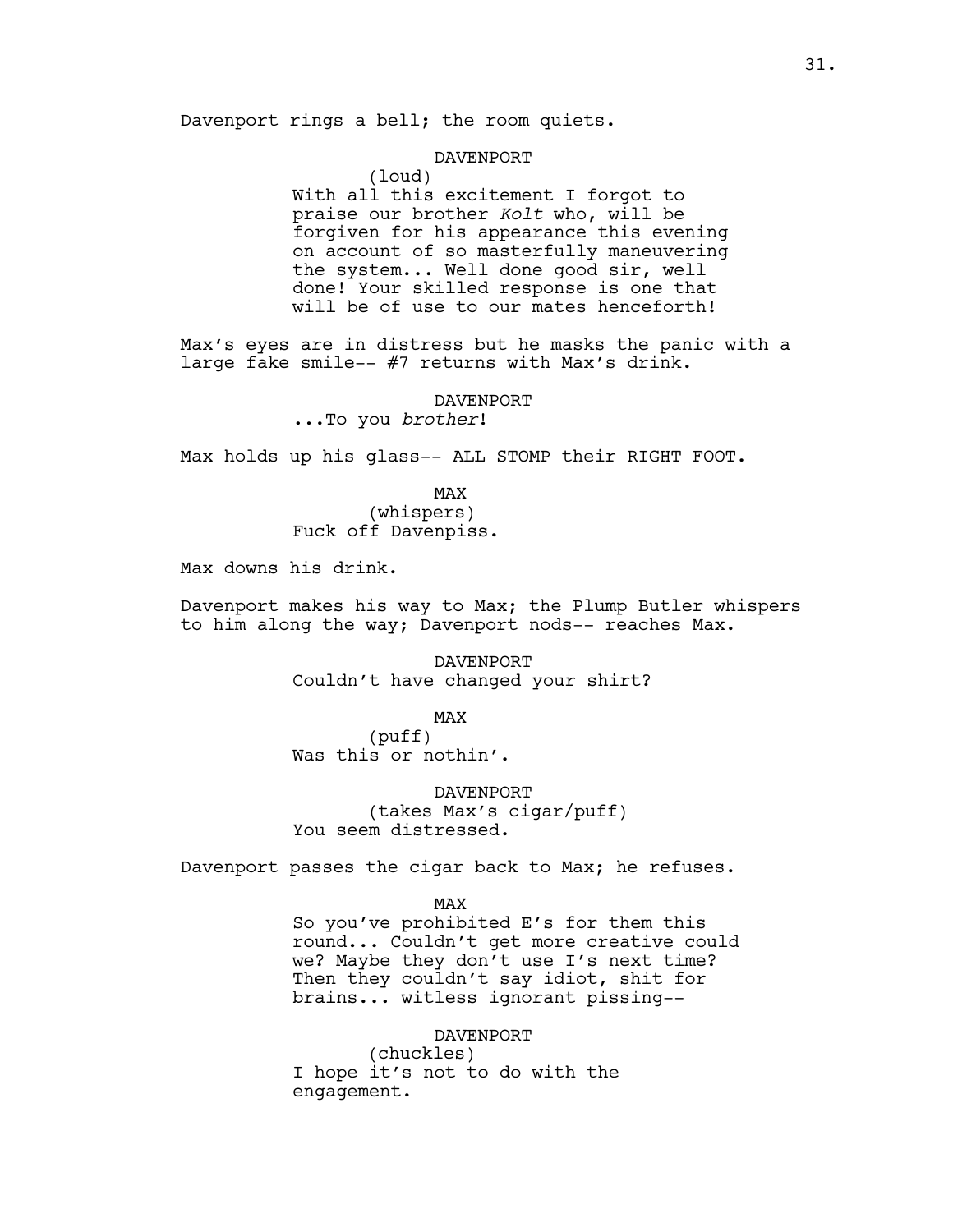Davenport rings a bell; the room quiets.

DAVENPORT
(loud)
With all this excitement I forgot to praise our brother *Kolt* who, will be forgiven for his appearance this evening on account of so masterfully maneuvering the system... Well done good sir, well done! Your skilled response is one that will be of use to our mates henceforth!

Max's eyes are in distress but he masks the panic with a large fake smile-- #7 returns with Max's drink.

DAVENPORT
...To you *brother*!

Max holds up his glass-- ALL STOMP their RIGHT FOOT.

MAX
(whispers)
Fuck off Davenpiss.

Max downs his drink.

Davenport makes his way to Max; the Plump Butler whispers to him along the way; Davenport nods-- reaches Max.

DAVENPORT
Couldn't have changed your shirt?

MAX
(puff)
Was this or nothin'.

DAVENPORT
(takes Max's cigar/puff)
You seem distressed.

Davenport passes the cigar back to Max; he refuses.

MAX
So you've prohibited E's for them this round... Couldn't get more creative could we? Maybe they don't use I's next time? Then they couldn't say idiot, shit for brains... witless ignorant pissing--

DAVENPORT
(chuckles)
I hope it's not to do with the engagement.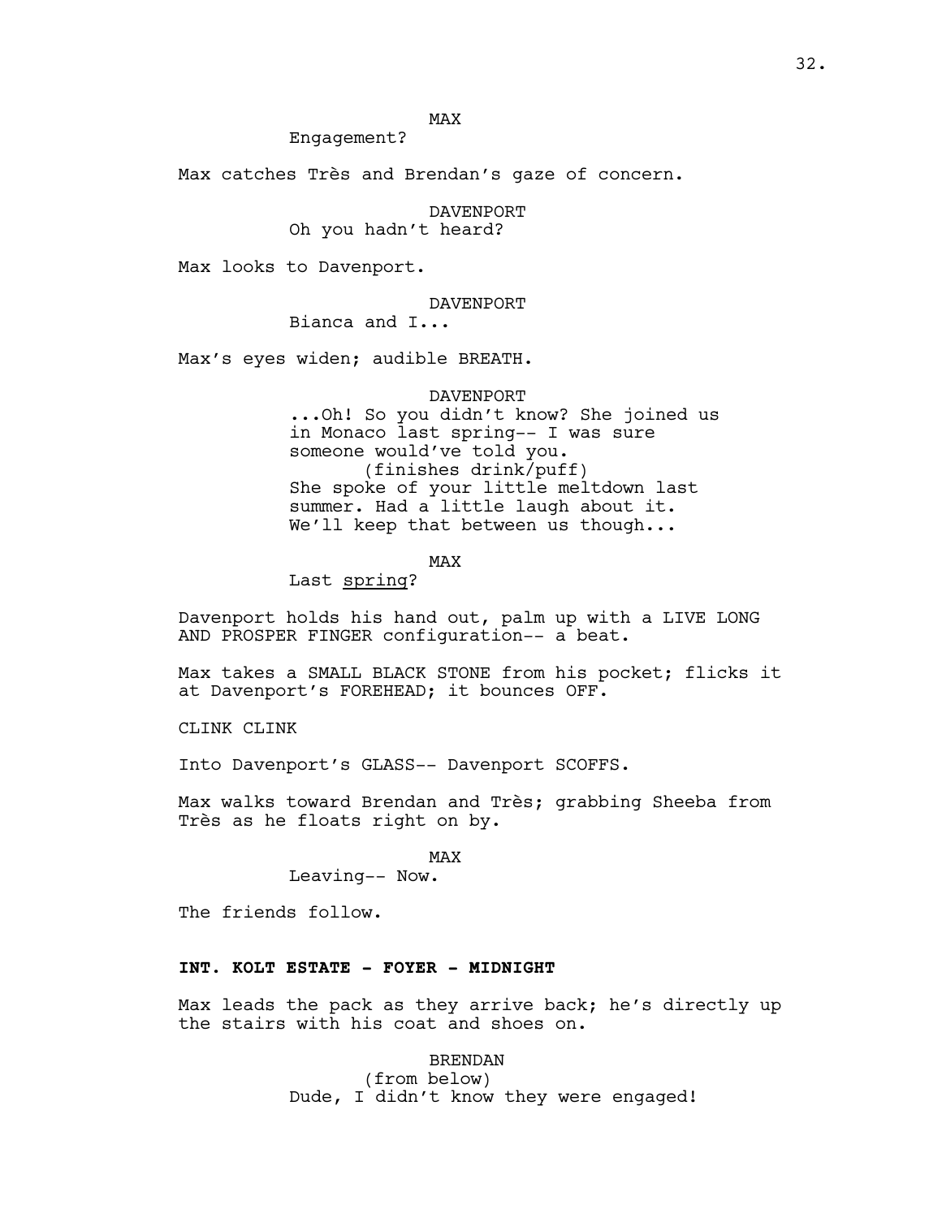MAX

Engagement?

Max catches Très and Brendan's gaze of concern.

DAVENPORT

Oh you hadn't heard?

Max looks to Davenport.

DAVENPORT

Bianca and I...

Max's eyes widen; audible BREATH.

DAVENPORT

...Oh! So you didn't know? She joined us in Monaco last spring-- I was sure someone would've told you.

(finishes drink/puff)

She spoke of your little meltdown last summer. Had a little laugh about it. We'll keep that between us though...

MAX

Last <u>spring</u>?

Davenport holds his hand out, palm up with a LIVE LONG AND PROSPER FINGER configuration-- a beat.

Max takes a SMALL BLACK STONE from his pocket; flicks it at Davenport's FOREHEAD; it bounces OFF.

CLINK CLINK

Into Davenport's GLASS-- Davenport SCOFFS.

Max walks toward Brendan and Très; grabbing Sheeba from Très as he floats right on by.

MAX

Leaving-- Now.

The friends follow.

**INT. KOLT ESTATE - FOYER - MIDNIGHT**

Max leads the pack as they arrive back; he's directly up the stairs with his coat and shoes on.

BRENDAN

(from below)

Dude, I didn't know they were engaged!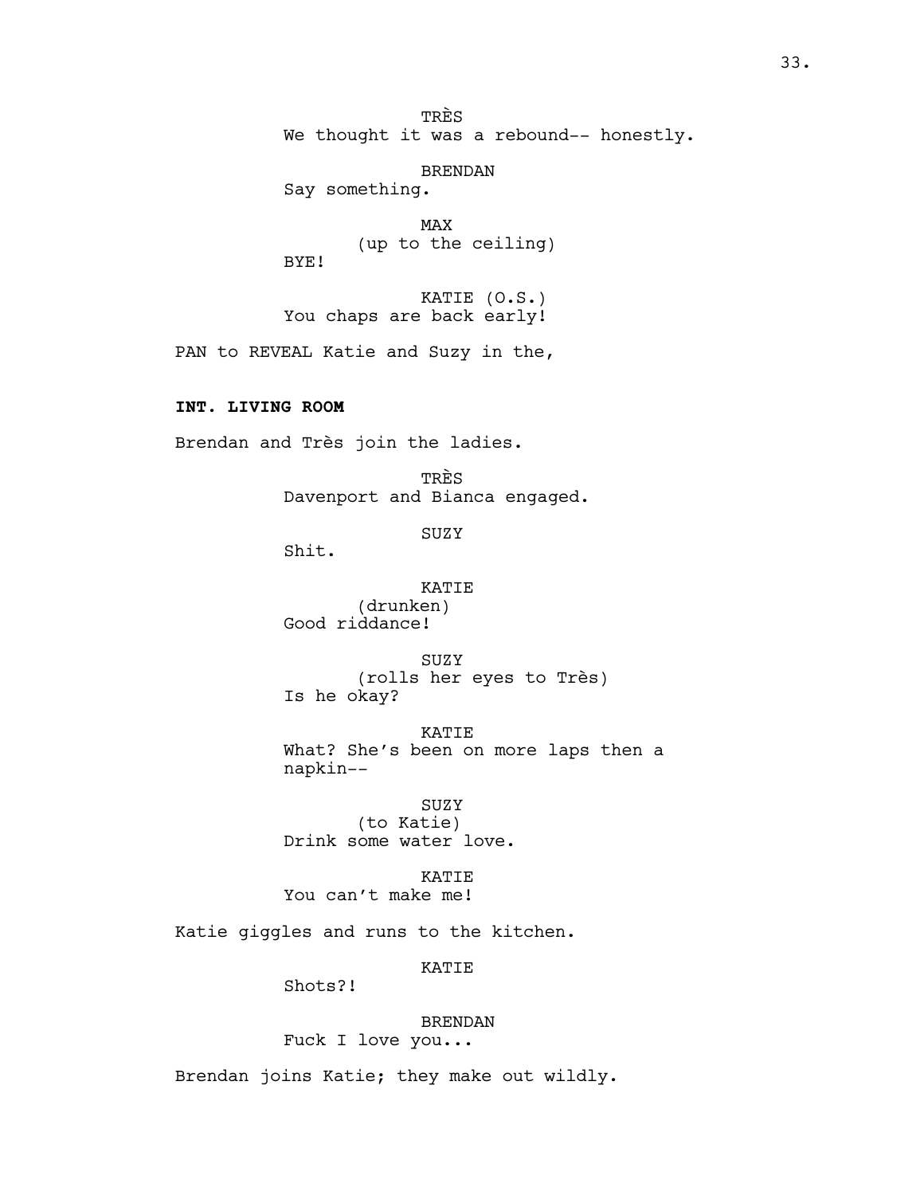TRÈS
We thought it was a rebound-- honestly.

BRENDAN
Say something.

MAX
(up to the ceiling)
BYE!

KATIE (O.S.)
You chaps are back early!

PAN to REVEAL Katie and Suzy in the,

**INT. LIVING ROOM**

Brendan and Très join the ladies.

TRÈS
Davenport and Bianca engaged.

SUZY
Shit.

KATIE
(drunken)
Good riddance!

SUZY
(rolls her eyes to Très)
Is he okay?

KATIE
What? She's been on more laps then a napkin--

SUZY
(to Katie)
Drink some water love.

KATIE
You can't make me!

Katie giggles and runs to the kitchen.

KATIE
Shots?!

BRENDAN
Fuck I love you...

Brendan joins Katie; they make out wildly.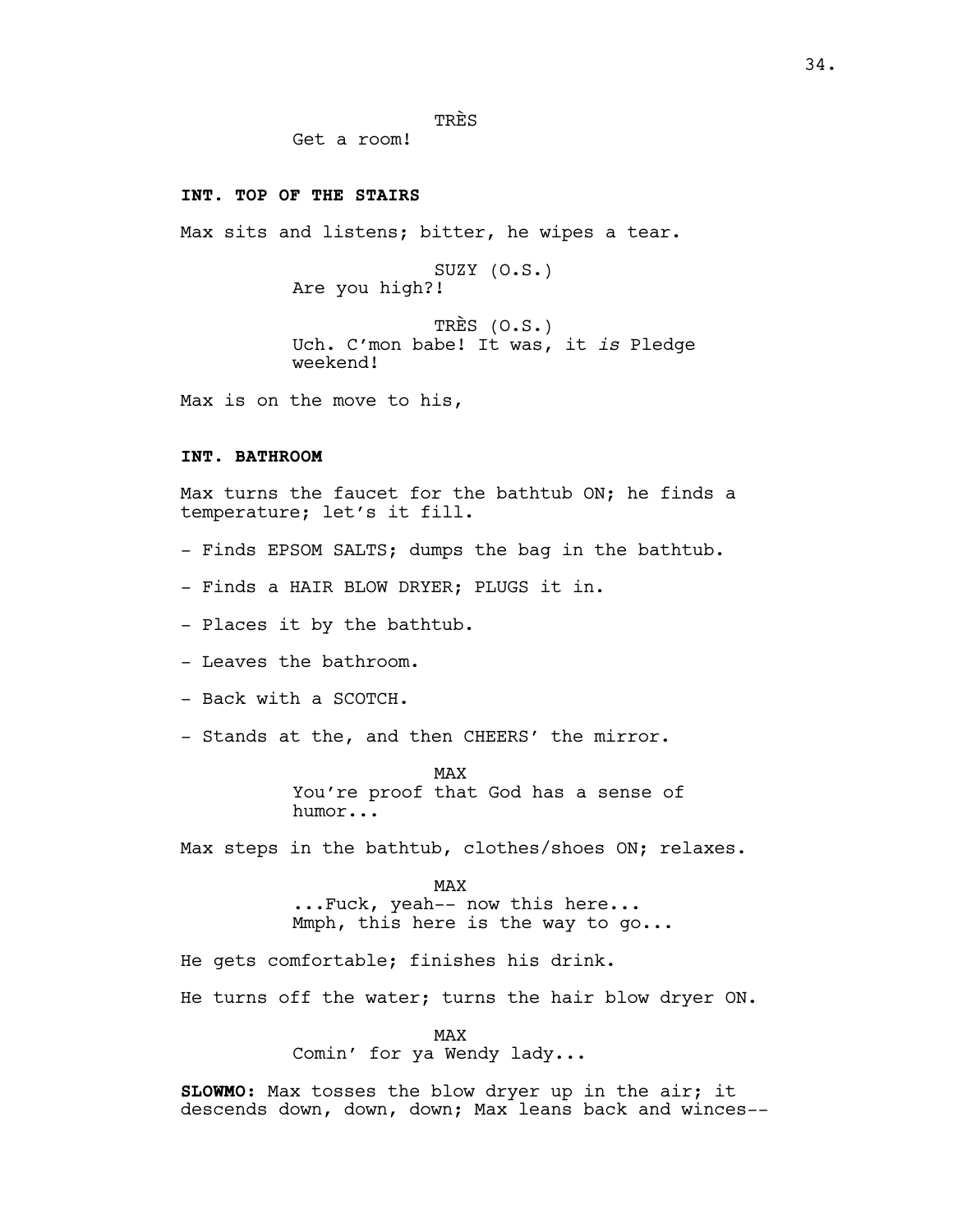TRÈS
Get a room!

**INT. TOP OF THE STAIRS**

Max sits and listens; bitter, he wipes a tear.

SUZY (O.S.)
Are you high?!

TRÈS (O.S.)
Uch. C'mon babe! It was, it *is* Pledge weekend!

Max is on the move to his,

**INT. BATHROOM**

Max turns the faucet for the bathtub ON; he finds a temperature; let's it fill.

- Finds EPSOM SALTS; dumps the bag in the bathtub.

- Finds a HAIR BLOW DRYER; PLUGS it in.

- Places it by the bathtub.

- Leaves the bathroom.

- Back with a SCOTCH.

- Stands at the, and then CHEERS' the mirror.

MAX
You're proof that God has a sense of humor...

Max steps in the bathtub, clothes/shoes ON; relaxes.

MAX
...Fuck, yeah-- now this here... Mmph, this here is the way to go...

He gets comfortable; finishes his drink.

He turns off the water; turns the hair blow dryer ON.

MAX
Comin' for ya Wendy lady...

**SLOWMO:** Max tosses the blow dryer up in the air; it descends down, down, down; Max leans back and winces--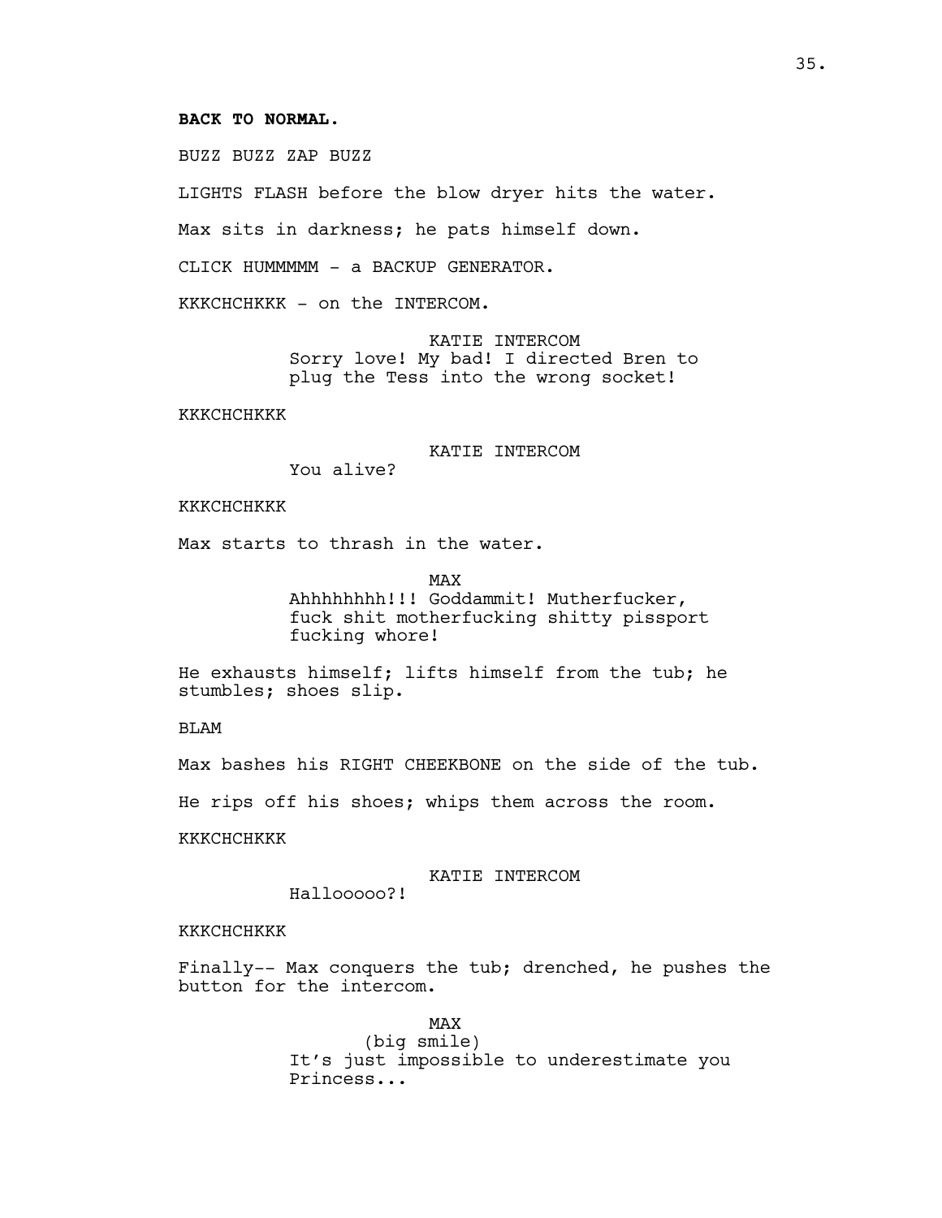**BACK TO NORMAL.**

BUZZ BUZZ ZAP BUZZ

LIGHTS FLASH before the blow dryer hits the water.

Max sits in darkness; he pats himself down.

CLICK HUMMMMM - a BACKUP GENERATOR.

KKKCHCHKKK - on the INTERCOM.

KATIE INTERCOM
Sorry love! My bad! I directed Bren to plug the Tess into the wrong socket!

KKKCHCHKKK

KATIE INTERCOM
You alive?

KKKCHCHKKK

Max starts to thrash in the water.

MAX
Ahhhhhhhh!!! Goddammit! Mutherfucker, fuck shit motherfucking shitty pissport fucking whore!

He exhausts himself; lifts himself from the tub; he stumbles; shoes slip.

BLAM

Max bashes his RIGHT CHEEKBONE on the side of the tub.

He rips off his shoes; whips them across the room.

KKKCHCHKKK

KATIE INTERCOM
Hallooooo?!

KKKCHCHKKK

Finally-- Max conquers the tub; drenched, he pushes the button for the intercom.

MAX
(big smile)
It's just impossible to underestimate you Princess...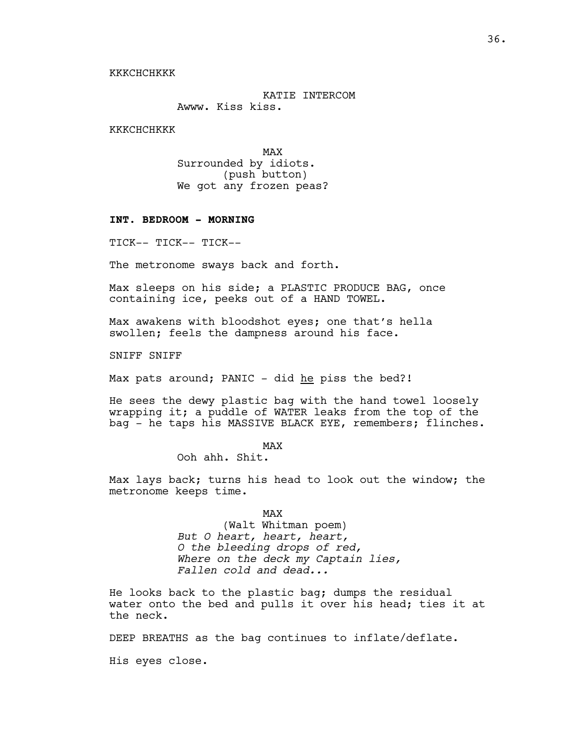KKKCHCHKKK

KATIE INTERCOM
Awww. Kiss kiss.

KKKCHCHKKK

MAX
Surrounded by idiots.
(push button)
We got any frozen peas?

**INT. BEDROOM - MORNING**

TICK-- TICK-- TICK--

The metronome sways back and forth.

Max sleeps on his side; a PLASTIC PRODUCE BAG, once containing ice, peeks out of a HAND TOWEL.

Max awakens with bloodshot eyes; one that's hella swollen; feels the dampness around his face.

SNIFF SNIFF

Max pats around; PANIC - did <u>he</u> piss the bed?!

He sees the dewy plastic bag with the hand towel loosely wrapping it; a puddle of WATER leaks from the top of the bag - he taps his MASSIVE BLACK EYE, remembers; flinches.

MAX
Ooh ahh. Shit.

Max lays back; turns his head to look out the window; the metronome keeps time.

MAX
(Walt Whitman poem)
*But O heart, heart, heart,*
*O the bleeding drops of red,*
*Where on the deck my Captain lies,*
*Fallen cold and dead...*

He looks back to the plastic bag; dumps the residual water onto the bed and pulls it over his head; ties it at the neck.

DEEP BREATHS as the bag continues to inflate/deflate.

His eyes close.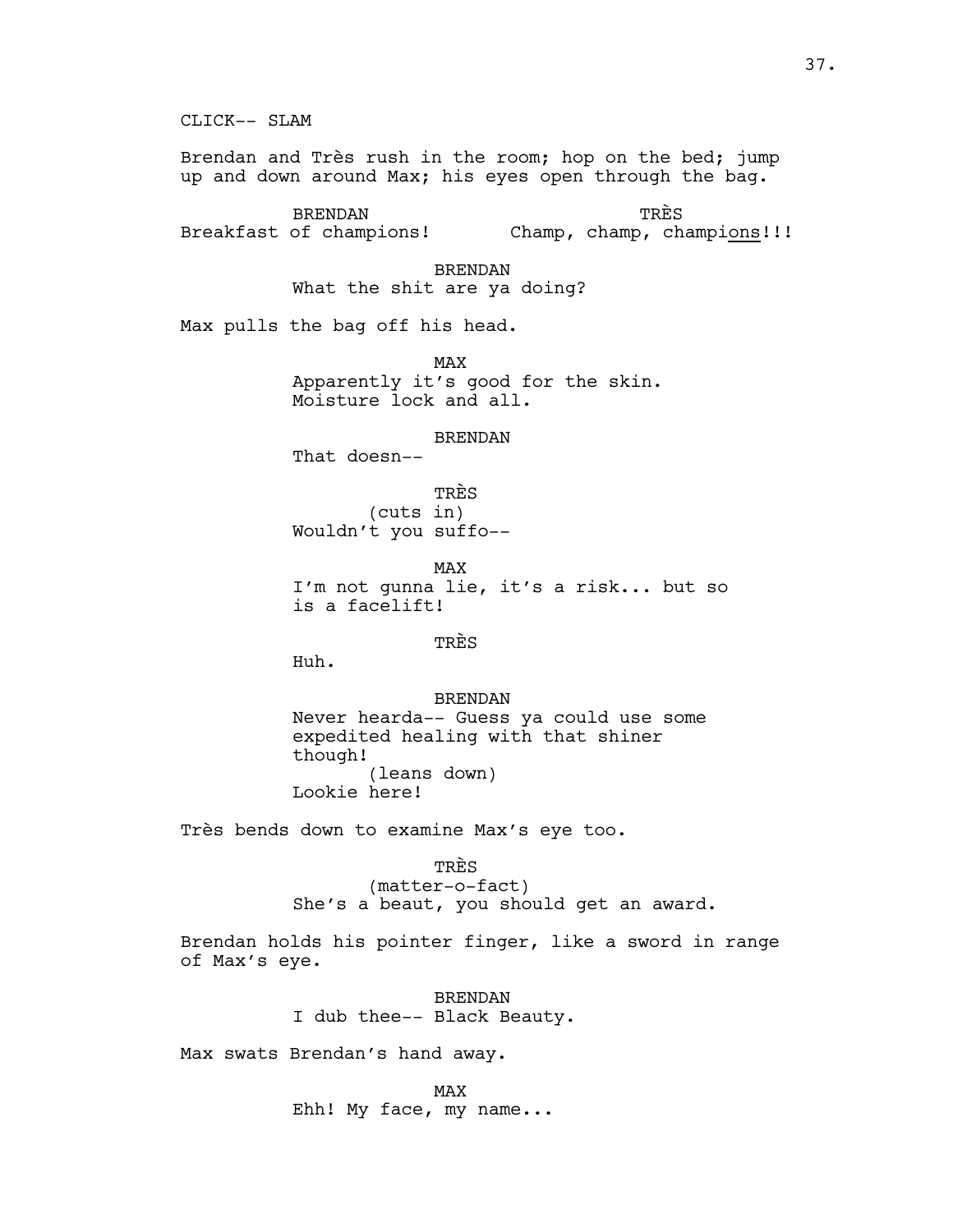CLICK-- SLAM

Brendan and Très rush in the room; hop on the bed; jump up and down around Max; his eyes open through the bag.

BRENDAN
Breakfast of champions!

TRÈS
Champ, champ, champi<u>ons</u>!!!

BRENDAN
What the shit are ya doing?

Max pulls the bag off his head.

MAX
Apparently it's good for the skin. Moisture lock and all.

BRENDAN
That doesn--

TRÈS
(cuts in)
Wouldn't you suffo--

MAX
I'm not gunna lie, it's a risk... but so is a facelift!

TRÈS
Huh.

BRENDAN
Never hearda-- Guess ya could use some expedited healing with that shiner though!
(leans down)
Lookie here!

Très bends down to examine Max's eye too.

TRÈS
(matter-o-fact)
She's a beaut, you should get an award.

Brendan holds his pointer finger, like a sword in range of Max's eye.

BRENDAN
I dub thee-- Black Beauty.

Max swats Brendan's hand away.

MAX
Ehh! My face, my name...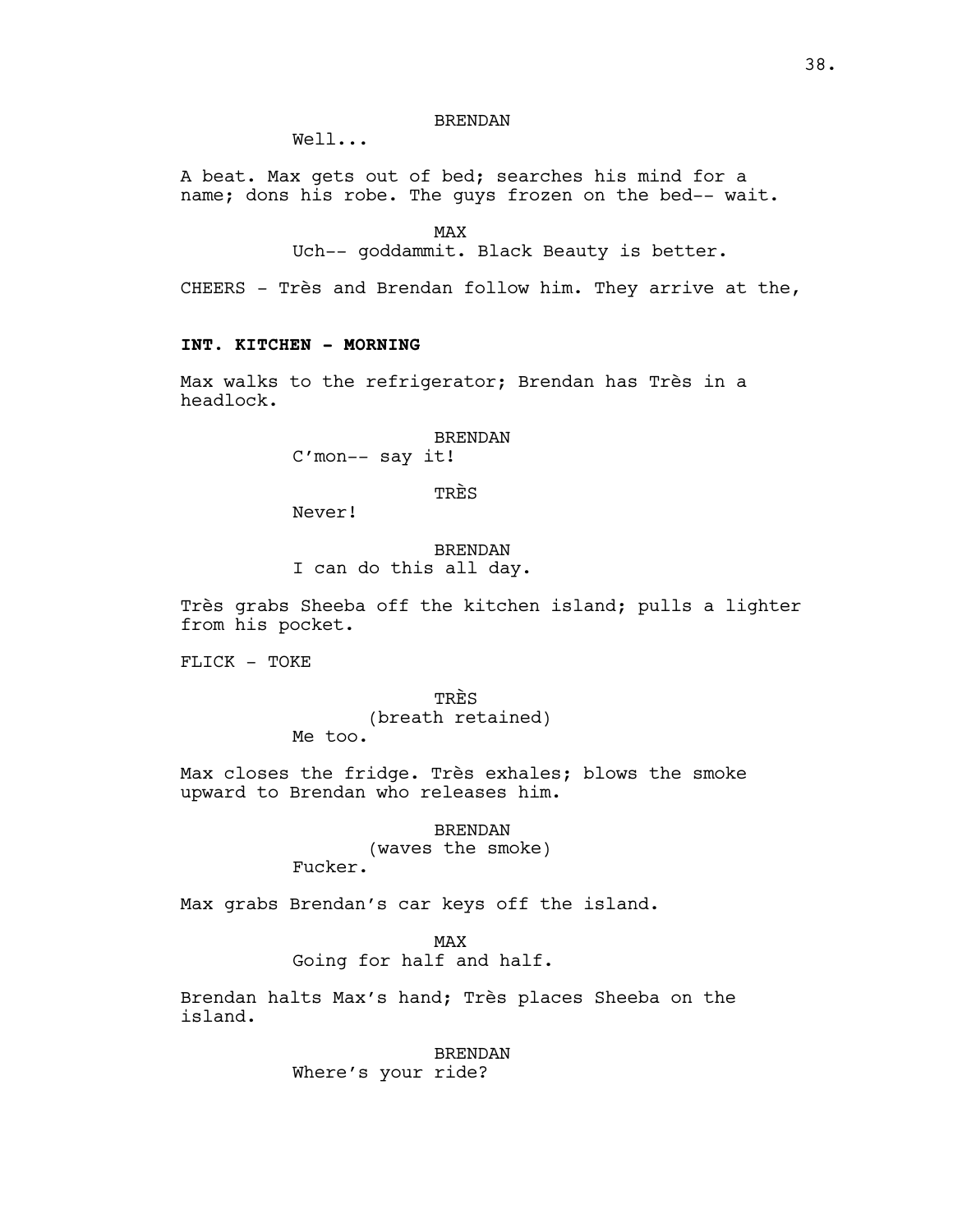BRENDAN

Well...

A beat. Max gets out of bed; searches his mind for a name; dons his robe. The guys frozen on the bed-- wait.

MAX

Uch-- goddammit. Black Beauty is better.

CHEERS - Très and Brendan follow him. They arrive at the,

**INT. KITCHEN - MORNING**

Max walks to the refrigerator; Brendan has Très in a headlock.

BRENDAN

C'mon-- say it!

TRÈS

Never!

BRENDAN

I can do this all day.

Très grabs Sheeba off the kitchen island; pulls a lighter from his pocket.

FLICK - TOKE

TRÈS

(breath retained)

Me too.

Max closes the fridge. Très exhales; blows the smoke upward to Brendan who releases him.

BRENDAN

(waves the smoke)

Fucker.

Max grabs Brendan's car keys off the island.

MAX

Going for half and half.

Brendan halts Max's hand; Très places Sheeba on the island.

BRENDAN

Where's your ride?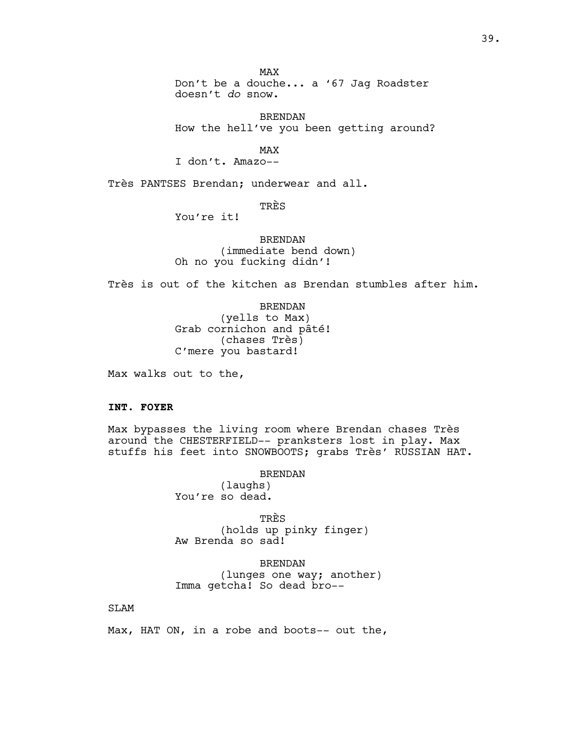MAX
Don't be a douche... a '67 Jag Roadster doesn't *do* snow.

BRENDAN
How the hell've you been getting around?

MAX
I don't. Amazo--

Très PANTSES Brendan; underwear and all.

TRÈS
You're it!

BRENDAN
(immediate bend down)
Oh no you fucking didn'!

Très is out of the kitchen as Brendan stumbles after him.

BRENDAN
(yells to Max)
Grab cornichon and pâté!
(chases Très)
C'mere you bastard!

Max walks out to the,

**INT. FOYER**

Max bypasses the living room where Brendan chases Très around the CHESTERFIELD-- pranksters lost in play. Max stuffs his feet into SNOWBOOTS; grabs Très' RUSSIAN HAT.

BRENDAN
(laughs)
You're so dead.

TRÈS
(holds up pinky finger)
Aw Brenda so sad!

BRENDAN
(lunges one way; another)
Imma getcha! So dead bro--

SLAM

Max, HAT ON, in a robe and boots-- out the,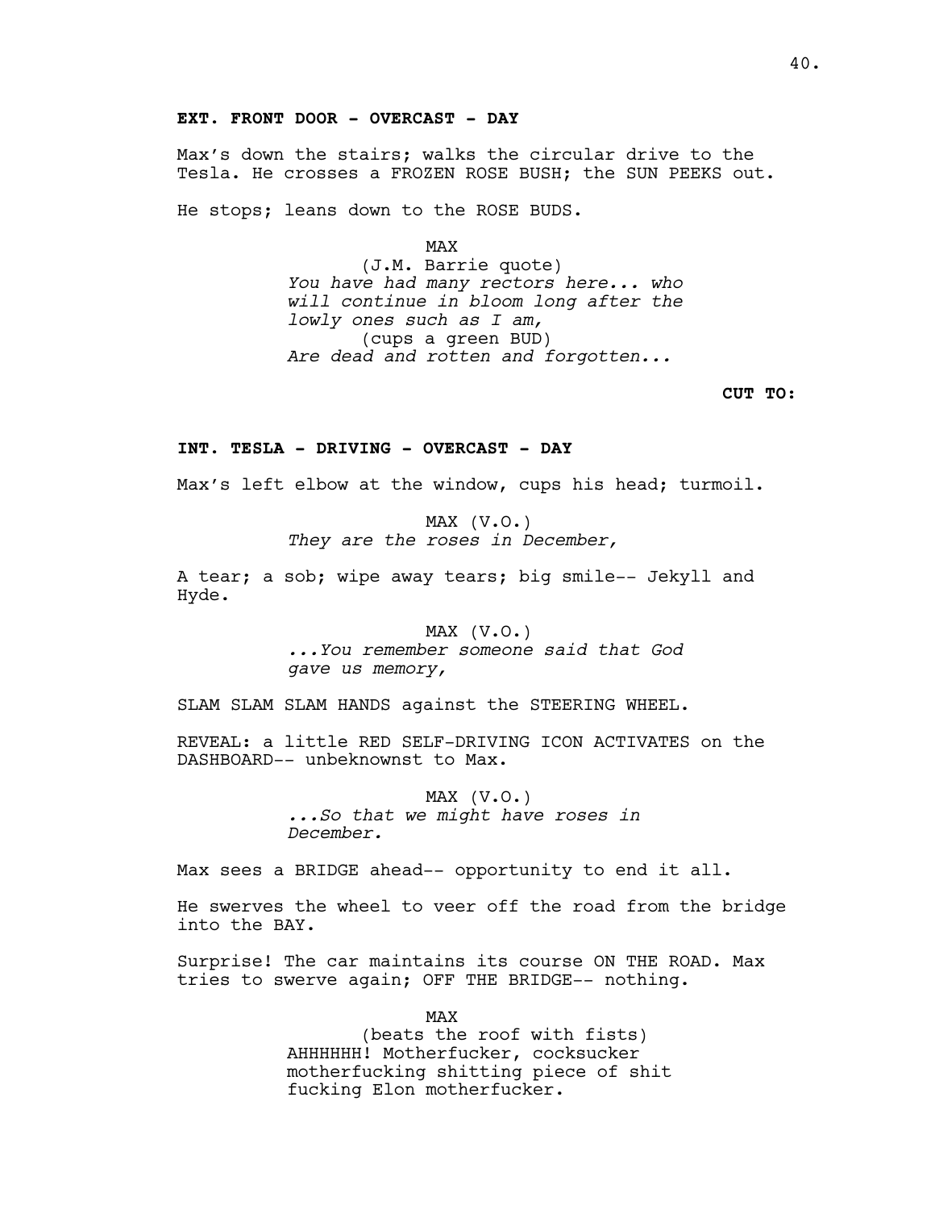**EXT. FRONT DOOR - OVERCAST - DAY**

Max's down the stairs; walks the circular drive to the Tesla. He crosses a FROZEN ROSE BUSH; the SUN PEEKS out.

He stops; leans down to the ROSE BUDS.

MAX
(J.M. Barrie quote)
*You have had many rectors here... who will continue in bloom long after the lowly ones such as I am,*
(cups a green BUD)
*Are dead and rotten and forgotten...*

**CUT TO:**

**INT. TESLA - DRIVING - OVERCAST - DAY**

Max's left elbow at the window, cups his head; turmoil.

MAX (V.O.)
*They are the roses in December,*

A tear; a sob; wipe away tears; big smile-- Jekyll and Hyde.

MAX (V.O.)
*...You remember someone said that God gave us memory,*

SLAM SLAM SLAM HANDS against the STEERING WHEEL.

REVEAL: a little RED SELF-DRIVING ICON ACTIVATES on the DASHBOARD-- unbeknownst to Max.

MAX (V.O.)
*...So that we might have roses in December.*

Max sees a BRIDGE ahead-- opportunity to end it all.

He swerves the wheel to veer off the road from the bridge into the BAY.

Surprise! The car maintains its course ON THE ROAD. Max tries to swerve again; OFF THE BRIDGE-- nothing.

MAX
(beats the roof with fists)
AHHHHHH! Motherfucker, cocksucker motherfucking shitting piece of shit fucking Elon motherfucker.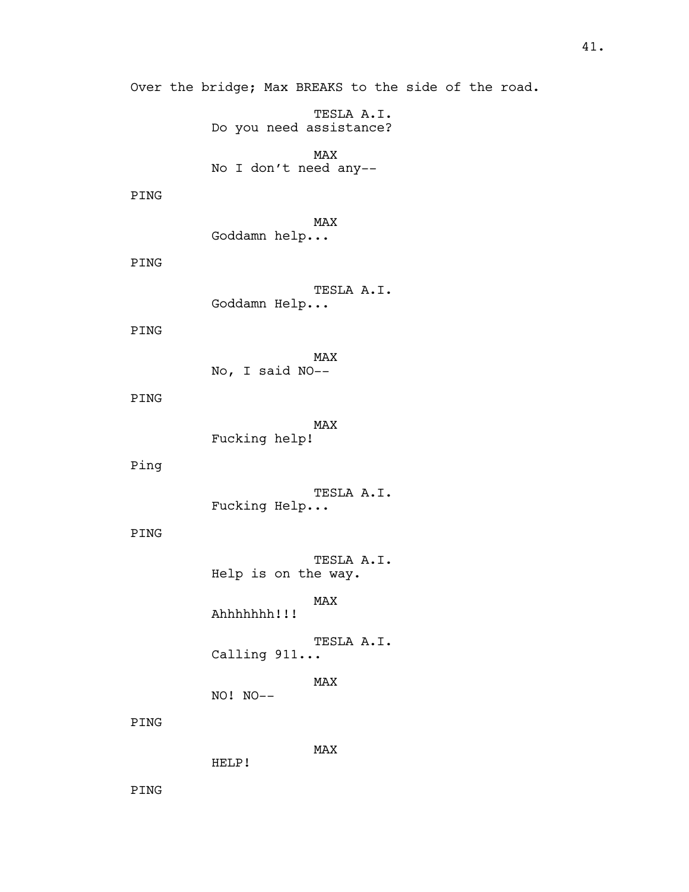Over the bridge; Max BREAKS to the side of the road.

TESLA A.I.
Do you need assistance?

MAX
No I don't need any--

PING

MAX
Goddamn help...

PING

TESLA A.I.
Goddamn Help...

PING

MAX
No, I said NO--

PING

MAX
Fucking help!

Ping

TESLA A.I.
Fucking Help...

PING

TESLA A.I.
Help is on the way.

MAX
Ahhhhhhh!!!

TESLA A.I.
Calling 911...

MAX
NO! NO--

PING

MAX
HELP!

PING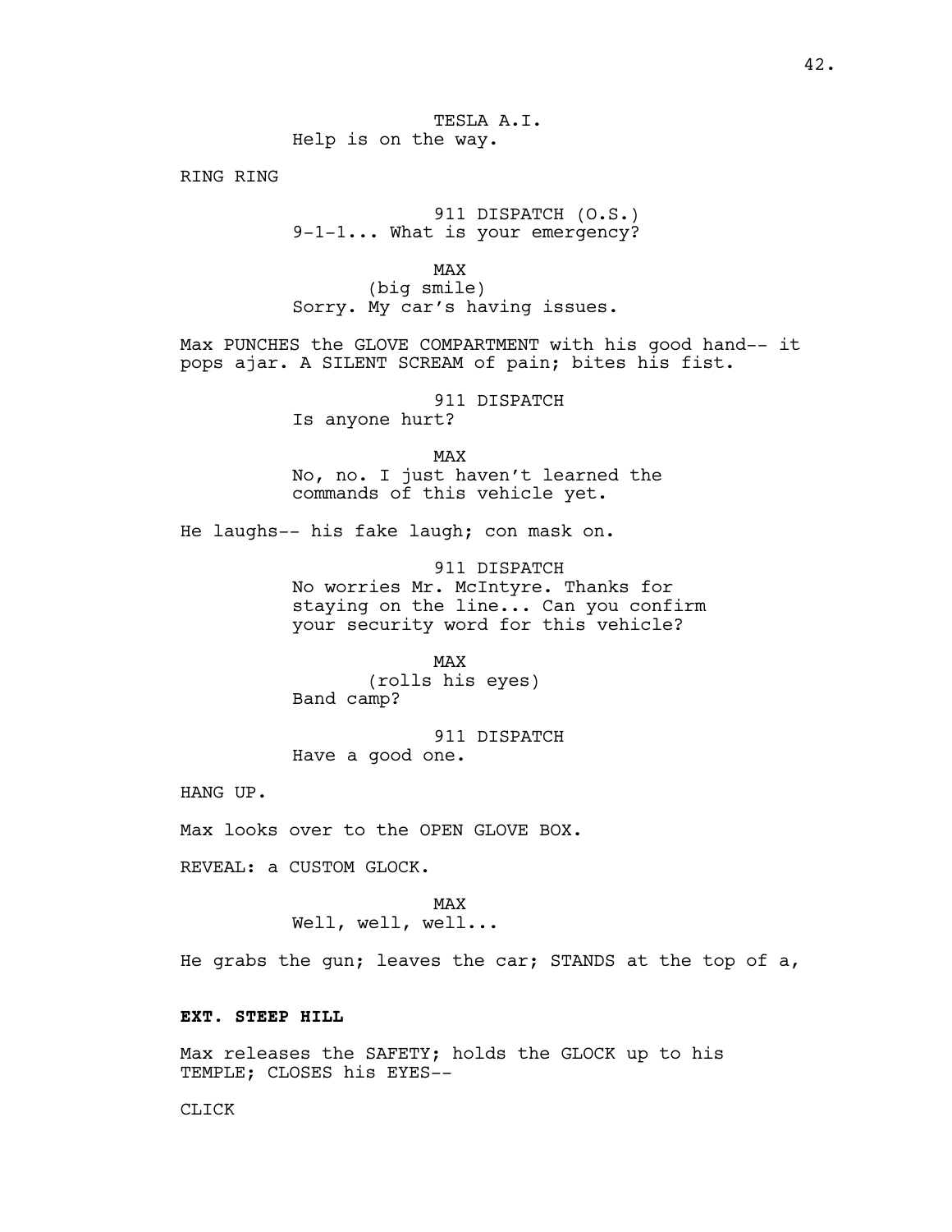TESLA A.I.
Help is on the way.

RING RING

911 DISPATCH (O.S.)
9-1-1... What is your emergency?

MAX
(big smile)
Sorry. My car's having issues.

Max PUNCHES the GLOVE COMPARTMENT with his good hand-- it pops ajar. A SILENT SCREAM of pain; bites his fist.

911 DISPATCH
Is anyone hurt?

MAX
No, no. I just haven't learned the commands of this vehicle yet.

He laughs-- his fake laugh; con mask on.

911 DISPATCH
No worries Mr. McIntyre. Thanks for staying on the line... Can you confirm your security word for this vehicle?

MAX
(rolls his eyes)
Band camp?

911 DISPATCH
Have a good one.

HANG UP.

Max looks over to the OPEN GLOVE BOX.

REVEAL: a CUSTOM GLOCK.

MAX
Well, well, well...

He grabs the gun; leaves the car; STANDS at the top of a,

**EXT. STEEP HILL**

Max releases the SAFETY; holds the GLOCK up to his TEMPLE; CLOSES his EYES--

CLICK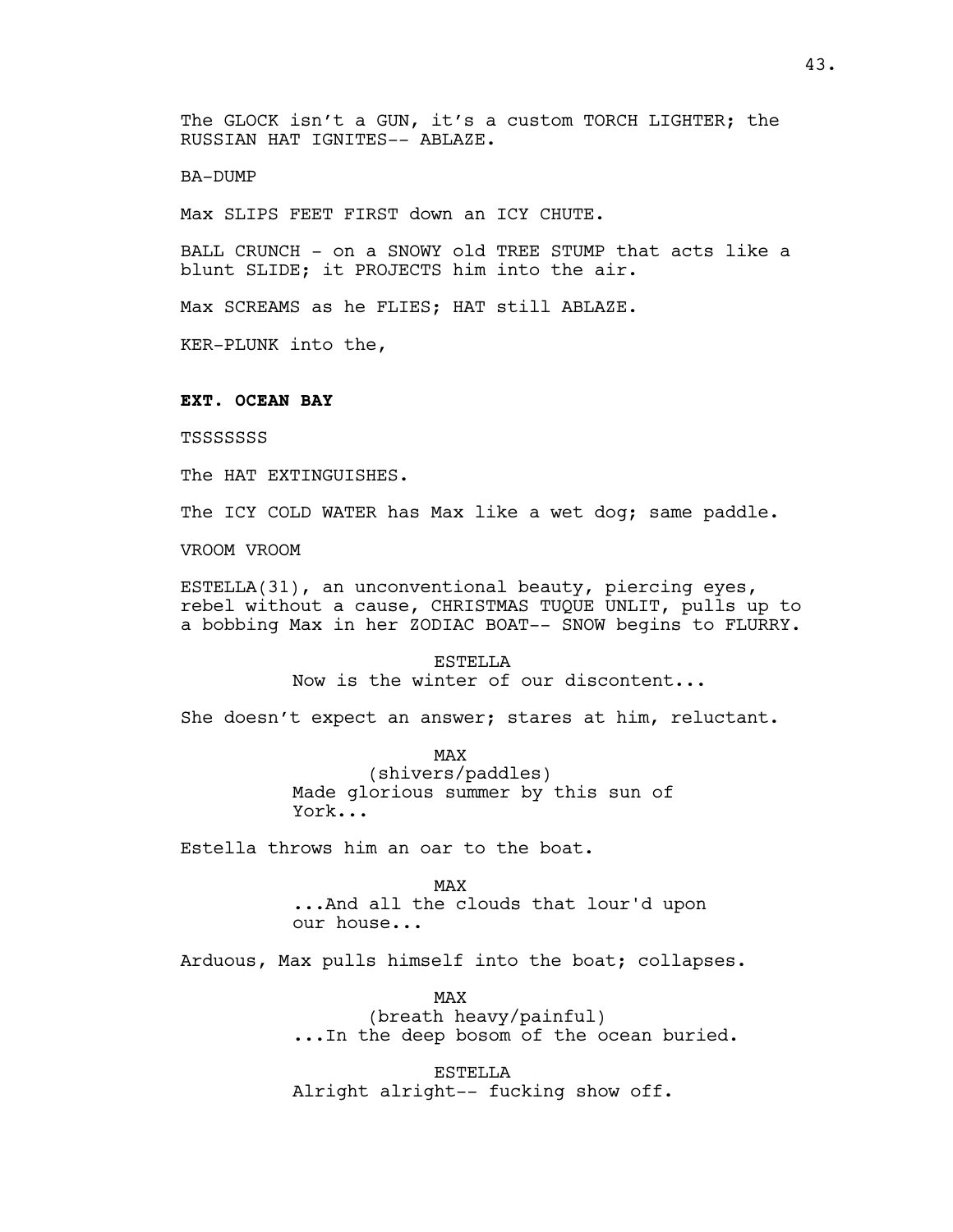The GLOCK isn't a GUN, it's a custom TORCH LIGHTER; the RUSSIAN HAT IGNITES-- ABLAZE.

BA-DUMP

Max SLIPS FEET FIRST down an ICY CHUTE.

BALL CRUNCH - on a SNOWY old TREE STUMP that acts like a blunt SLIDE; it PROJECTS him into the air.

Max SCREAMS as he FLIES; HAT still ABLAZE.

KER-PLUNK into the,

**EXT. OCEAN BAY**

TSSSSSSS

The HAT EXTINGUISHES.

The ICY COLD WATER has Max like a wet dog; same paddle.

VROOM VROOM

ESTELLA(31), an unconventional beauty, piercing eyes, rebel without a cause, CHRISTMAS TUQUE UNLIT, pulls up to a bobbing Max in her ZODIAC BOAT-- SNOW begins to FLURRY.

ESTELLA
Now is the winter of our discontent...

She doesn't expect an answer; stares at him, reluctant.

MAX
(shivers/paddles)
Made glorious summer by this sun of York...

Estella throws him an oar to the boat.

MAX
...And all the clouds that lour'd upon our house...

Arduous, Max pulls himself into the boat; collapses.

MAX
(breath heavy/painful)
...In the deep bosom of the ocean buried.

ESTELLA
Alright alright-- fucking show off.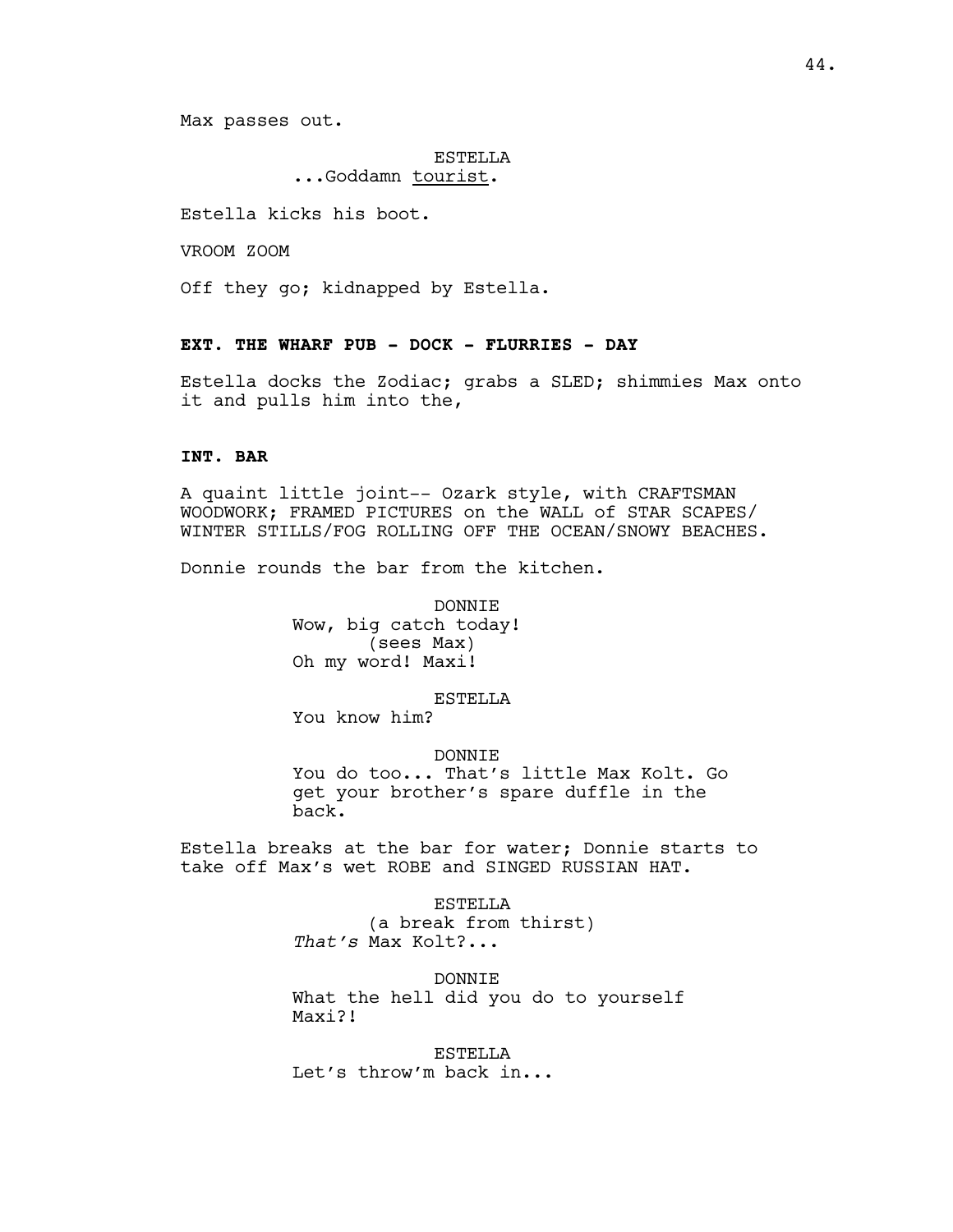Max passes out.

ESTELLA
...Goddamn tourist.

Estella kicks his boot.

VROOM ZOOM

Off they go; kidnapped by Estella.

**EXT. THE WHARF PUB - DOCK - FLURRIES - DAY**

Estella docks the Zodiac; grabs a SLED; shimmies Max onto it and pulls him into the,

**INT. BAR**

A quaint little joint-- Ozark style, with CRAFTSMAN WOODWORK; FRAMED PICTURES on the WALL of STAR SCAPES/ WINTER STILLS/FOG ROLLING OFF THE OCEAN/SNOWY BEACHES.

Donnie rounds the bar from the kitchen.

DONNIE
Wow, big catch today!
(sees Max)
Oh my word! Maxi!

ESTELLA
You know him?

DONNIE
You do too... That's little Max Kolt. Go get your brother's spare duffle in the back.

Estella breaks at the bar for water; Donnie starts to take off Max's wet ROBE and SINGED RUSSIAN HAT.

ESTELLA
(a break from thirst)
*That's* Max Kolt?...

DONNIE
What the hell did you do to yourself Maxi?!

ESTELLA
Let's throw'm back in...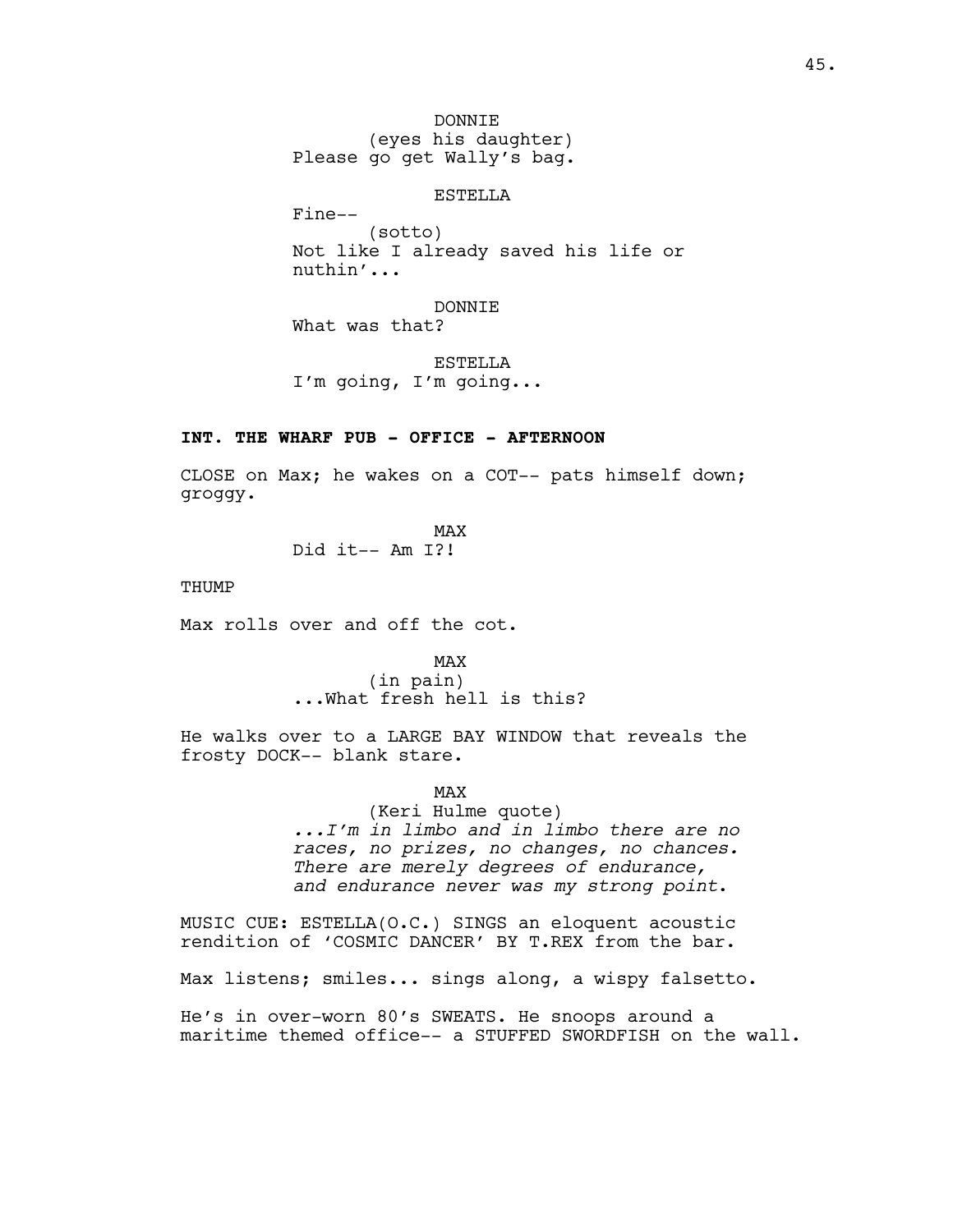DONNIE
(eyes his daughter)
Please go get Wally's bag.

ESTELLA
Fine--
(sotto)
Not like I already saved his life or nuthin'...

DONNIE
What was that?

ESTELLA
I'm going, I'm going...

**INT. THE WHARF PUB - OFFICE - AFTERNOON**

CLOSE on Max; he wakes on a COT-- pats himself down; groggy.

MAX
Did it-- Am I?!

THUMP

Max rolls over and off the cot.

MAX
(in pain)
...What fresh hell is this?

He walks over to a LARGE BAY WINDOW that reveals the frosty DOCK-- blank stare.

MAX
(Keri Hulme quote)
*...I'm in limbo and in limbo there are no races, no prizes, no changes, no chances. There are merely degrees of endurance, and endurance never was my strong point*.

MUSIC CUE: ESTELLA(O.C.) SINGS an eloquent acoustic rendition of 'COSMIC DANCER' BY T.REX from the bar.

Max listens; smiles... sings along, a wispy falsetto.

He's in over-worn 80's SWEATS. He snoops around a maritime themed office-- a STUFFED SWORDFISH on the wall.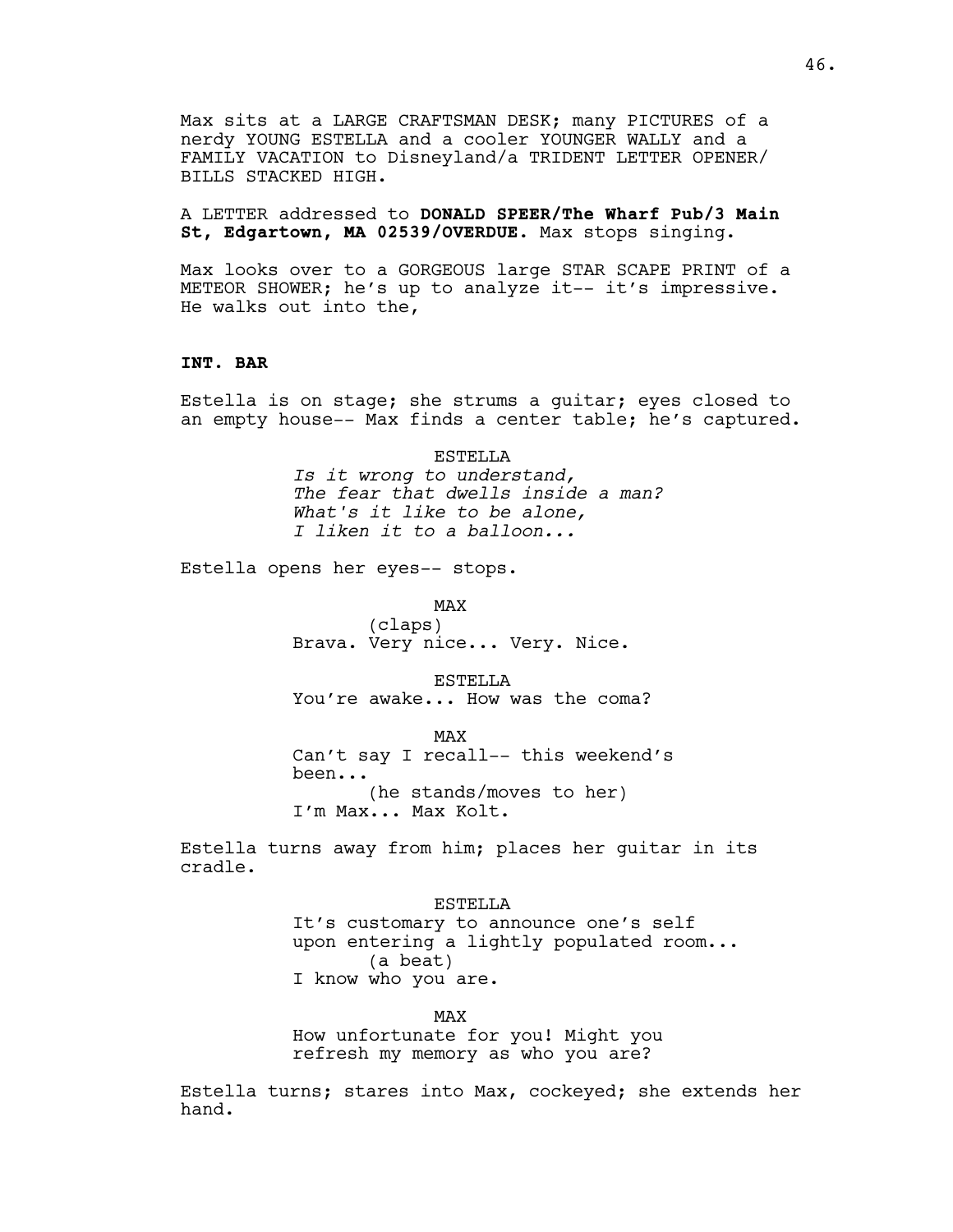Max sits at a LARGE CRAFTSMAN DESK; many PICTURES of a nerdy YOUNG ESTELLA and a cooler YOUNGER WALLY and a FAMILY VACATION to Disneyland/a TRIDENT LETTER OPENER/ BILLS STACKED HIGH.

A LETTER addressed to **DONALD SPEER/The Wharf Pub/3 Main St, Edgartown, MA 02539/OVERDUE.** Max stops singing.

Max looks over to a GORGEOUS large STAR SCAPE PRINT of a METEOR SHOWER; he's up to analyze it-- it's impressive. He walks out into the,

**INT. BAR**

Estella is on stage; she strums a guitar; eyes closed to an empty house-- Max finds a center table; he's captured.

ESTELLA
*Is it wrong to understand,*
*The fear that dwells inside a man?*
*What's it like to be alone,*
*I liken it to a balloon...*

Estella opens her eyes-- stops.

MAX
(claps)
Brava. Very nice... Very. Nice.

ESTELLA
You're awake... How was the coma?

MAX
Can't say I recall-- this weekend's been...
(he stands/moves to her)
I'm Max... Max Kolt.

Estella turns away from him; places her guitar in its cradle.

ESTELLA
It's customary to announce one's self upon entering a lightly populated room...
(a beat)
I know who you are.

MAX
How unfortunate for you! Might you refresh my memory as who you are?

Estella turns; stares into Max, cockeyed; she extends her hand.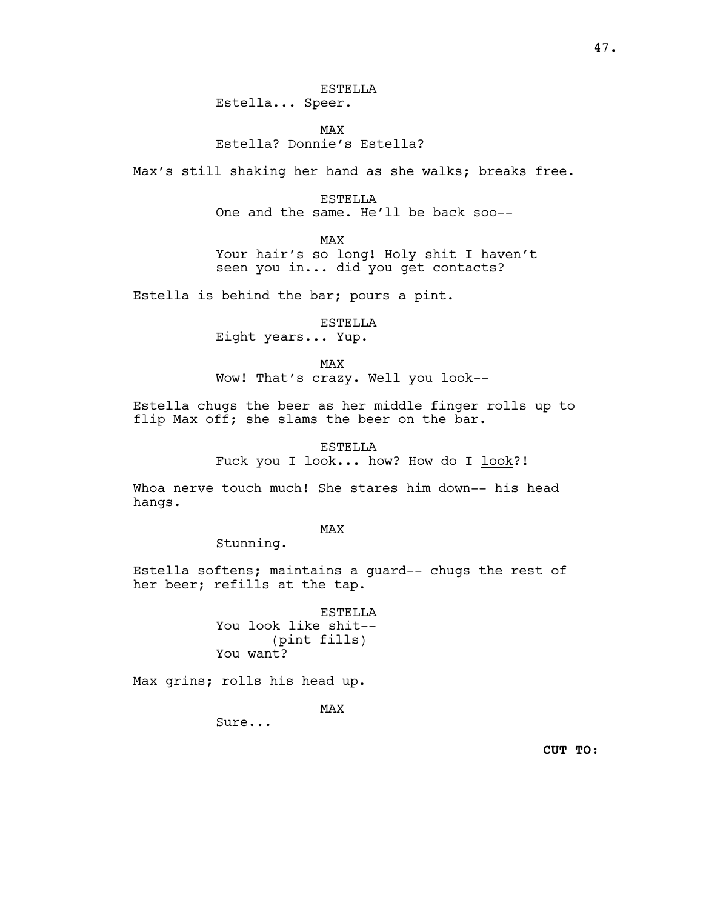ESTELLA
Estella... Speer.

MAX
Estella? Donnie's Estella?

Max's still shaking her hand as she walks; breaks free.

ESTELLA
One and the same. He'll be back soo--

MAX
Your hair's so long! Holy shit I haven't seen you in... did you get contacts?

Estella is behind the bar; pours a pint.

ESTELLA
Eight years... Yup.

MAX
Wow! That's crazy. Well you look--

Estella chugs the beer as her middle finger rolls up to flip Max off; she slams the beer on the bar.

ESTELLA
Fuck you I look... how? How do I <u>look</u>?!

Whoa nerve touch much! She stares him down-- his head hangs.

MAX
Stunning.

Estella softens; maintains a guard-- chugs the rest of her beer; refills at the tap.

ESTELLA
You look like shit--
(pint fills)
You want?

Max grins; rolls his head up.

MAX
Sure...

**CUT TO:**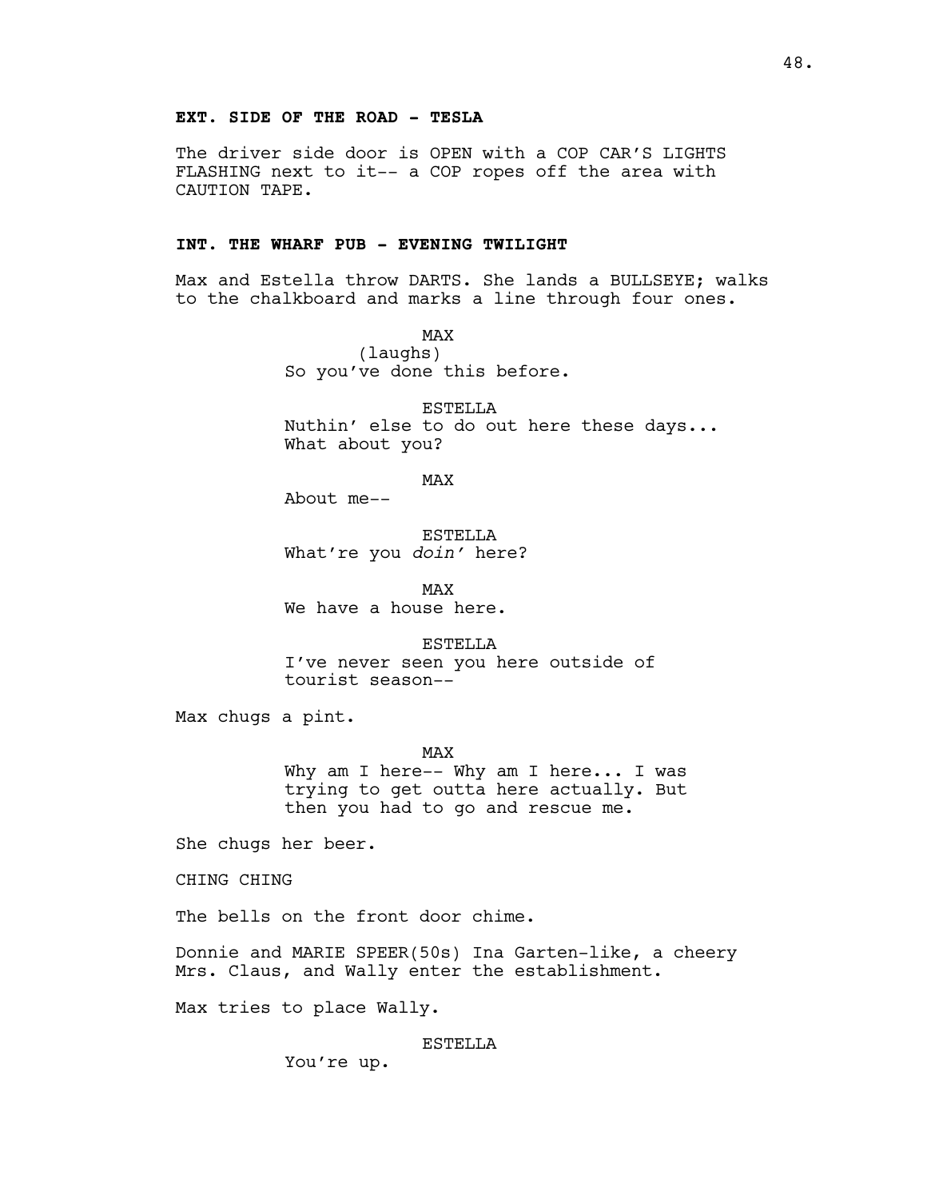**EXT. SIDE OF THE ROAD - TESLA**

The driver side door is OPEN with a COP CAR'S LIGHTS FLASHING next to it-- a COP ropes off the area with CAUTION TAPE.

**INT. THE WHARF PUB - EVENING TWILIGHT**

Max and Estella throw DARTS. She lands a BULLSEYE; walks to the chalkboard and marks a line through four ones.

MAX
(laughs)
So you've done this before.

ESTELLA
Nuthin' else to do out here these days... What about you?

MAX
About me--

ESTELLA
What're you *doin'* here?

MAX
We have a house here.

ESTELLA
I've never seen you here outside of tourist season--

Max chugs a pint.

MAX
Why am I here-- Why am I here... I was trying to get outta here actually. But then you had to go and rescue me.

She chugs her beer.

CHING CHING

The bells on the front door chime.

Donnie and MARIE SPEER(50s) Ina Garten-like, a cheery Mrs. Claus, and Wally enter the establishment.

Max tries to place Wally.

ESTELLA
You're up.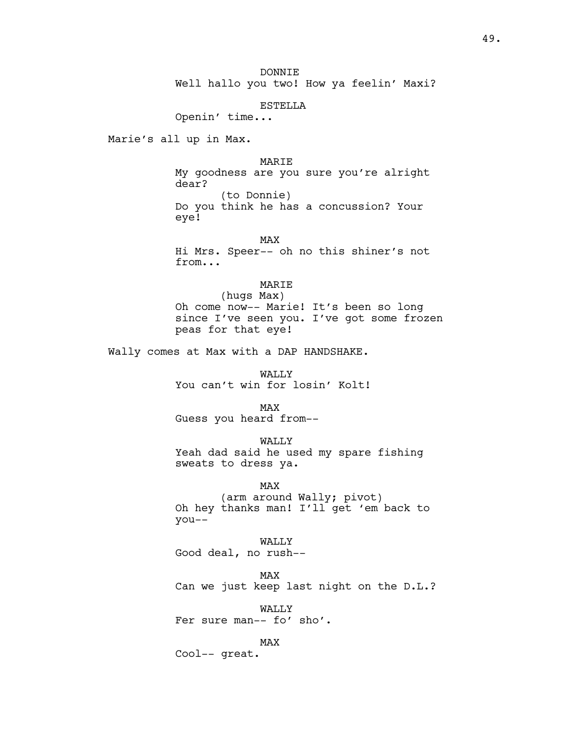DONNIE
Well hallo you two! How ya feelin' Maxi?

ESTELLA
Openin' time...

Marie's all up in Max.

MARIE
My goodness are you sure you're alright dear?
(to Donnie)
Do you think he has a concussion? Your eye!

MAX
Hi Mrs. Speer-- oh no this shiner's not from...

MARIE
(hugs Max)
Oh come now-- Marie! It's been so long since I've seen you. I've got some frozen peas for that eye!

Wally comes at Max with a DAP HANDSHAKE.

WALLY
You can't win for losin' Kolt!

MAX
Guess you heard from--

WALLY
Yeah dad said he used my spare fishing sweats to dress ya.

MAX
(arm around Wally; pivot)
Oh hey thanks man! I'll get 'em back to you--

WALLY
Good deal, no rush--

MAX
Can we just keep last night on the D.L.?

WALLY
Fer sure man-- fo' sho'.

MAX
Cool-- great.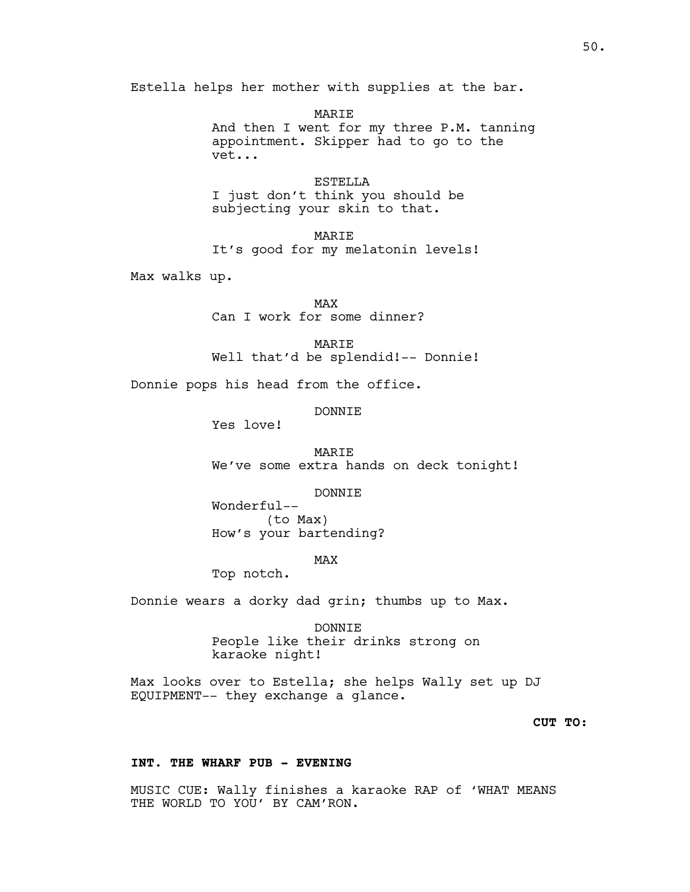Estella helps her mother with supplies at the bar.

MARIE
And then I went for my three P.M. tanning appointment. Skipper had to go to the vet...

ESTELLA
I just don't think you should be subjecting your skin to that.

MARIE
It's good for my melatonin levels!

Max walks up.

MAX
Can I work for some dinner?

MARIE
Well that'd be splendid!-- Donnie!

Donnie pops his head from the office.

DONNIE
Yes love!

MARIE
We've some extra hands on deck tonight!

DONNIE
Wonderful--
(to Max)
How's your bartending?

MAX
Top notch.

Donnie wears a dorky dad grin; thumbs up to Max.

DONNIE
People like their drinks strong on karaoke night!

Max looks over to Estella; she helps Wally set up DJ EQUIPMENT-- they exchange a glance.

**CUT TO:**

**INT. THE WHARF PUB - EVENING**

MUSIC CUE: Wally finishes a karaoke RAP of 'WHAT MEANS THE WORLD TO YOU' BY CAM'RON.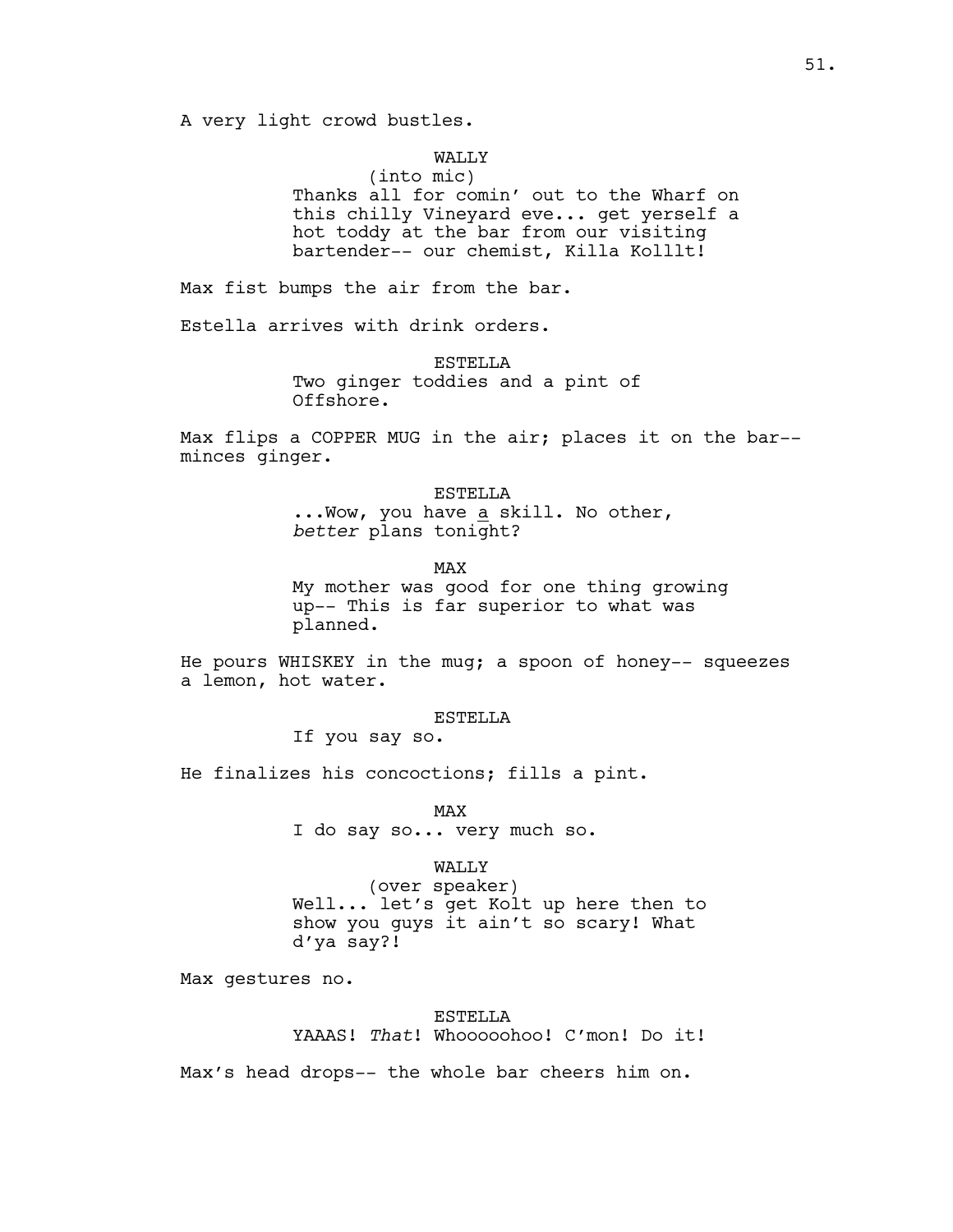A very light crowd bustles.

WALLY
(into mic)
Thanks all for comin' out to the Wharf on this chilly Vineyard eve... get yerself a hot toddy at the bar from our visiting bartender-- our chemist, Killa Kolllt!

Max fist bumps the air from the bar.

Estella arrives with drink orders.

ESTELLA
Two ginger toddies and a pint of Offshore.

Max flips a COPPER MUG in the air; places it on the bar-- minces ginger.

ESTELLA
...Wow, you have a skill. No other, *better* plans tonight?

MAX
My mother was good for one thing growing up-- This is far superior to what was planned.

He pours WHISKEY in the mug; a spoon of honey-- squeezes a lemon, hot water.

ESTELLA
If you say so.

He finalizes his concoctions; fills a pint.

MAX
I do say so... very much so.

WALLY
(over speaker)
Well... let's get Kolt up here then to show you guys it ain't so scary! What d'ya say?!

Max gestures no.

ESTELLA
YAAAS! *That*! Whooooohoo! C'mon! Do it!

Max's head drops-- the whole bar cheers him on.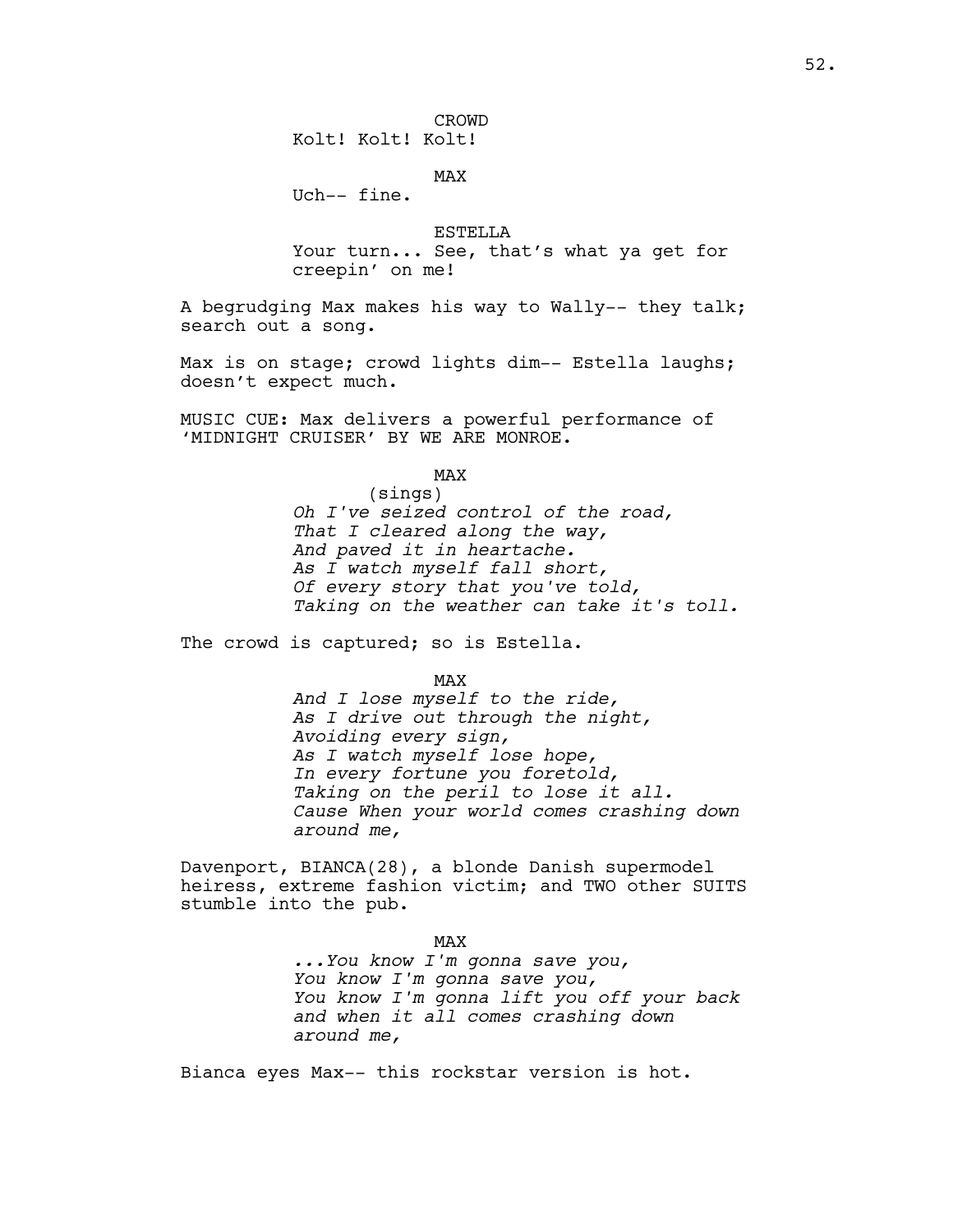CROWD

Kolt! Kolt! Kolt!

MAX

Uch-- fine.

ESTELLA

Your turn... See, that's what ya get for creepin' on me!

A begrudging Max makes his way to Wally-- they talk; search out a song.

Max is on stage; crowd lights dim-- Estella laughs; doesn't expect much.

MUSIC CUE: Max delivers a powerful performance of 'MIDNIGHT CRUISER' BY WE ARE MONROE.

MAX

(sings)

*Oh I've seized control of the road,*
*That I cleared along the way,*
*And paved it in heartache.*
*As I watch myself fall short,*
*Of every story that you've told,*
*Taking on the weather can take it's toll.*

The crowd is captured; so is Estella.

MAX

*And I lose myself to the ride,*
*As I drive out through the night,*
*Avoiding every sign,*
*As I watch myself lose hope,*
*In every fortune you foretold,*
*Taking on the peril to lose it all.*
*Cause When your world comes crashing down around me,*

Davenport, BIANCA(28), a blonde Danish supermodel heiress, extreme fashion victim; and TWO other SUITS stumble into the pub.

MAX

*...You know I'm gonna save you,*
*You know I'm gonna save you,*
*You know I'm gonna lift you off your back and when it all comes crashing down around me,*

Bianca eyes Max-- this rockstar version is hot.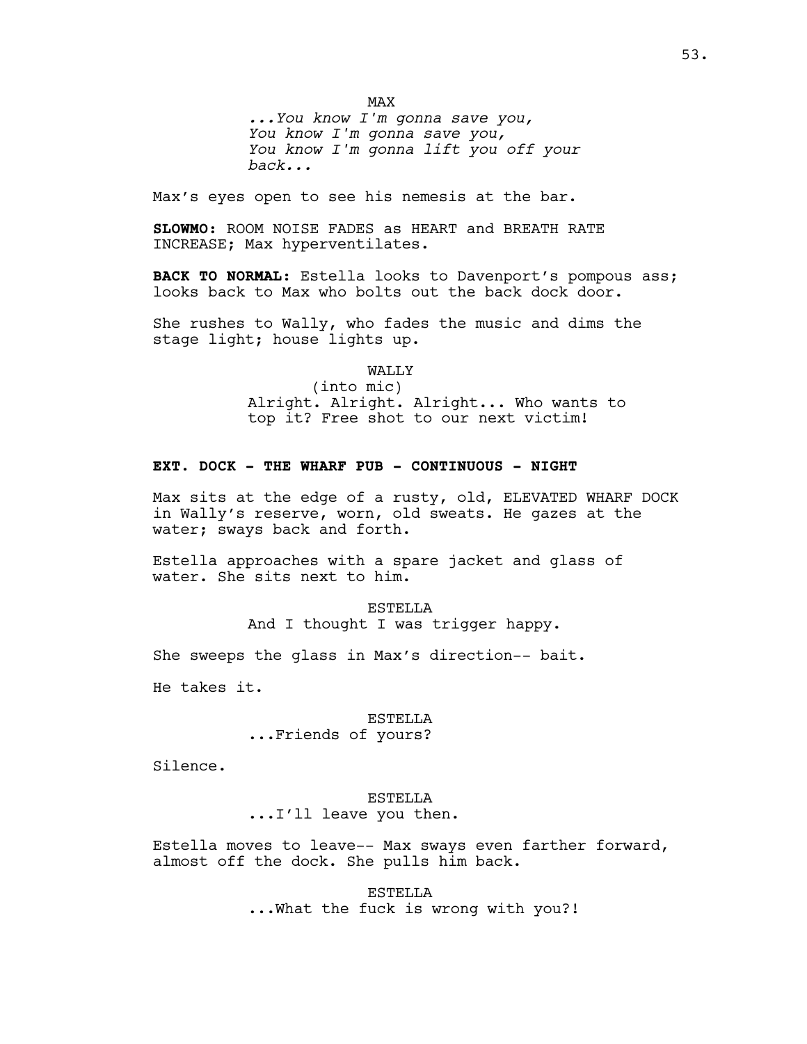MAX

*...You know I'm gonna save you,*
*You know I'm gonna save you,*
*You know I'm gonna lift you off your back...*

Max's eyes open to see his nemesis at the bar.

**SLOWMO:** ROOM NOISE FADES as HEART and BREATH RATE INCREASE; Max hyperventilates.

**BACK TO NORMAL:** Estella looks to Davenport's pompous ass; looks back to Max who bolts out the back dock door.

She rushes to Wally, who fades the music and dims the stage light; house lights up.

WALLY
(into mic)
Alright. Alright. Alright... Who wants to top it? Free shot to our next victim!

**EXT. DOCK - THE WHARF PUB - CONTINUOUS - NIGHT**

Max sits at the edge of a rusty, old, ELEVATED WHARF DOCK in Wally's reserve, worn, old sweats. He gazes at the water; sways back and forth.

Estella approaches with a spare jacket and glass of water. She sits next to him.

ESTELLA
And I thought I was trigger happy.

She sweeps the glass in Max's direction-- bait.

He takes it.

ESTELLA
...Friends of yours?

Silence.

ESTELLA
...I'll leave you then.

Estella moves to leave-- Max sways even farther forward, almost off the dock. She pulls him back.

ESTELLA
...What the fuck is wrong with you?!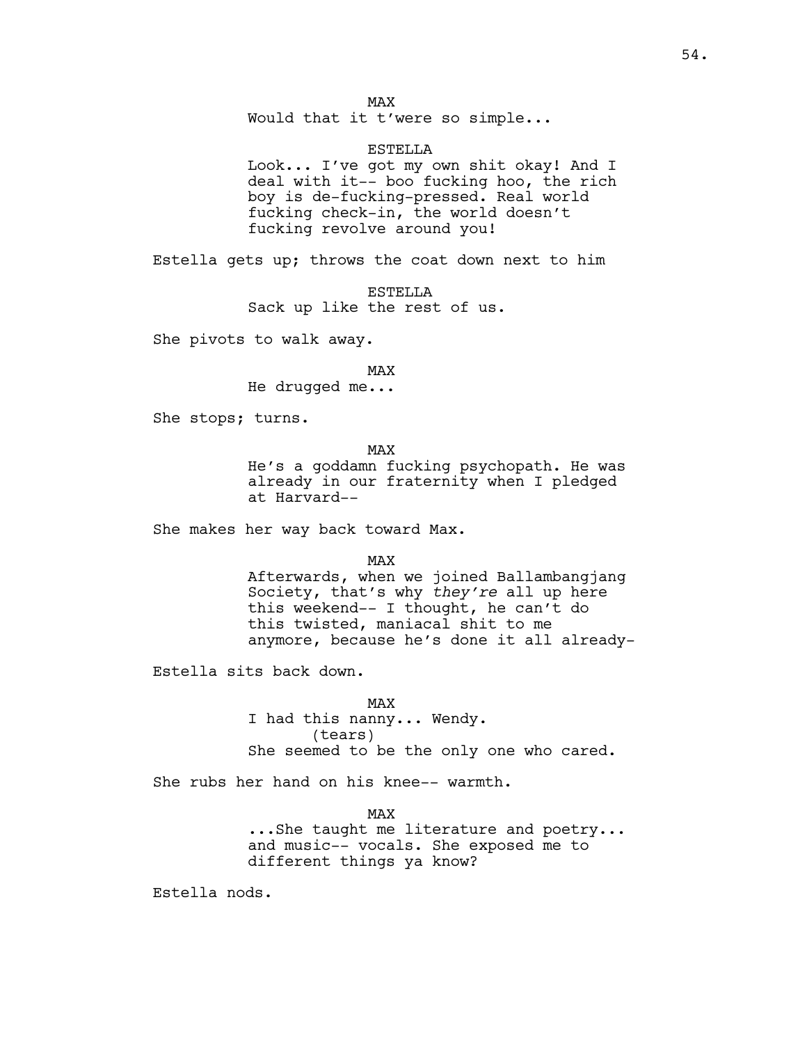MAX

Would that it t'were so simple...

ESTELLA

Look... I've got my own shit okay! And I deal with it-- boo fucking hoo, the rich boy is de-fucking-pressed. Real world fucking check-in, the world doesn't fucking revolve around you!

Estella gets up; throws the coat down next to him

ESTELLA

Sack up like the rest of us.

She pivots to walk away.

MAX

He drugged me...

She stops; turns.

MAX

He's a goddamn fucking psychopath. He was already in our fraternity when I pledged at Harvard--

She makes her way back toward Max.

MAX

Afterwards, when we joined Ballambangjang Society, that's why *they're* all up here this weekend-- I thought, he can't do this twisted, maniacal shit to me anymore, because he's done it all already-

Estella sits back down.

MAX

I had this nanny... Wendy.

(tears)

She seemed to be the only one who cared.

She rubs her hand on his knee-- warmth.

MAX

...She taught me literature and poetry... and music-- vocals. She exposed me to different things ya know?

Estella nods.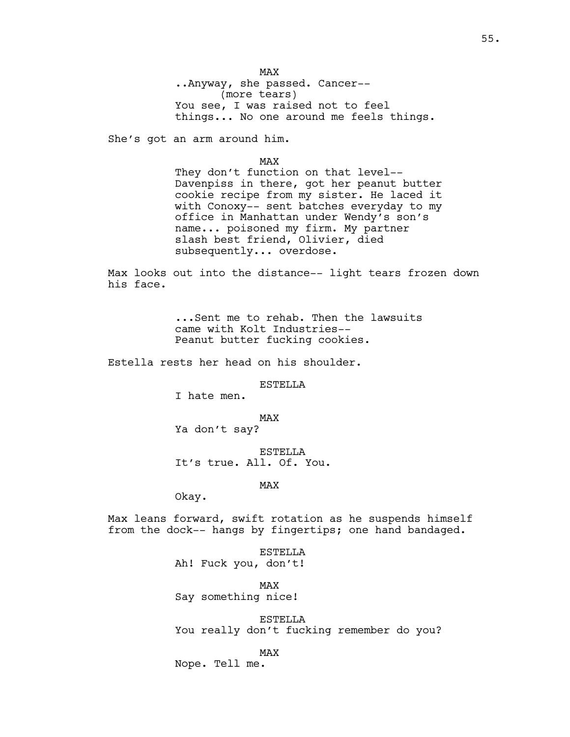MAX
..Anyway, she passed. Cancer--
(more tears)
You see, I was raised not to feel things... No one around me feels things.

She's got an arm around him.

MAX
They don't function on that level-- Davenpiss in there, got her peanut butter cookie recipe from my sister. He laced it with Conoxy-- sent batches everyday to my office in Manhattan under Wendy's son's name... poisoned my firm. My partner slash best friend, Olivier, died subsequently... overdose.

Max looks out into the distance-- light tears frozen down his face.

...Sent me to rehab. Then the lawsuits came with Kolt Industries--
Peanut butter fucking cookies.

Estella rests her head on his shoulder.

ESTELLA
I hate men.

MAX
Ya don't say?

ESTELLA
It's true. All. Of. You.

MAX
Okay.

Max leans forward, swift rotation as he suspends himself from the dock-- hangs by fingertips; one hand bandaged.

ESTELLA
Ah! Fuck you, don't!

MAX
Say something nice!

ESTELLA
You really don't fucking remember do you?

MAX
Nope. Tell me.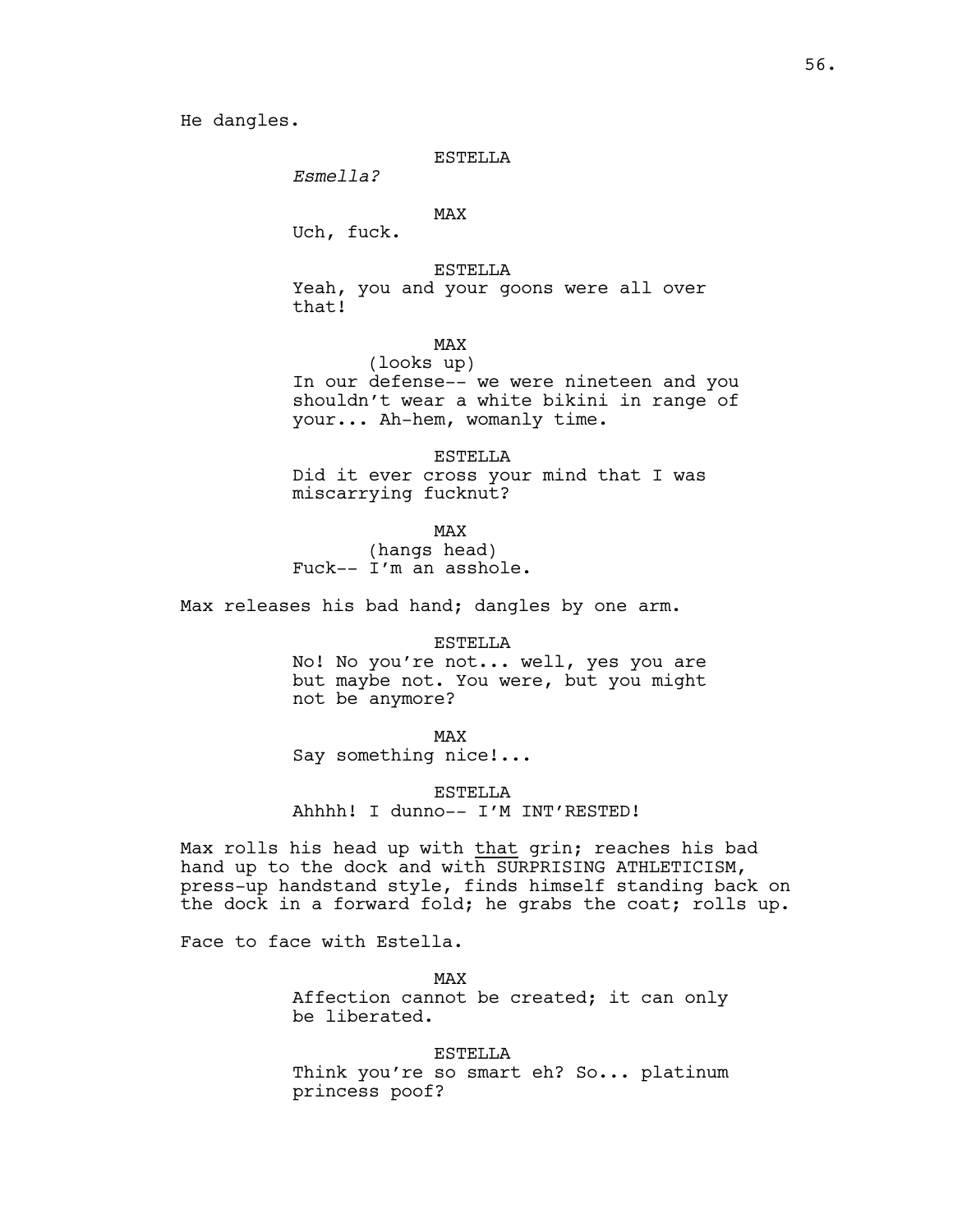He dangles.

ESTELLA
*Esmella?*

MAX
Uch, fuck.

ESTELLA
Yeah, you and your goons were all over that!

MAX
(looks up)
In our defense-- we were nineteen and you shouldn't wear a white bikini in range of your... Ah-hem, womanly time.

ESTELLA
Did it ever cross your mind that I was miscarrying fucknut?

MAX
(hangs head)
Fuck-- I'm an asshole.

Max releases his bad hand; dangles by one arm.

ESTELLA
No! No you're not... well, yes you are but maybe not. You were, but you might not be anymore?

MAX
Say something nice!...

ESTELLA
Ahhhh! I dunno-- I'M INT'RESTED!

Max rolls his head up with <u>that</u> grin; reaches his bad hand up to the dock and with SURPRISING ATHLETICISM, press-up handstand style, finds himself standing back on the dock in a forward fold; he grabs the coat; rolls up.

Face to face with Estella.

MAX
Affection cannot be created; it can only be liberated.

ESTELLA
Think you're so smart eh? So... platinum princess poof?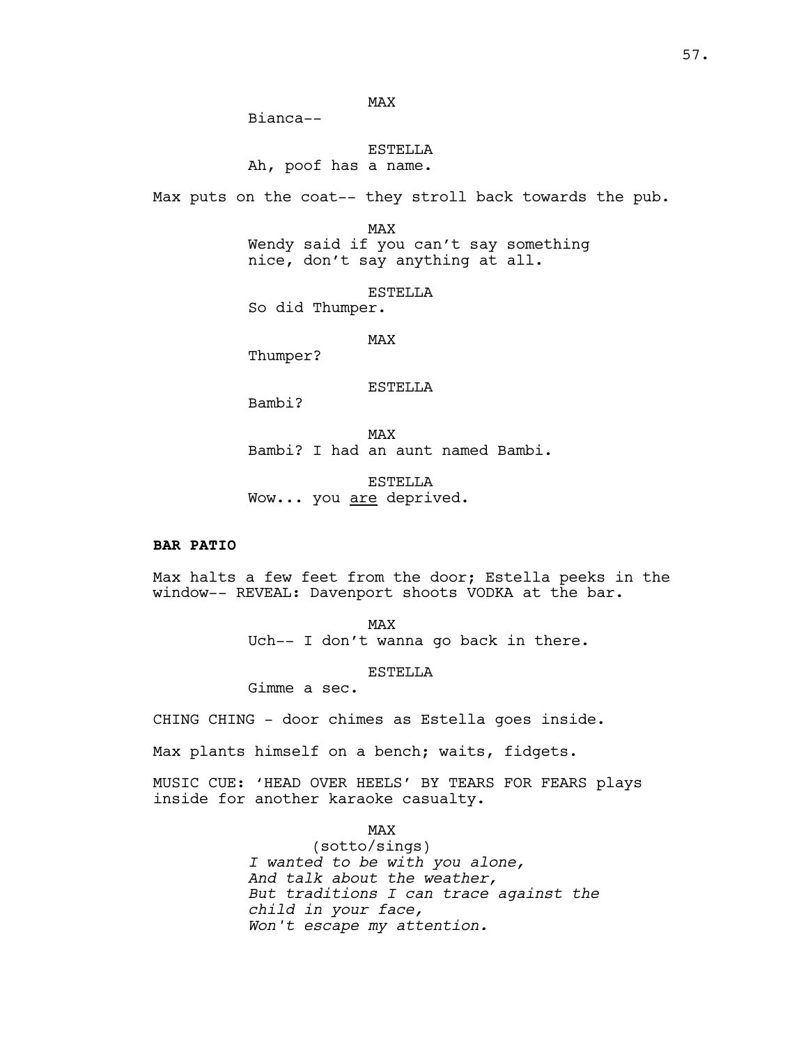MAX

Bianca--

ESTELLA

Ah, poof has a name.

Max puts on the coat-- they stroll back towards the pub.

MAX

Wendy said if you can't say something nice, don't say anything at all.

ESTELLA

So did Thumper.

MAX

Thumper?

ESTELLA

Bambi?

MAX

Bambi? I had an aunt named Bambi.

ESTELLA

Wow... you <u>are</u> deprived.

**BAR PATIO**

Max halts a few feet from the door; Estella peeks in the window-- REVEAL: Davenport shoots VODKA at the bar.

MAX

Uch-- I don't wanna go back in there.

ESTELLA

Gimme a sec.

CHING CHING - door chimes as Estella goes inside.

Max plants himself on a bench; waits, fidgets.

MUSIC CUE: 'HEAD OVER HEELS' BY TEARS FOR FEARS plays inside for another karaoke casualty.

MAX

(sotto/sings)

*I wanted to be with you alone,*
*And talk about the weather,*
*But traditions I can trace against the child in your face,*
*Won't escape my attention.*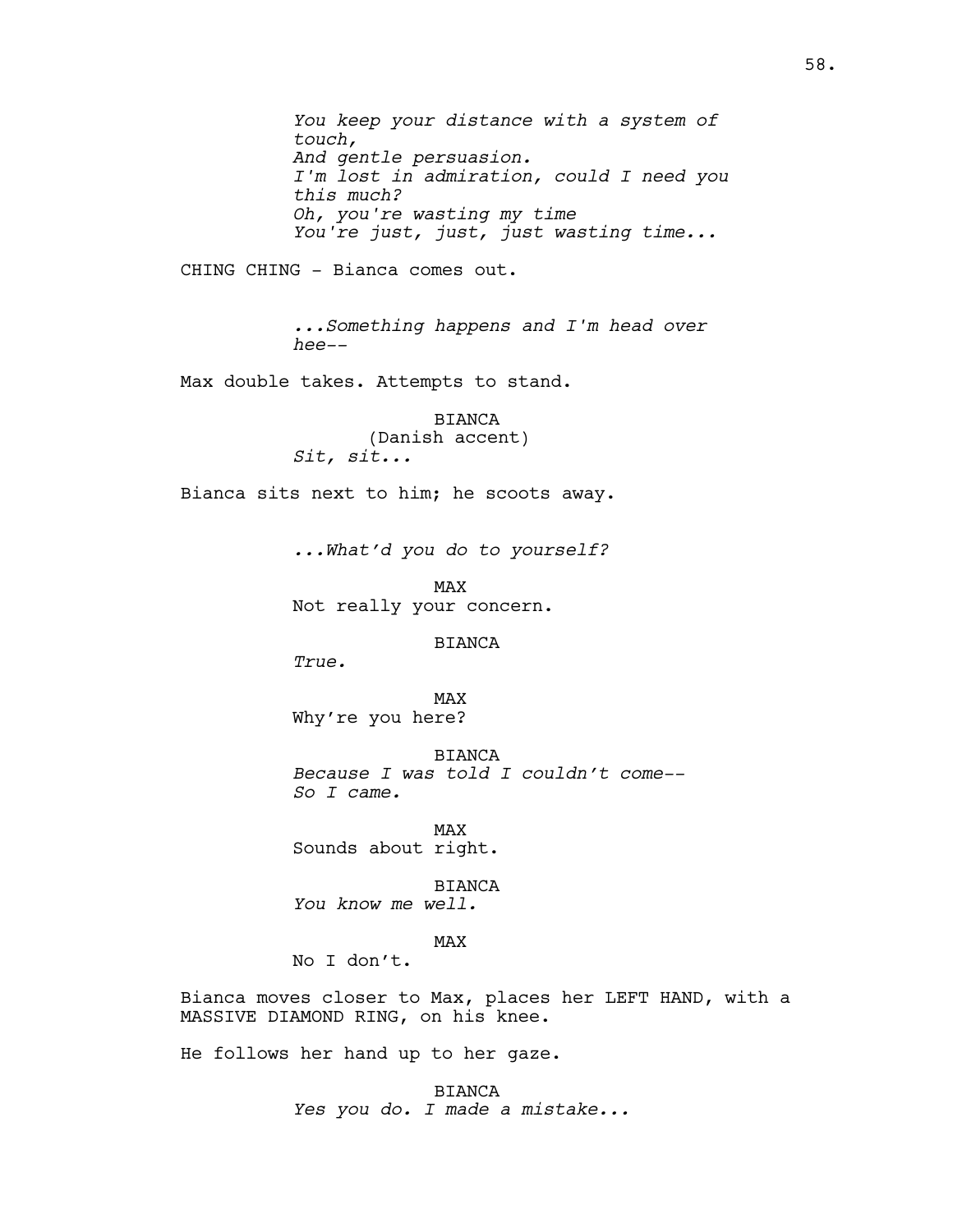*You keep your distance with a system of touch,*
*And gentle persuasion.*
*I'm lost in admiration, could I need you this much?*
*Oh, you're wasting my time*
*You're just, just, just wasting time...*

CHING CHING - Bianca comes out.

*...Something happens and I'm head over hee--*

Max double takes. Attempts to stand.

BIANCA
(Danish accent)
*Sit, sit...*

Bianca sits next to him; he scoots away.

*...What'd you do to yourself?*

MAX
Not really your concern.

BIANCA
*True.*

MAX
Why're you here?

BIANCA
*Because I was told I couldn't come--*
*So I came.*

MAX
Sounds about right.

BIANCA
*You know me well.*

MAX
No I don't.

Bianca moves closer to Max, places her LEFT HAND, with a MASSIVE DIAMOND RING, on his knee.

He follows her hand up to her gaze.

BIANCA
*Yes you do. I made a mistake...*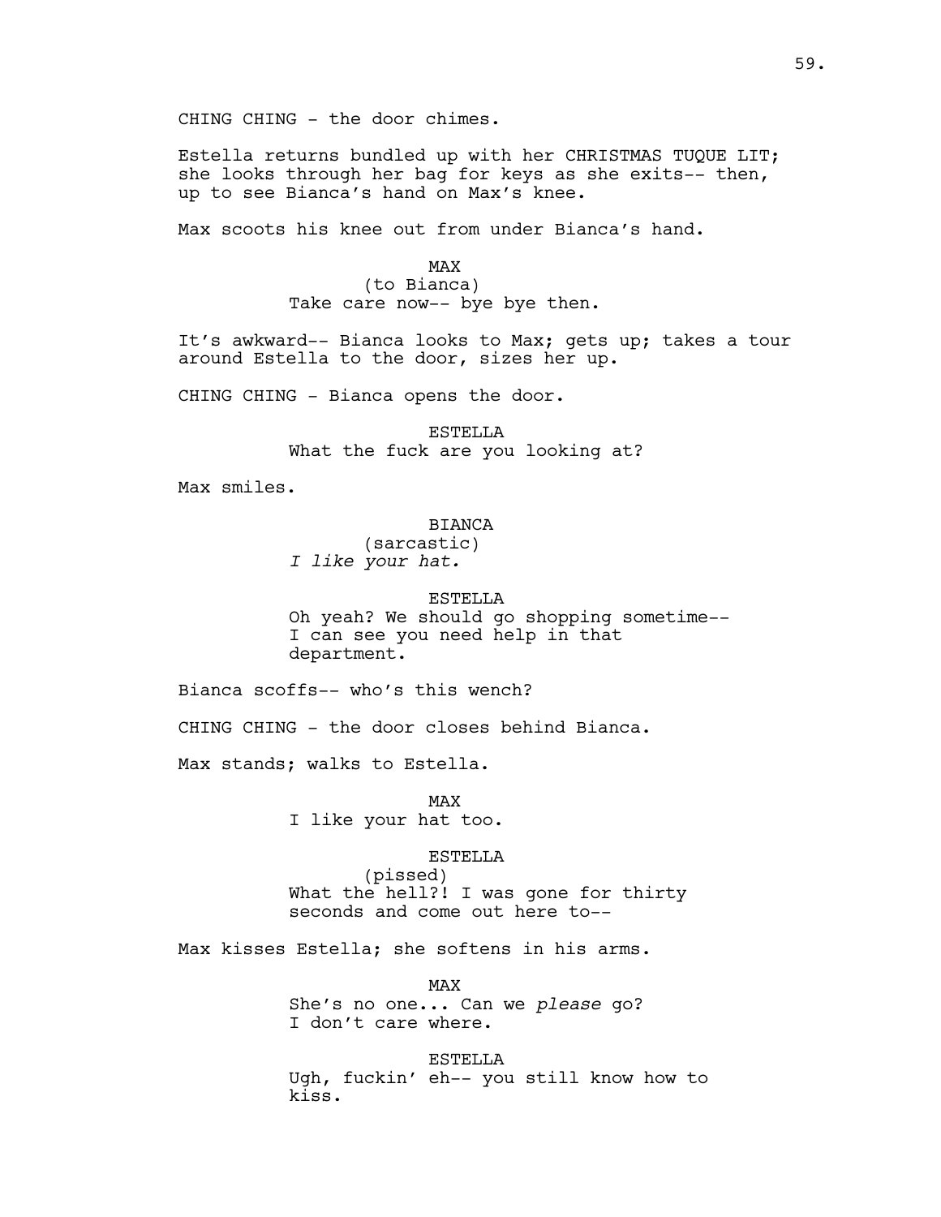CHING CHING - the door chimes.

Estella returns bundled up with her CHRISTMAS TUQUE LIT; she looks through her bag for keys as she exits-- then, up to see Bianca's hand on Max's knee.

Max scoots his knee out from under Bianca's hand.

MAX
(to Bianca)
Take care now-- bye bye then.

It's awkward-- Bianca looks to Max; gets up; takes a tour around Estella to the door, sizes her up.

CHING CHING - Bianca opens the door.

ESTELLA
What the fuck are you looking at?

Max smiles.

BIANCA
(sarcastic)
*I like your hat.*

ESTELLA
Oh yeah? We should go shopping sometime-- I can see you need help in that department.

Bianca scoffs-- who's this wench?

CHING CHING - the door closes behind Bianca.

Max stands; walks to Estella.

MAX
I like your hat too.

ESTELLA
(pissed)
What the hell?! I was gone for thirty seconds and come out here to--

Max kisses Estella; she softens in his arms.

MAX
She's no one... Can we *please* go? I don't care where.

ESTELLA
Ugh, fuckin' eh-- you still know how to kiss.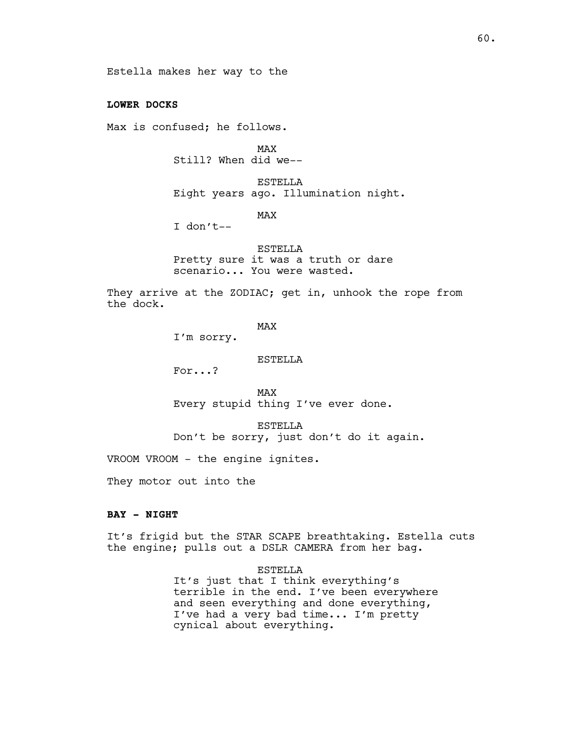Estella makes her way to the

**LOWER DOCKS**

Max is confused; he follows.

MAX
Still? When did we--

ESTELLA
Eight years ago. Illumination night.

MAX
I don't--

ESTELLA
Pretty sure it was a truth or dare scenario... You were wasted.

They arrive at the ZODIAC; get in, unhook the rope from the dock.

MAX
I'm sorry.

ESTELLA
For...?

MAX
Every stupid thing I've ever done.

ESTELLA
Don't be sorry, just don't do it again.

VROOM VROOM - the engine ignites.

They motor out into the

**BAY - NIGHT**

It's frigid but the STAR SCAPE breathtaking. Estella cuts the engine; pulls out a DSLR CAMERA from her bag.

ESTELLA
It's just that I think everything's terrible in the end. I've been everywhere and seen everything and done everything, I've had a very bad time... I'm pretty cynical about everything.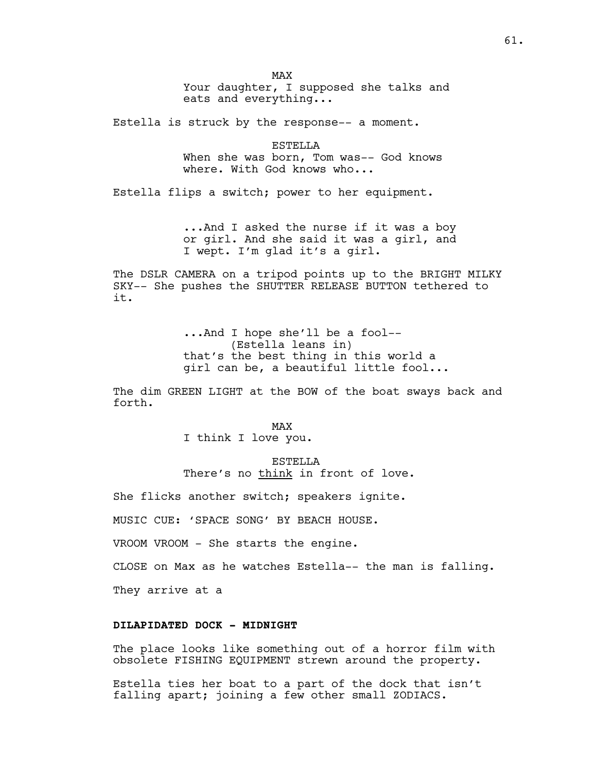MAX

Your daughter, I supposed she talks and eats and everything...

Estella is struck by the response-- a moment.

ESTELLA

When she was born, Tom was-- God knows where. With God knows who...

Estella flips a switch; power to her equipment.

...And I asked the nurse if it was a boy or girl. And she said it was a girl, and I wept. I'm glad it's a girl.

The DSLR CAMERA on a tripod points up to the BRIGHT MILKY SKY-- She pushes the SHUTTER RELEASE BUTTON tethered to it.

...And I hope she'll be a fool--
(Estella leans in)
that's the best thing in this world a girl can be, a beautiful little fool...

The dim GREEN LIGHT at the BOW of the boat sways back and forth.

MAX

I think I love you.

ESTELLA

There's no <u>think</u> in front of love.

She flicks another switch; speakers ignite.

MUSIC CUE: 'SPACE SONG' BY BEACH HOUSE.

VROOM VROOM - She starts the engine.

CLOSE on Max as he watches Estella-- the man is falling.

They arrive at a

**DILAPIDATED DOCK - MIDNIGHT**

The place looks like something out of a horror film with obsolete FISHING EQUIPMENT strewn around the property.

Estella ties her boat to a part of the dock that isn't falling apart; joining a few other small ZODIACS.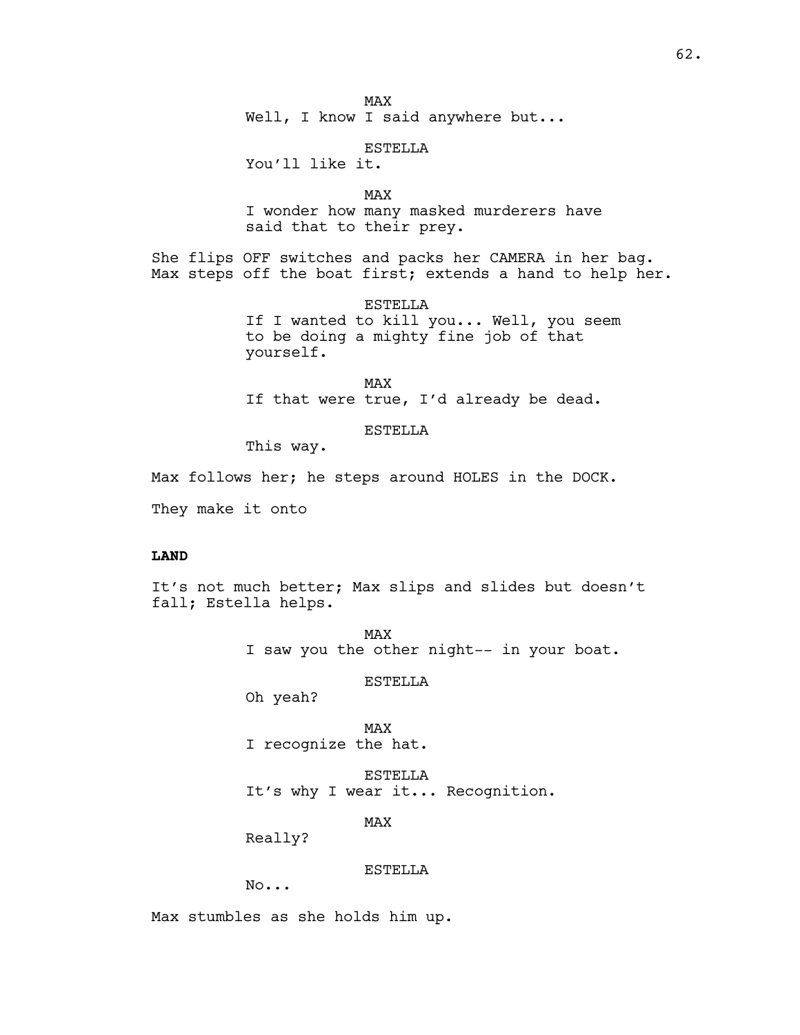MAX
Well, I know I said anywhere but...

ESTELLA
You'll like it.

MAX
I wonder how many masked murderers have said that to their prey.

She flips OFF switches and packs her CAMERA in her bag. Max steps off the boat first; extends a hand to help her.

ESTELLA
If I wanted to kill you... Well, you seem to be doing a mighty fine job of that yourself.

MAX
If that were true, I'd already be dead.

ESTELLA
This way.

Max follows her; he steps around HOLES in the DOCK.

They make it onto

**LAND**

It's not much better; Max slips and slides but doesn't fall; Estella helps.

MAX
I saw you the other night-- in your boat.

ESTELLA
Oh yeah?

MAX
I recognize the hat.

ESTELLA
It's why I wear it... Recognition.

MAX
Really?

ESTELLA
No...

Max stumbles as she holds him up.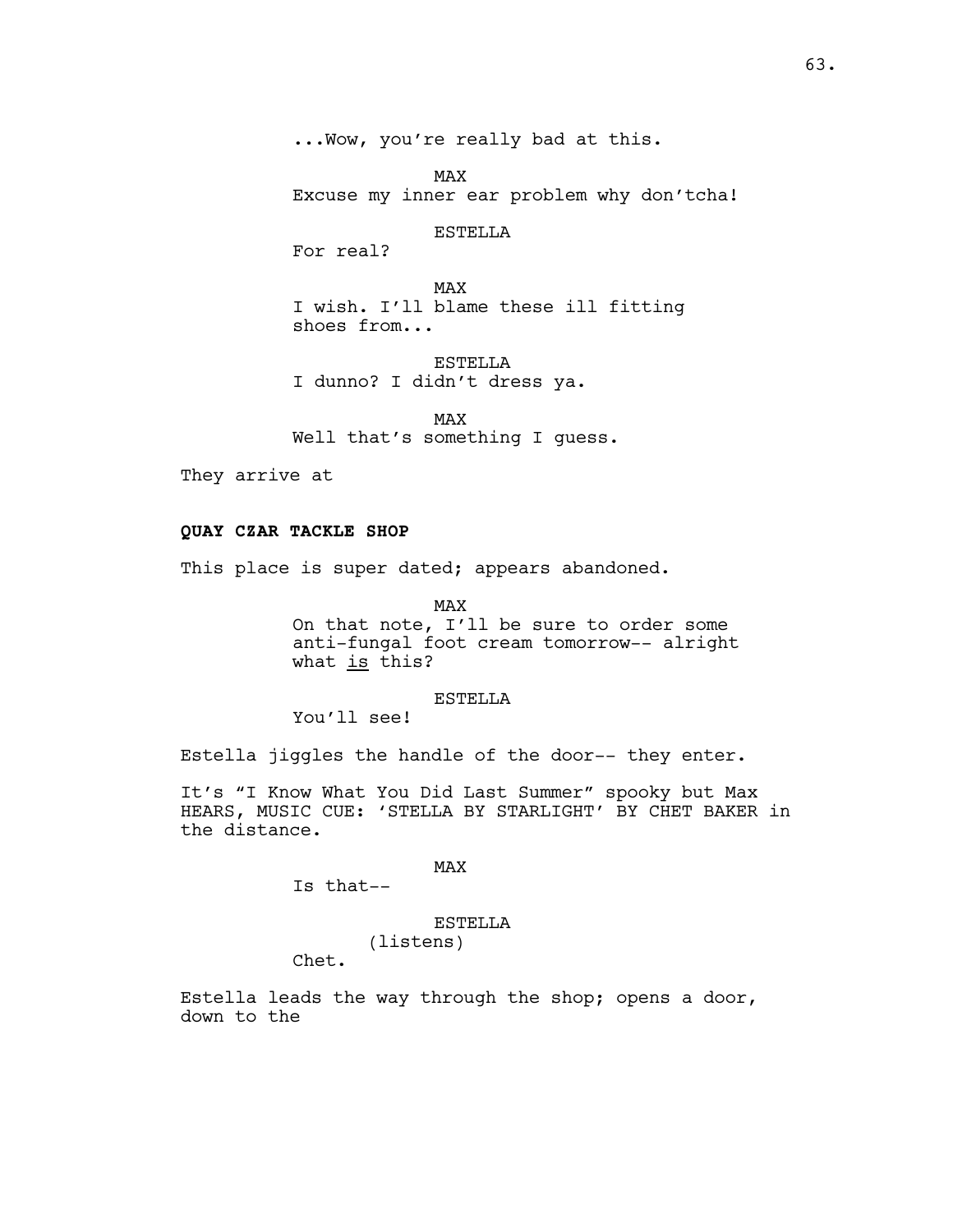...Wow, you're really bad at this.

MAX
Excuse my inner ear problem why don'tcha!

ESTELLA
For real?

MAX
I wish. I'll blame these ill fitting shoes from...

ESTELLA
I dunno? I didn't dress ya.

MAX
Well that's something I guess.

They arrive at

**QUAY CZAR TACKLE SHOP**

This place is super dated; appears abandoned.

MAX
On that note, I'll be sure to order some anti-fungal foot cream tomorrow-- alright what <u>is</u> this?

ESTELLA
You'll see!

Estella jiggles the handle of the door-- they enter.

It's "I Know What You Did Last Summer" spooky but Max HEARS, MUSIC CUE: 'STELLA BY STARLIGHT' BY CHET BAKER in the distance.

MAX
Is that--

ESTELLA
(listens)
Chet.

Estella leads the way through the shop; opens a door, down to the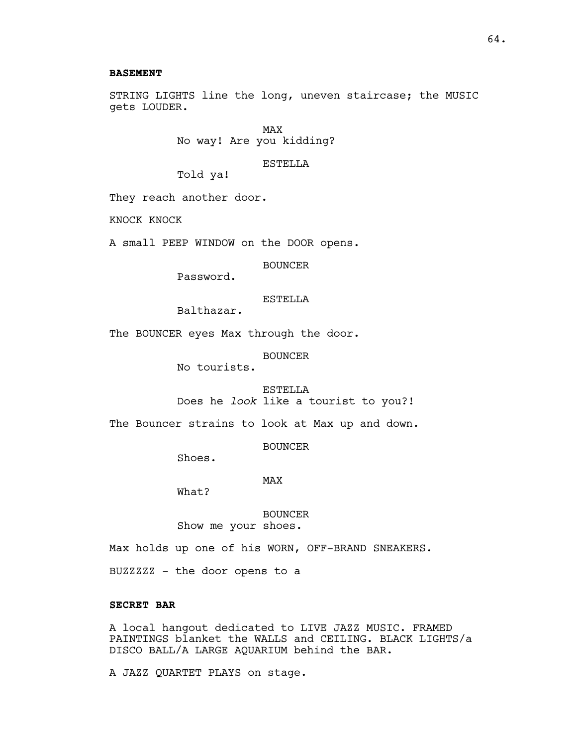**BASEMENT**

STRING LIGHTS line the long, uneven staircase; the MUSIC gets LOUDER.

MAX
No way! Are you kidding?

ESTELLA
Told ya!

They reach another door.

KNOCK KNOCK

A small PEEP WINDOW on the DOOR opens.

BOUNCER
Password.

ESTELLA
Balthazar.

The BOUNCER eyes Max through the door.

BOUNCER
No tourists.

ESTELLA
Does he *look* like a tourist to you?!

The Bouncer strains to look at Max up and down.

BOUNCER
Shoes.

MAX
What?

BOUNCER
Show me your shoes.

Max holds up one of his WORN, OFF-BRAND SNEAKERS.

BUZZZZZ - the door opens to a

**SECRET BAR**

A local hangout dedicated to LIVE JAZZ MUSIC. FRAMED PAINTINGS blanket the WALLS and CEILING. BLACK LIGHTS/a DISCO BALL/A LARGE AQUARIUM behind the BAR.

A JAZZ QUARTET PLAYS on stage.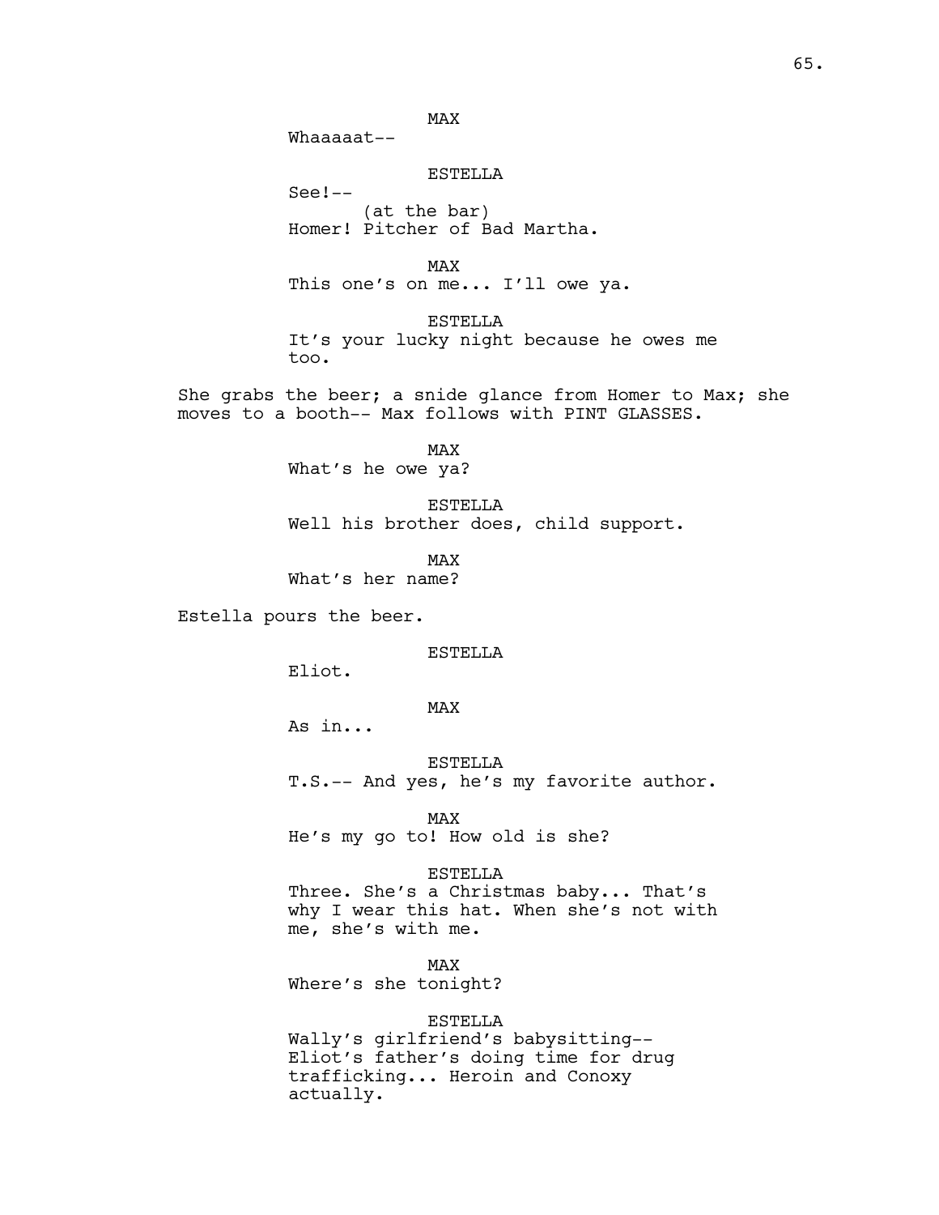MAX

Whaaaaat--

ESTELLA

See!--

(at the bar)

Homer! Pitcher of Bad Martha.

MAX

This one's on me... I'll owe ya.

ESTELLA

It's your lucky night because he owes me too.

She grabs the beer; a snide glance from Homer to Max; she moves to a booth-- Max follows with PINT GLASSES.

MAX

What's he owe ya?

ESTELLA

Well his brother does, child support.

MAX

What's her name?

Estella pours the beer.

ESTELLA

Eliot.

MAX

As in...

ESTELLA

T.S.-- And yes, he's my favorite author.

MAX

He's my go to! How old is she?

ESTELLA

Three. She's a Christmas baby... That's why I wear this hat. When she's not with me, she's with me.

MAX

Where's she tonight?

ESTELLA

Wally's girlfriend's babysitting-- Eliot's father's doing time for drug trafficking... Heroin and Conoxy actually.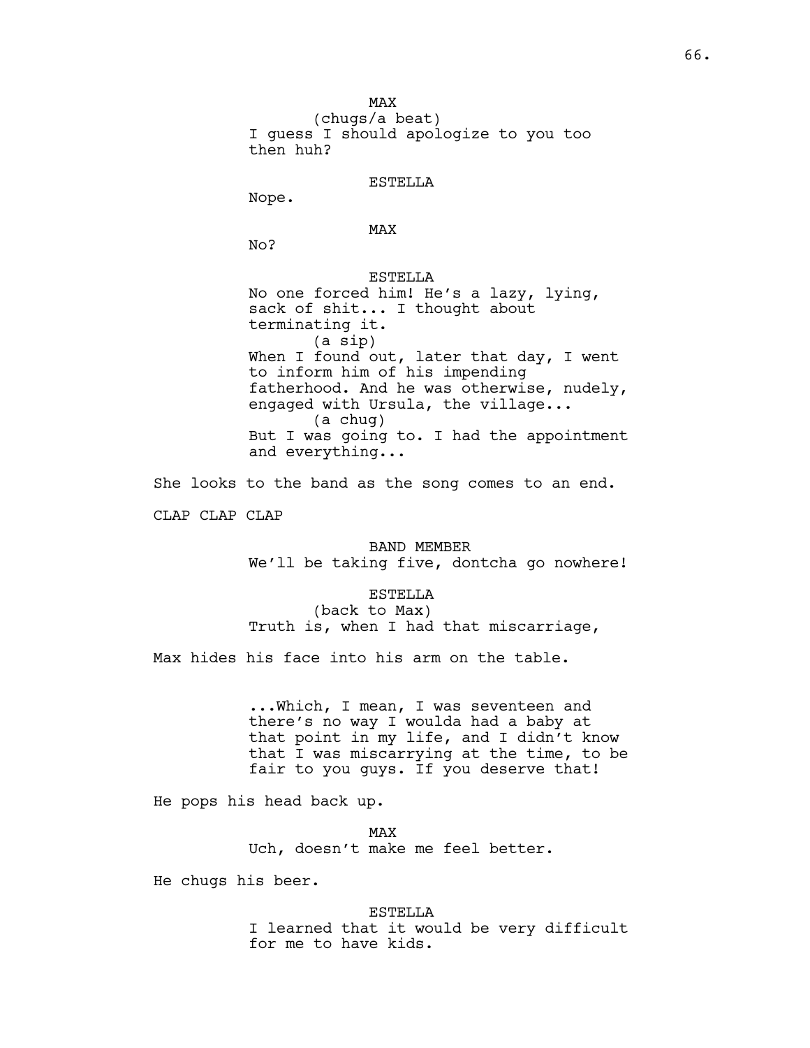MAX
(chugs/a beat)
I guess I should apologize to you too then huh?

ESTELLA
Nope.

MAX
No?

ESTELLA
No one forced him! He's a lazy, lying, sack of shit... I thought about terminating it.
(a sip)
When I found out, later that day, I went to inform him of his impending fatherhood. And he was otherwise, nudely, engaged with Ursula, the village...
(a chug)
But I was going to. I had the appointment and everything...

She looks to the band as the song comes to an end.

CLAP CLAP CLAP

BAND MEMBER
We'll be taking five, dontcha go nowhere!

ESTELLA
(back to Max)
Truth is, when I had that miscarriage,

Max hides his face into his arm on the table.

...Which, I mean, I was seventeen and there's no way I woulda had a baby at that point in my life, and I didn't know that I was miscarrying at the time, to be fair to you guys. If you deserve that!

He pops his head back up.

MAX
Uch, doesn't make me feel better.

He chugs his beer.

ESTELLA
I learned that it would be very difficult for me to have kids.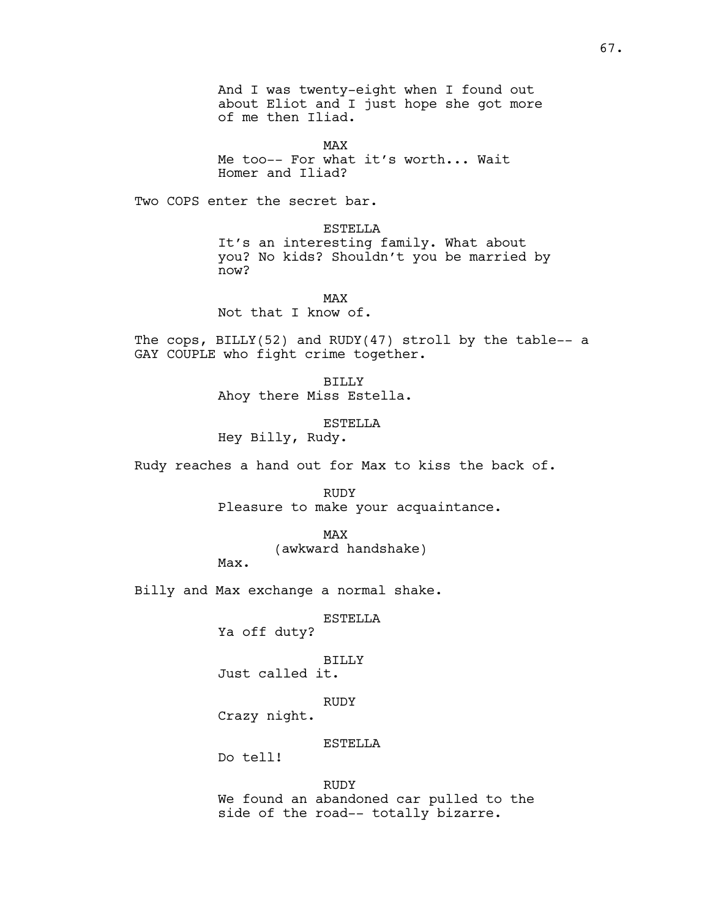And I was twenty-eight when I found out about Eliot and I just hope she got more of me then Iliad.

MAX
Me too-- For what it's worth... Wait Homer and Iliad?

Two COPS enter the secret bar.

ESTELLA
It's an interesting family. What about you? No kids? Shouldn't you be married by now?

MAX
Not that I know of.

The cops, BILLY(52) and RUDY(47) stroll by the table-- a GAY COUPLE who fight crime together.

BILLY
Ahoy there Miss Estella.

ESTELLA
Hey Billy, Rudy.

Rudy reaches a hand out for Max to kiss the back of.

RUDY
Pleasure to make your acquaintance.

MAX
(awkward handshake)
Max.

Billy and Max exchange a normal shake.

ESTELLA
Ya off duty?

BILLY
Just called it.

RUDY
Crazy night.

ESTELLA
Do tell!

RUDY
We found an abandoned car pulled to the side of the road-- totally bizarre.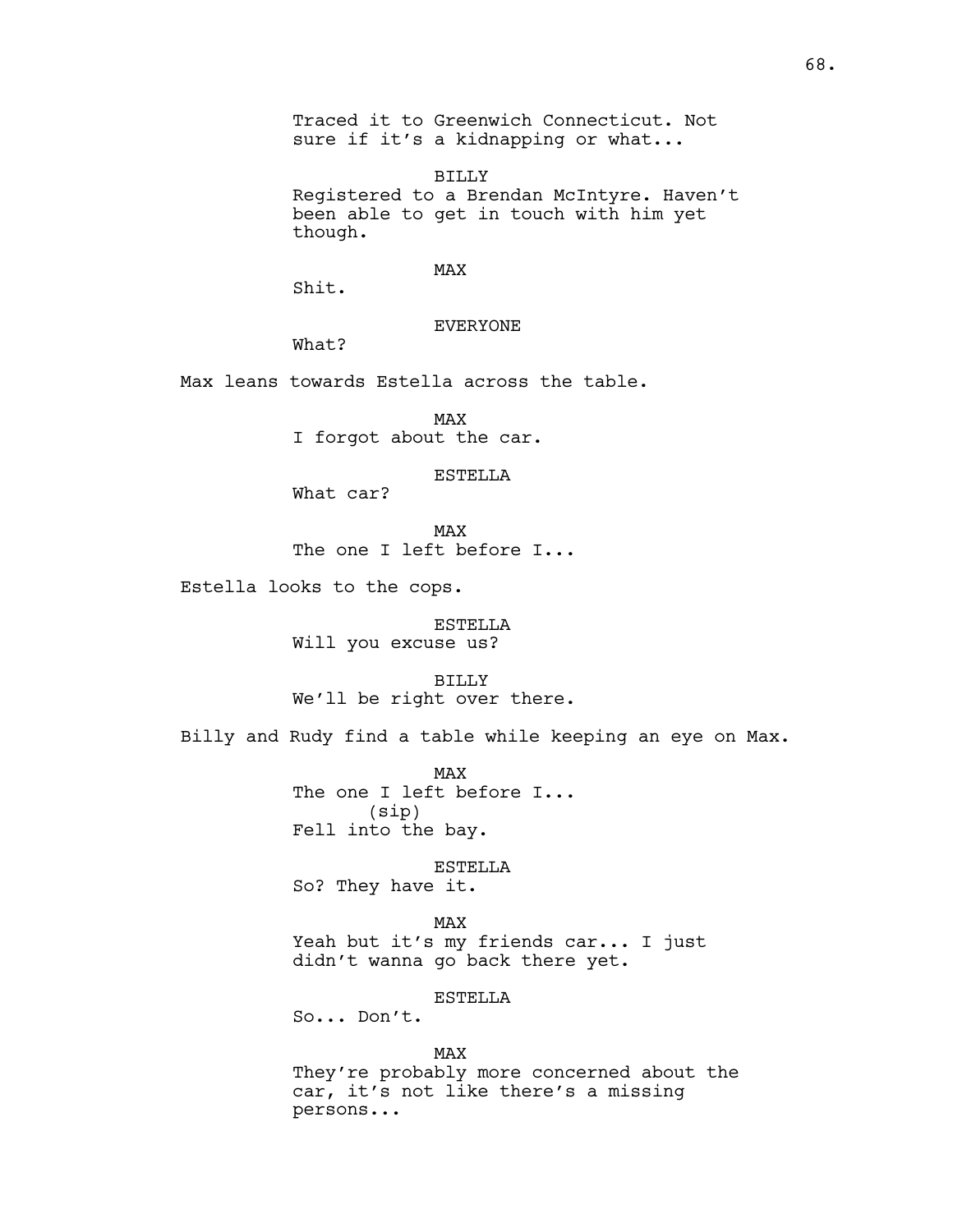Traced it to Greenwich Connecticut. Not sure if it's a kidnapping or what...

BILLY
Registered to a Brendan McIntyre. Haven't been able to get in touch with him yet though.

MAX
Shit.

EVERYONE
What?

Max leans towards Estella across the table.

MAX
I forgot about the car.

ESTELLA
What car?

MAX
The one I left before I...

Estella looks to the cops.

ESTELLA
Will you excuse us?

BILLY
We'll be right over there.

Billy and Rudy find a table while keeping an eye on Max.

MAX
The one I left before I...
(sip)
Fell into the bay.

ESTELLA
So? They have it.

MAX
Yeah but it's my friends car... I just didn't wanna go back there yet.

ESTELLA
So... Don't.

MAX
They're probably more concerned about the car, it's not like there's a missing persons...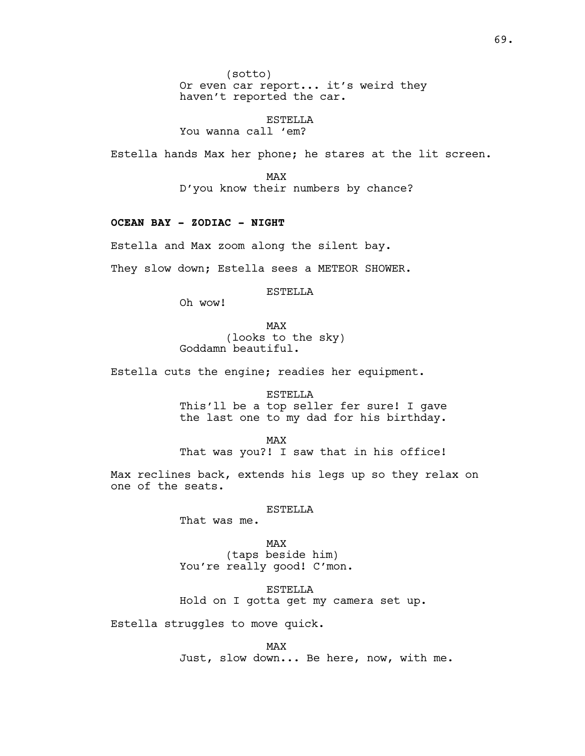(sotto)
Or even car report... it's weird they haven't reported the car.

ESTELLA
You wanna call 'em?

Estella hands Max her phone; he stares at the lit screen.

MAX
D'you know their numbers by chance?

**OCEAN BAY - ZODIAC - NIGHT**

Estella and Max zoom along the silent bay.

They slow down; Estella sees a METEOR SHOWER.

ESTELLA
Oh wow!

MAX
(looks to the sky)
Goddamn beautiful.

Estella cuts the engine; readies her equipment.

ESTELLA
This'll be a top seller fer sure! I gave the last one to my dad for his birthday.

MAX
That was you?! I saw that in his office!

Max reclines back, extends his legs up so they relax on one of the seats.

ESTELLA
That was me.

MAX
(taps beside him)
You're really good! C'mon.

ESTELLA
Hold on I gotta get my camera set up.

Estella struggles to move quick.

MAX
Just, slow down... Be here, now, with me.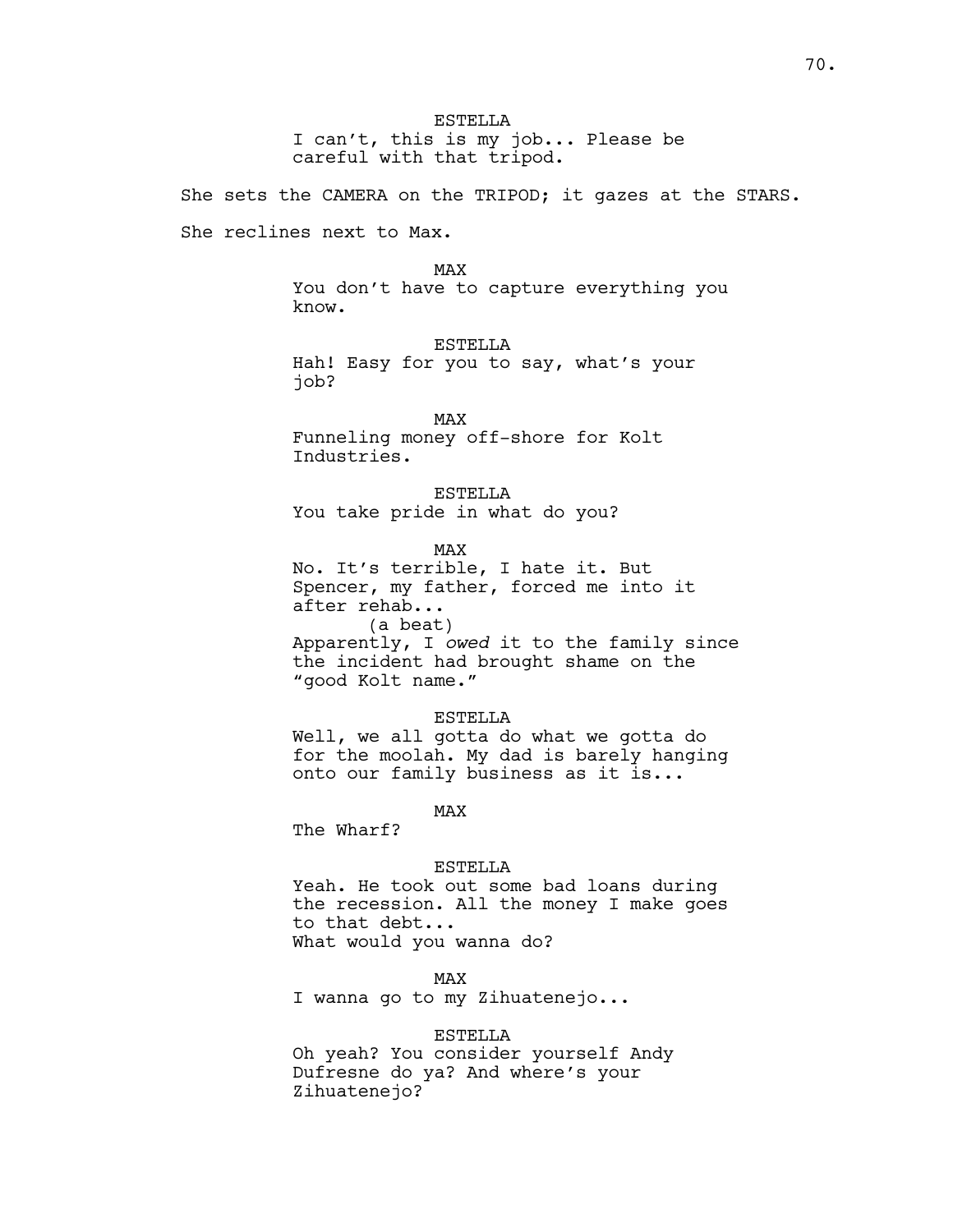ESTELLA
I can't, this is my job... Please be careful with that tripod.

She sets the CAMERA on the TRIPOD; it gazes at the STARS.

She reclines next to Max.

MAX
You don't have to capture everything you know.

ESTELLA
Hah! Easy for you to say, what's your job?

MAX
Funneling money off-shore for Kolt Industries.

ESTELLA
You take pride in what do you?

MAX
No. It's terrible, I hate it. But Spencer, my father, forced me into it after rehab...
(a beat)
Apparently, I *owed* it to the family since the incident had brought shame on the "good Kolt name."

ESTELLA
Well, we all gotta do what we gotta do for the moolah. My dad is barely hanging onto our family business as it is...

MAX
The Wharf?

ESTELLA
Yeah. He took out some bad loans during the recession. All the money I make goes to that debt...
What would you wanna do?

MAX
I wanna go to my Zihuatenejo...

ESTELLA
Oh yeah? You consider yourself Andy Dufresne do ya? And where's your Zihuatenejo?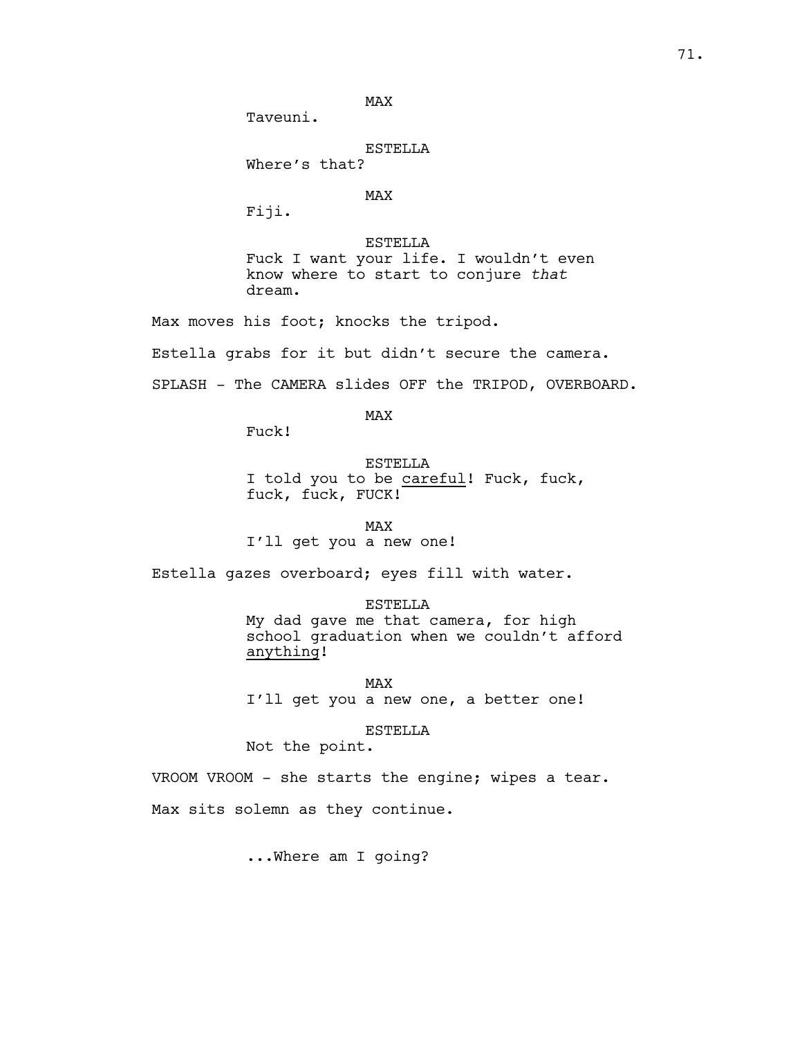MAX

Taveuni.

ESTELLA

Where's that?

MAX

Fiji.

ESTELLA

Fuck I want your life. I wouldn't even know where to start to conjure *that* dream.

Max moves his foot; knocks the tripod.

Estella grabs for it but didn't secure the camera.

SPLASH - The CAMERA slides OFF the TRIPOD, OVERBOARD.

MAX

Fuck!

ESTELLA

I told you to be <u>careful</u>! Fuck, fuck, fuck, fuck, FUCK!

MAX

I'll get you a new one!

Estella gazes overboard; eyes fill with water.

ESTELLA

My dad gave me that camera, for high school graduation when we couldn't afford <u>anything</u>!

MAX

I'll get you a new one, a better one!

ESTELLA

Not the point.

VROOM VROOM - she starts the engine; wipes a tear.

Max sits solemn as they continue.

...Where am I going?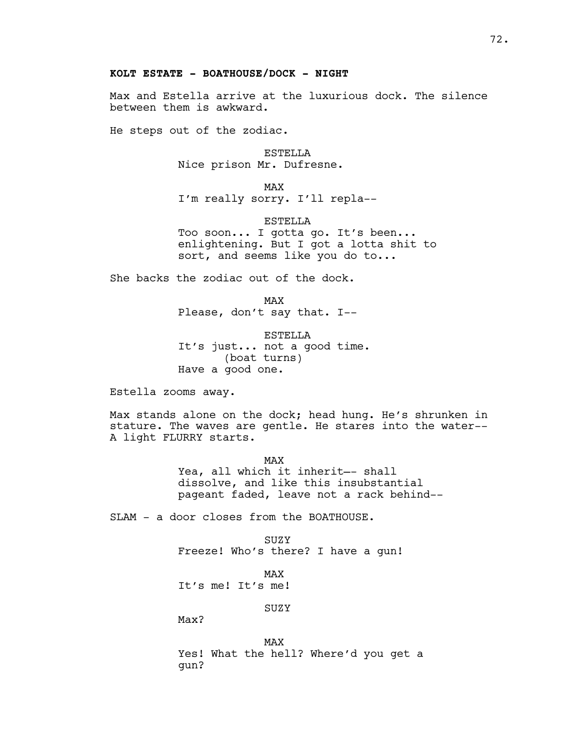**KOLT ESTATE - BOATHOUSE/DOCK - NIGHT**

Max and Estella arrive at the luxurious dock. The silence between them is awkward.

He steps out of the zodiac.

ESTELLA
Nice prison Mr. Dufresne.

MAX
I'm really sorry. I'll repla--

ESTELLA
Too soon... I gotta go. It's been... enlightening. But I got a lotta shit to sort, and seems like you do to...

She backs the zodiac out of the dock.

MAX
Please, don't say that. I--

ESTELLA
It's just... not a good time.
(boat turns)
Have a good one.

Estella zooms away.

Max stands alone on the dock; head hung. He's shrunken in stature. The waves are gentle. He stares into the water-- A light FLURRY starts.

MAX
Yea, all which it inherit—- shall dissolve, and like this insubstantial pageant faded, leave not a rack behind--

SLAM - a door closes from the BOATHOUSE.

SUZY
Freeze! Who's there? I have a gun!

MAX
It's me! It's me!

SUZY
Max?

MAX
Yes! What the hell? Where'd you get a gun?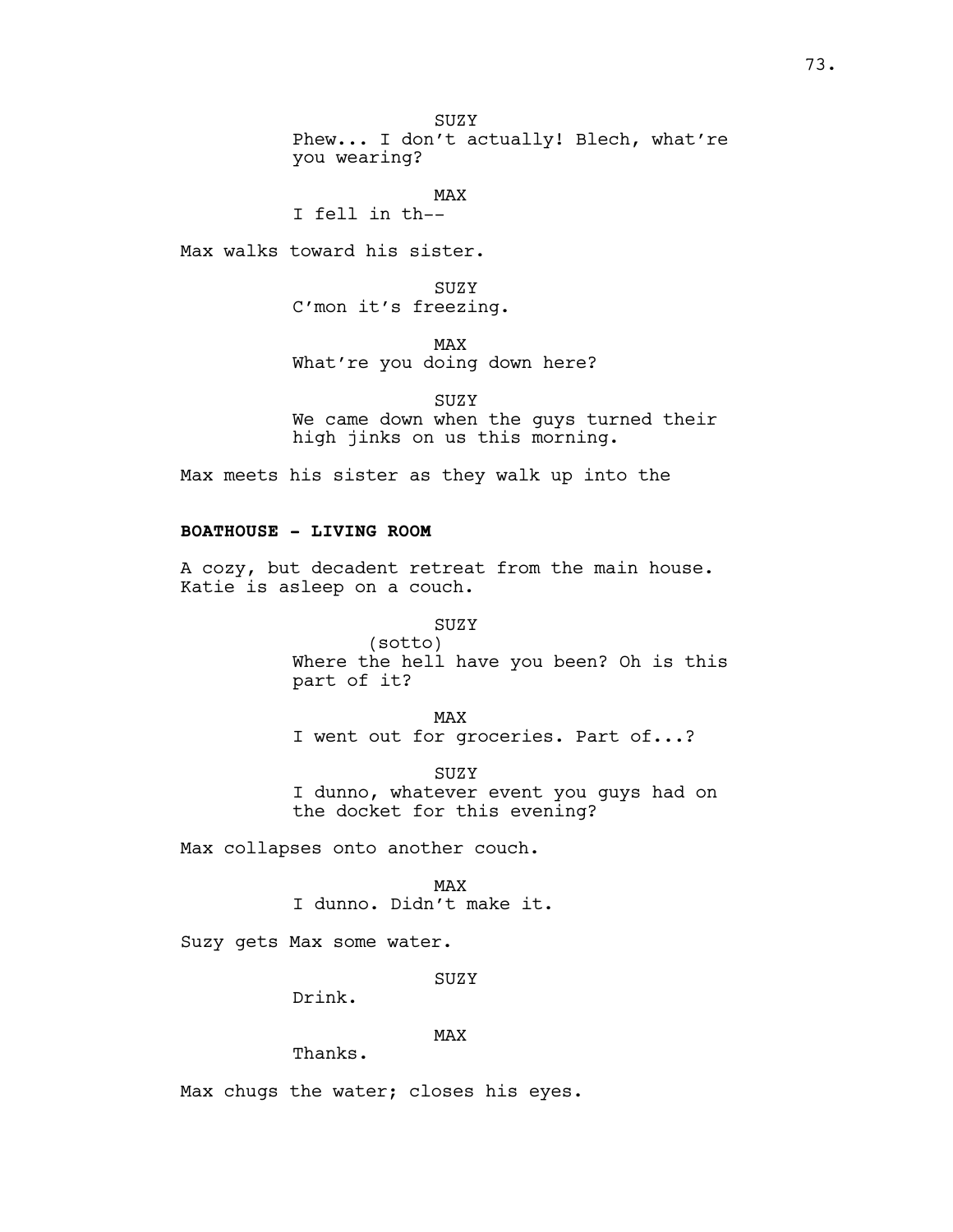SUZY
Phew... I don't actually! Blech, what're you wearing?

MAX
I fell in th--

Max walks toward his sister.

SUZY
C'mon it's freezing.

MAX
What're you doing down here?

SUZY
We came down when the guys turned their high jinks on us this morning.

Max meets his sister as they walk up into the

**BOATHOUSE - LIVING ROOM**

A cozy, but decadent retreat from the main house. Katie is asleep on a couch.

SUZY
(sotto)
Where the hell have you been? Oh is this part of it?

MAX
I went out for groceries. Part of...?

SUZY
I dunno, whatever event you guys had on the docket for this evening?

Max collapses onto another couch.

MAX
I dunno. Didn't make it.

Suzy gets Max some water.

SUZY
Drink.

MAX
Thanks.

Max chugs the water; closes his eyes.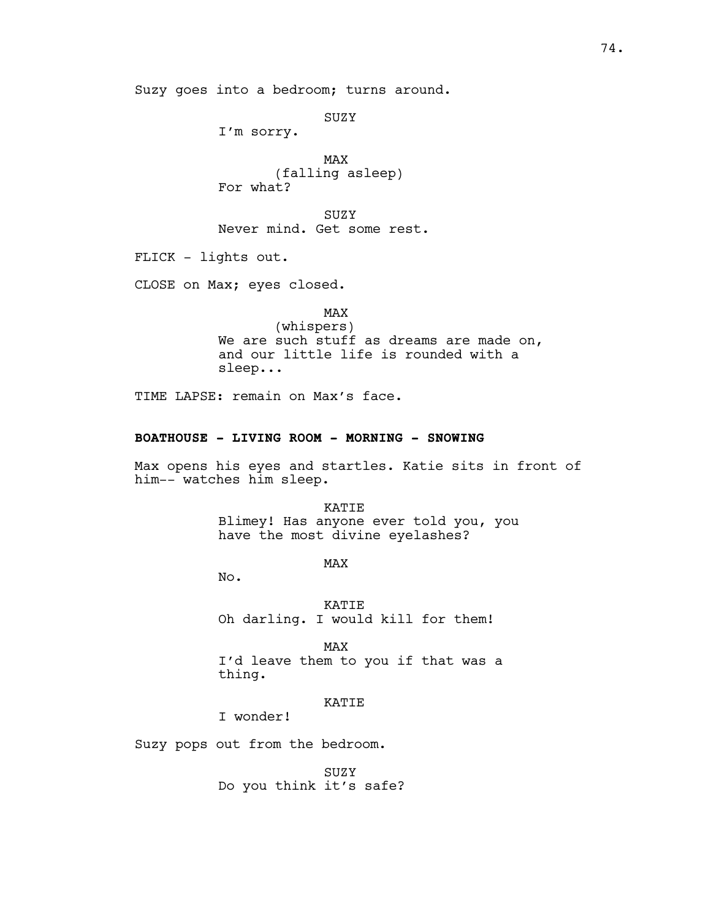Suzy goes into a bedroom; turns around.

SUZY
I'm sorry.

MAX
(falling asleep)
For what?

SUZY
Never mind. Get some rest.

FLICK - lights out.

CLOSE on Max; eyes closed.

MAX
(whispers)
We are such stuff as dreams are made on, and our little life is rounded with a sleep...

TIME LAPSE: remain on Max's face.

**BOATHOUSE - LIVING ROOM - MORNING - SNOWING**

Max opens his eyes and startles. Katie sits in front of him-- watches him sleep.

KATIE
Blimey! Has anyone ever told you, you have the most divine eyelashes?

MAX
No.

KATIE
Oh darling. I would kill for them!

MAX
I'd leave them to you if that was a thing.

KATIE
I wonder!

Suzy pops out from the bedroom.

SUZY
Do you think it's safe?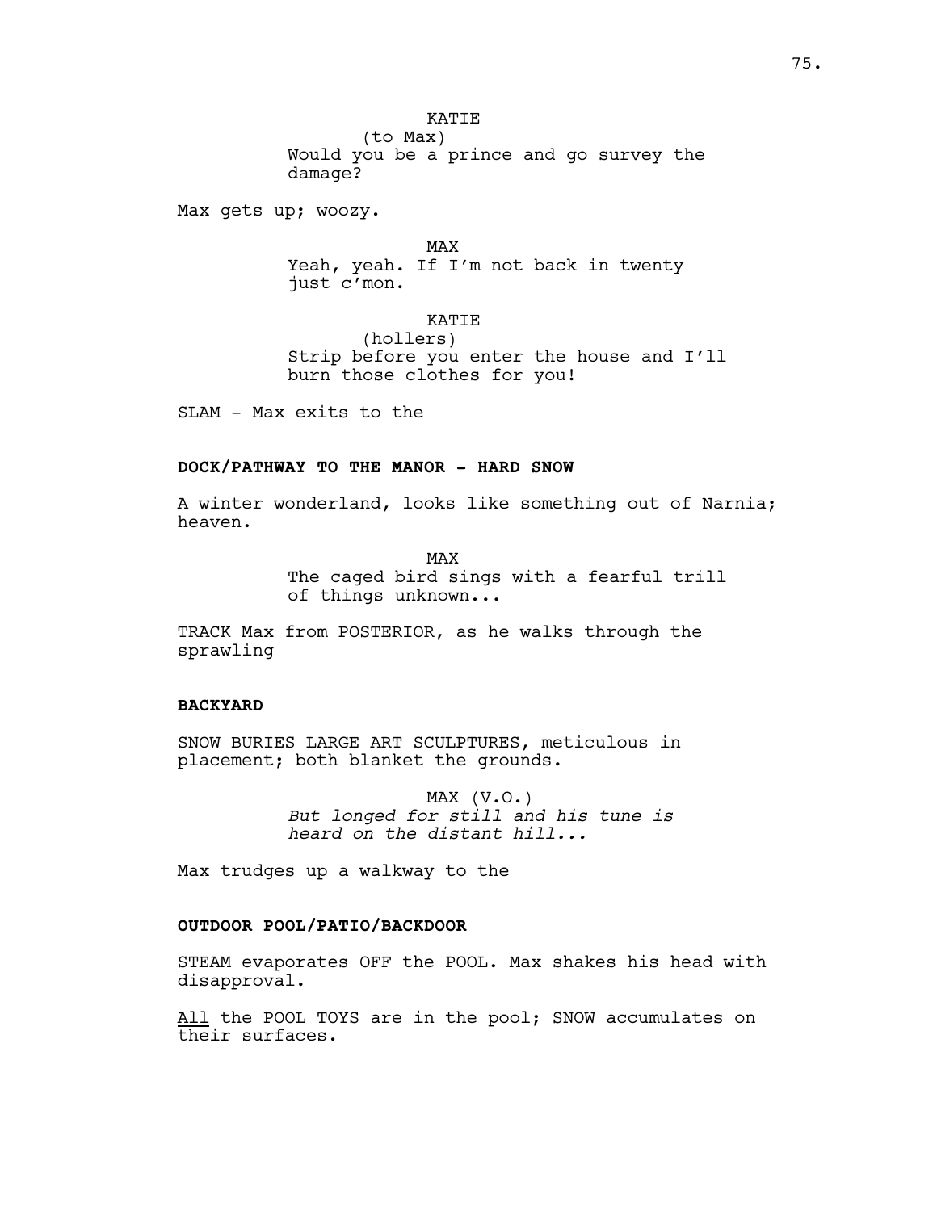KATIE
(to Max)
Would you be a prince and go survey the damage?

Max gets up; woozy.

MAX
Yeah, yeah. If I'm not back in twenty just c'mon.

KATIE
(hollers)
Strip before you enter the house and I'll burn those clothes for you!

SLAM - Max exits to the

**DOCK/PATHWAY TO THE MANOR - HARD SNOW**

A winter wonderland, looks like something out of Narnia; heaven.

MAX
The caged bird sings with a fearful trill of things unknown...

TRACK Max from POSTERIOR, as he walks through the sprawling

**BACKYARD**

SNOW BURIES LARGE ART SCULPTURES, meticulous in placement; both blanket the grounds.

MAX (V.O.)
*But longed for still and his tune is heard on the distant hill...*

Max trudges up a walkway to the

**OUTDOOR POOL/PATIO/BACKDOOR**

STEAM evaporates OFF the POOL. Max shakes his head with disapproval.

<u>All</u> the POOL TOYS are in the pool; SNOW accumulates on their surfaces.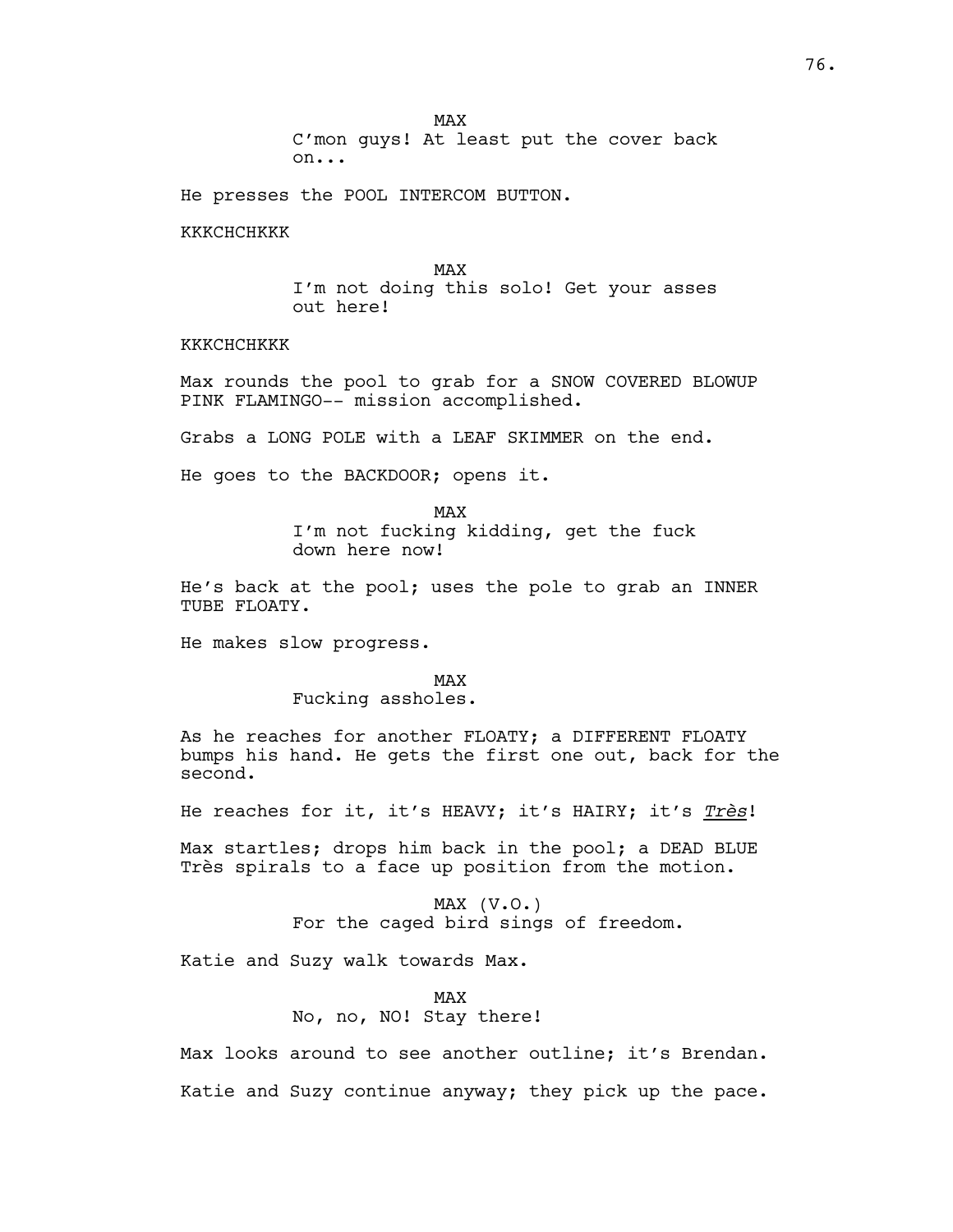MAX
C'mon guys! At least put the cover back on...

He presses the POOL INTERCOM BUTTON.

KKKCHCHKKK

MAX
I'm not doing this solo! Get your asses out here!

KKKCHCHKKK

Max rounds the pool to grab for a SNOW COVERED BLOWUP PINK FLAMINGO-- mission accomplished.

Grabs a LONG POLE with a LEAF SKIMMER on the end.

He goes to the BACKDOOR; opens it.

MAX
I'm not fucking kidding, get the fuck down here now!

He's back at the pool; uses the pole to grab an INNER TUBE FLOATY.

He makes slow progress.

MAX
Fucking assholes.

As he reaches for another FLOATY; a DIFFERENT FLOATY bumps his hand. He gets the first one out, back for the second.

He reaches for it, it's HEAVY; it's HAIRY; it's ***Très***!

Max startles; drops him back in the pool; a DEAD BLUE Très spirals to a face up position from the motion.

MAX (V.O.)
For the caged bird sings of freedom.

Katie and Suzy walk towards Max.

MAX
No, no, NO! Stay there!

Max looks around to see another outline; it's Brendan.

Katie and Suzy continue anyway; they pick up the pace.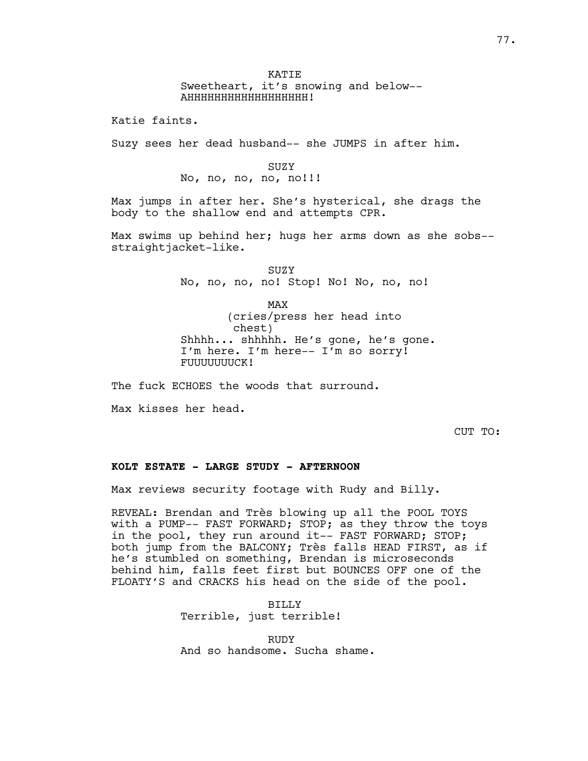KATIE
Sweetheart, it's snowing and below--
AHHHHHHHHHHHHHHHHHH!

Katie faints.

Suzy sees her dead husband-- she JUMPS in after him.

SUZY
No, no, no, no, no!!!

Max jumps in after her. She's hysterical, she drags the body to the shallow end and attempts CPR.

Max swims up behind her; hugs her arms down as she sobs-- straightjacket-like.

SUZY
No, no, no, no! Stop! No! No, no, no!

MAX
(cries/press her head into chest)
Shhhh... shhhhh. He's gone, he's gone.
I'm here. I'm here-- I'm so sorry!
FUUUUUUUCK!

The fuck ECHOES the woods that surround.

Max kisses her head.

CUT TO:

**KOLT ESTATE - LARGE STUDY - AFTERNOON**

Max reviews security footage with Rudy and Billy.

REVEAL: Brendan and Très blowing up all the POOL TOYS with a PUMP-- FAST FORWARD; STOP; as they throw the toys in the pool, they run around it-- FAST FORWARD; STOP; both jump from the BALCONY; Très falls HEAD FIRST, as if he's stumbled on something, Brendan is microseconds behind him, falls feet first but BOUNCES OFF one of the FLOATY'S and CRACKS his head on the side of the pool.

BILLY
Terrible, just terrible!

RUDY
And so handsome. Sucha shame.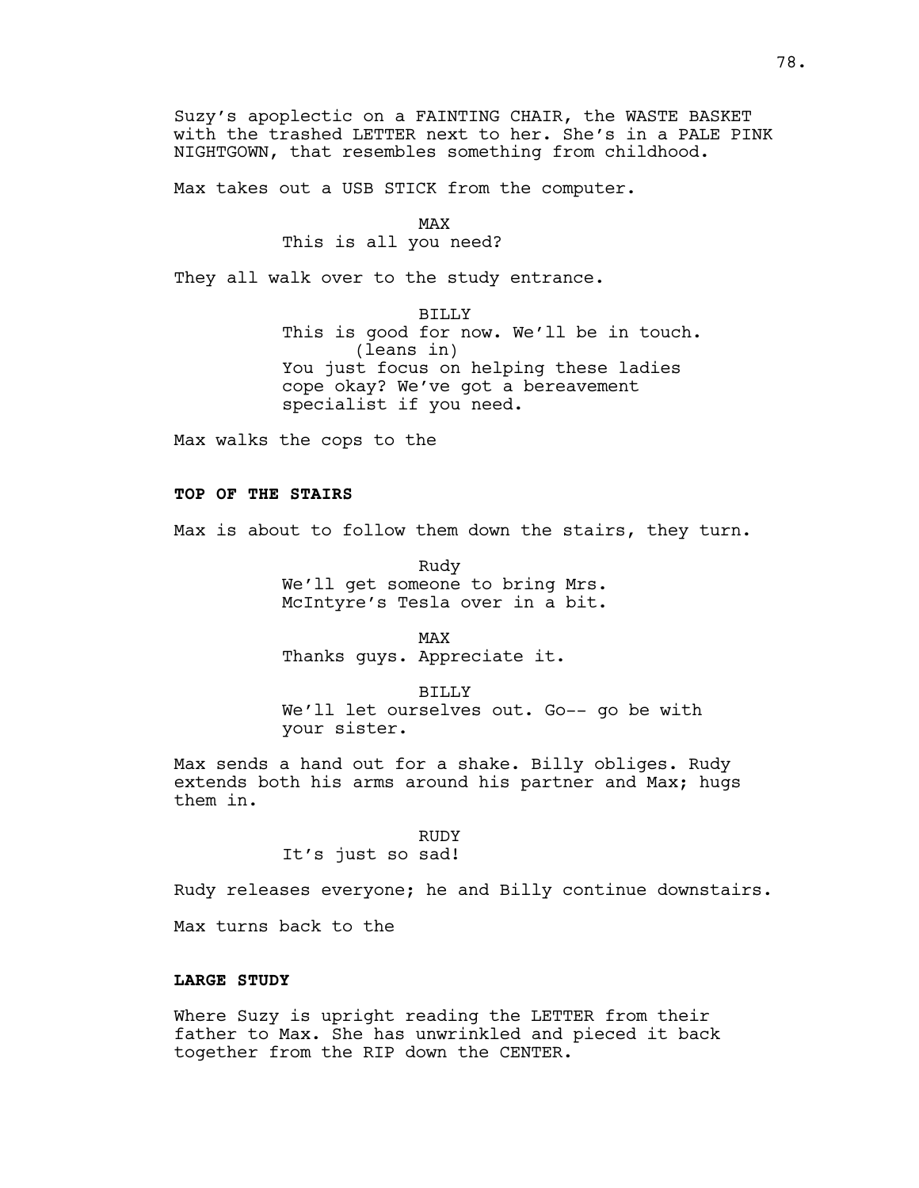Suzy's apoplectic on a FAINTING CHAIR, the WASTE BASKET with the trashed LETTER next to her. She's in a PALE PINK NIGHTGOWN, that resembles something from childhood.

Max takes out a USB STICK from the computer.

MAX
This is all you need?

They all walk over to the study entrance.

BILLY
This is good for now. We'll be in touch.
(leans in)
You just focus on helping these ladies cope okay? We've got a bereavement specialist if you need.

Max walks the cops to the

**TOP OF THE STAIRS**

Max is about to follow them down the stairs, they turn.

Rudy
We'll get someone to bring Mrs. McIntyre's Tesla over in a bit.

MAX
Thanks guys. Appreciate it.

BILLY
We'll let ourselves out. Go-- go be with your sister.

Max sends a hand out for a shake. Billy obliges. Rudy extends both his arms around his partner and Max; hugs them in.

RUDY
It's just so sad!

Rudy releases everyone; he and Billy continue downstairs.

Max turns back to the

**LARGE STUDY**

Where Suzy is upright reading the LETTER from their father to Max. She has unwrinkled and pieced it back together from the RIP down the CENTER.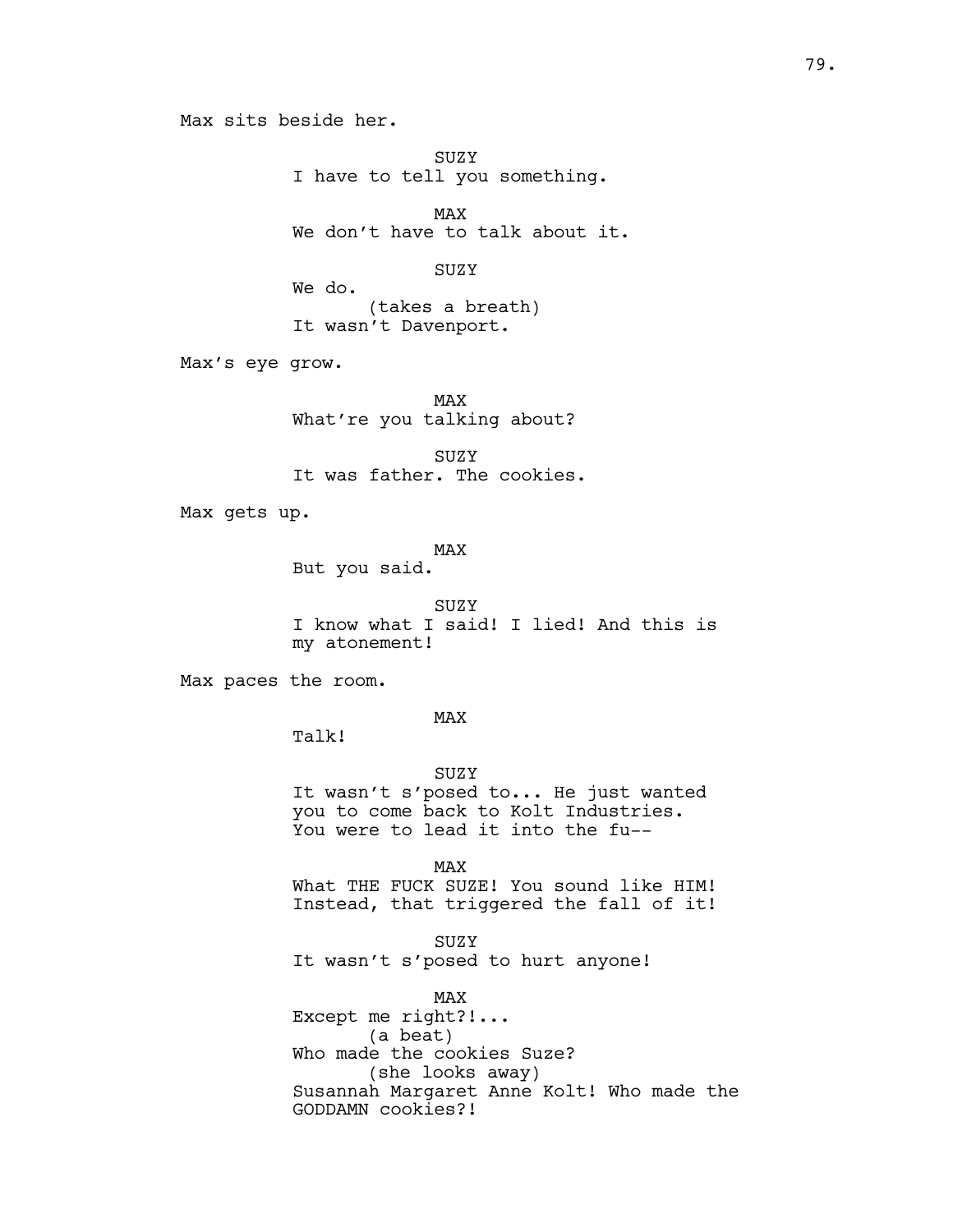Max sits beside her.

SUZY
I have to tell you something.

MAX
We don't have to talk about it.

SUZY
We do.
(takes a breath)
It wasn't Davenport.

Max's eye grow.

MAX
What're you talking about?

SUZY
It was father. The cookies.

Max gets up.

MAX
But you said.

SUZY
I know what I said! I lied! And this is my atonement!

Max paces the room.

MAX
Talk!

SUZY
It wasn't s'posed to... He just wanted you to come back to Kolt Industries. You were to lead it into the fu--

MAX
What THE FUCK SUZE! You sound like HIM! Instead, that triggered the fall of it!

SUZY
It wasn't s'posed to hurt anyone!

MAX
Except me right?!...
(a beat)
Who made the cookies Suze?
(she looks away)
Susannah Margaret Anne Kolt! Who made the GODDAMN cookies?!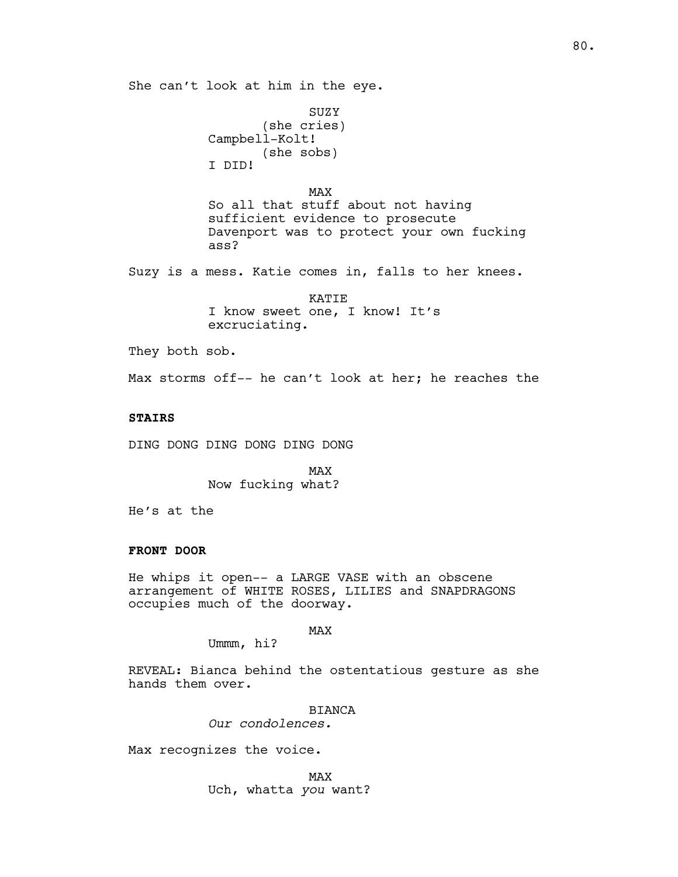She can't look at him in the eye.

SUZY
(she cries)
Campbell-Kolt!
(she sobs)
I DID!

MAX
So all that stuff about not having sufficient evidence to prosecute Davenport was to protect your own fucking ass?

Suzy is a mess. Katie comes in, falls to her knees.

KATIE
I know sweet one, I know! It's excruciating.

They both sob.

Max storms off-- he can't look at her; he reaches the

**STAIRS**

DING DONG DING DONG DING DONG

MAX
Now fucking what?

He's at the

**FRONT DOOR**

He whips it open-- a LARGE VASE with an obscene arrangement of WHITE ROSES, LILIES and SNAPDRAGONS occupies much of the doorway.

MAX
Ummm, hi?

REVEAL: Bianca behind the ostentatious gesture as she hands them over.

BIANCA
*Our condolences.*

Max recognizes the voice.

MAX
Uch, whatta *you* want?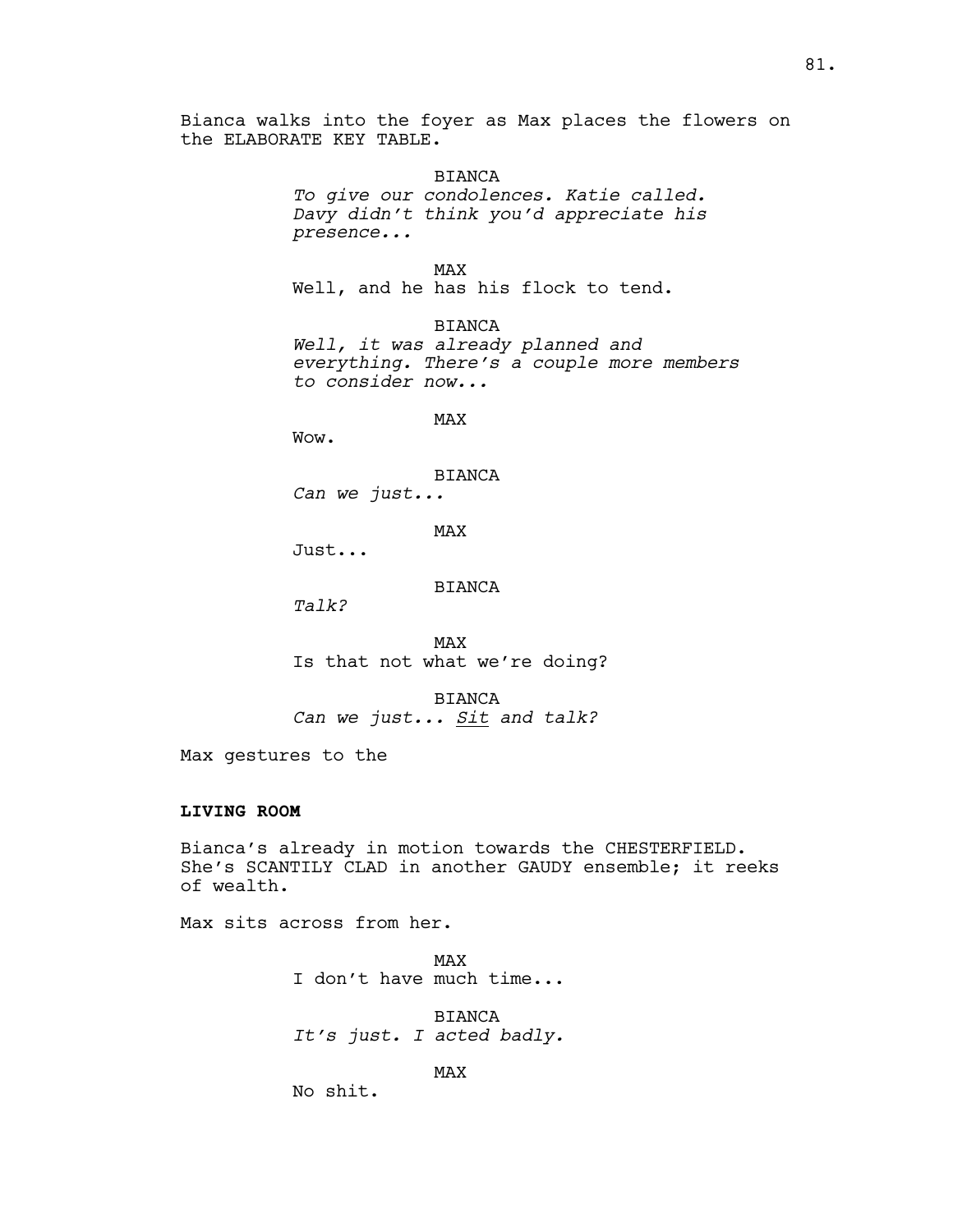Bianca walks into the foyer as Max places the flowers on the ELABORATE KEY TABLE.

BIANCA
*To give our condolences. Katie called. Davy didn't think you'd appreciate his presence...*

MAX
Well, and he has his flock to tend.

BIANCA
*Well, it was already planned and everything. There's a couple more members to consider now...*

MAX
Wow.

BIANCA
*Can we just...*

MAX
Just...

BIANCA
*Talk?*

MAX
Is that not what we're doing?

BIANCA
*Can we just... <u>Sit</u> and talk?*

Max gestures to the

**LIVING ROOM**

Bianca's already in motion towards the CHESTERFIELD. She's SCANTILY CLAD in another GAUDY ensemble; it reeks of wealth.

Max sits across from her.

MAX
I don't have much time...

BIANCA
*It's just. I acted badly.*

MAX
No shit.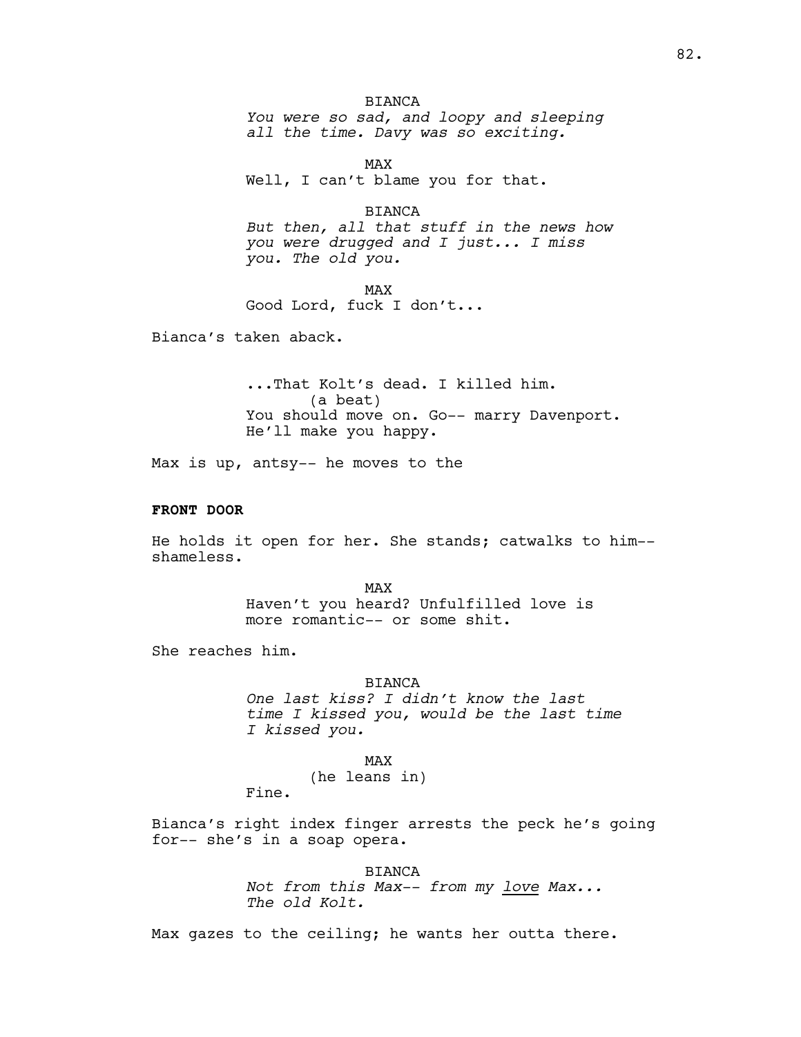BIANCA
*You were so sad, and loopy and sleeping all the time. Davy was so exciting.*

MAX
Well, I can't blame you for that.

BIANCA
*But then, all that stuff in the news how you were drugged and I just... I miss you. The old you.*

MAX
Good Lord, fuck I don't...

Bianca's taken aback.

...That Kolt's dead. I killed him.
(a beat)
You should move on. Go-- marry Davenport. He'll make you happy.

Max is up, antsy-- he moves to the

**FRONT DOOR**

He holds it open for her. She stands; catwalks to him-- shameless.

MAX
Haven't you heard? Unfulfilled love is more romantic-- or some shit.

She reaches him.

BIANCA
*One last kiss? I didn't know the last time I kissed you, would be the last time I kissed you.*

MAX
(he leans in)
Fine.

Bianca's right index finger arrests the peck he's going for-- she's in a soap opera.

BIANCA
*Not from this Max-- from my <u>love</u> Max... The old Kolt.*

Max gazes to the ceiling; he wants her outta there.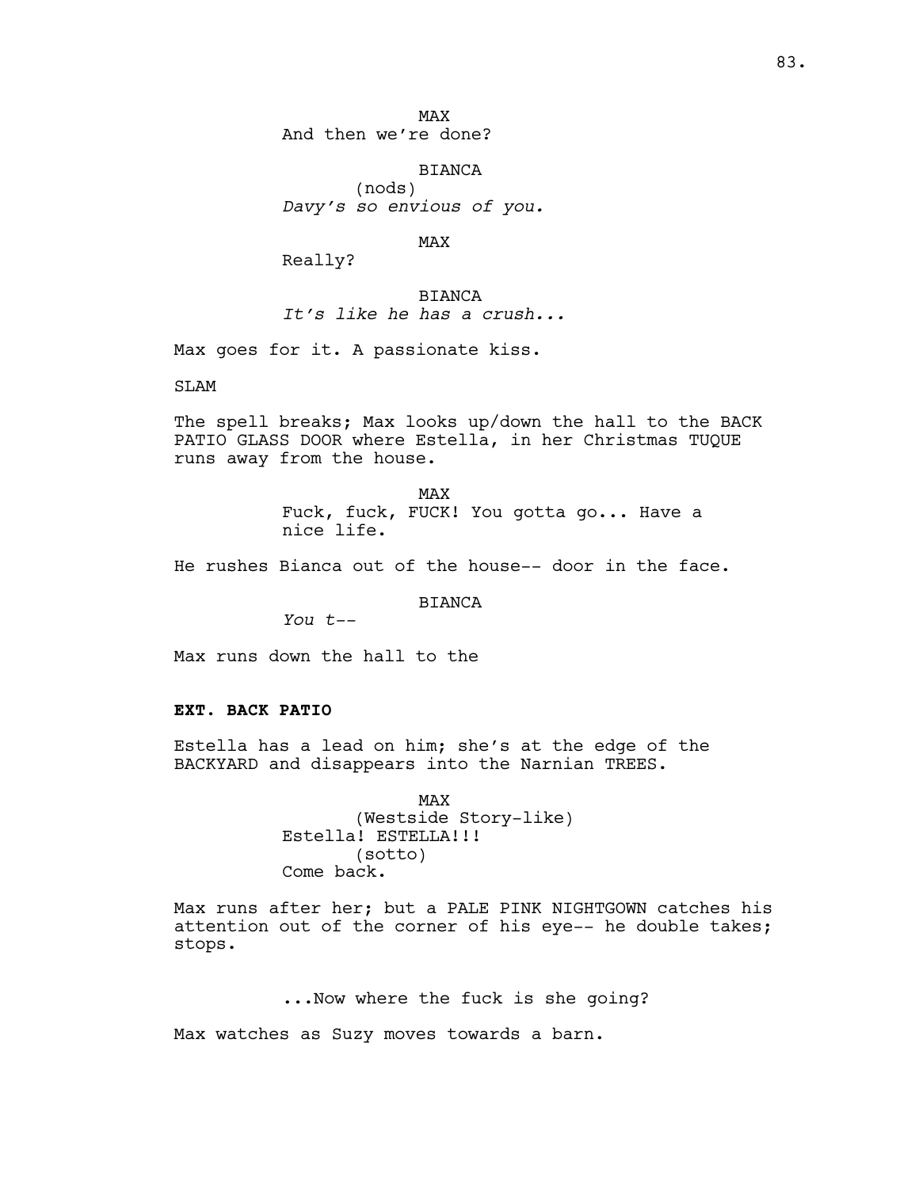MAX
And then we're done?

BIANCA
(nods)
*Davy's so envious of you.*

MAX
Really?

BIANCA
*It's like he has a crush...*

Max goes for it. A passionate kiss.

SLAM

The spell breaks; Max looks up/down the hall to the BACK PATIO GLASS DOOR where Estella, in her Christmas TUQUE runs away from the house.

MAX
Fuck, fuck, FUCK! You gotta go... Have a nice life.

He rushes Bianca out of the house-- door in the face.

BIANCA
*You t--*

Max runs down the hall to the

**EXT. BACK PATIO**

Estella has a lead on him; she's at the edge of the BACKYARD and disappears into the Narnian TREES.

MAX
(Westside Story-like)
Estella! ESTELLA!!!
(sotto)
Come back.

Max runs after her; but a PALE PINK NIGHTGOWN catches his attention out of the corner of his eye-- he double takes; stops.

...Now where the fuck is she going?

Max watches as Suzy moves towards a barn.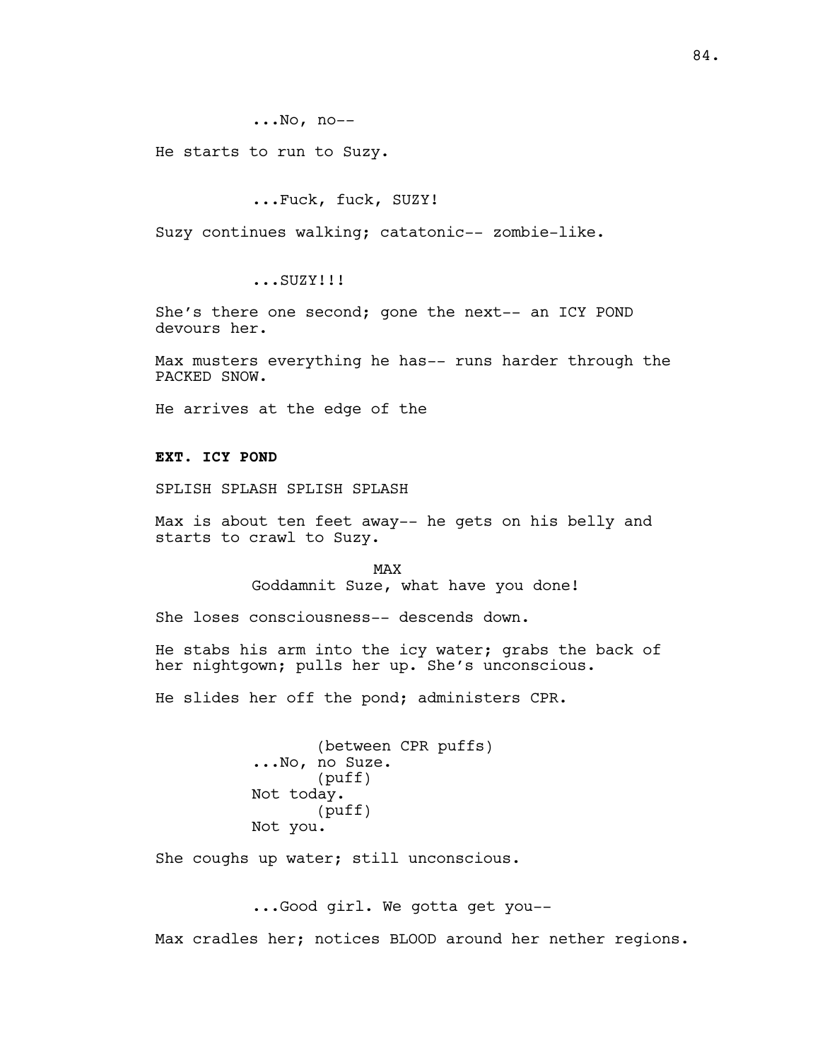...No, no--

He starts to run to Suzy.

...Fuck, fuck, SUZY!

Suzy continues walking; catatonic-- zombie-like.

...SUZY!!!

She's there one second; gone the next-- an ICY POND devours her.

Max musters everything he has-- runs harder through the PACKED SNOW.

He arrives at the edge of the

**EXT. ICY POND**

SPLISH SPLASH SPLISH SPLASH

Max is about ten feet away-- he gets on his belly and starts to crawl to Suzy.

MAX
Goddamnit Suze, what have you done!

She loses consciousness-- descends down.

He stabs his arm into the icy water; grabs the back of her nightgown; pulls her up. She's unconscious.

He slides her off the pond; administers CPR.

(between CPR puffs)
...No, no Suze.
(puff)
Not today.
(puff)
Not you.

She coughs up water; still unconscious.

...Good girl. We gotta get you--

Max cradles her; notices BLOOD around her nether regions.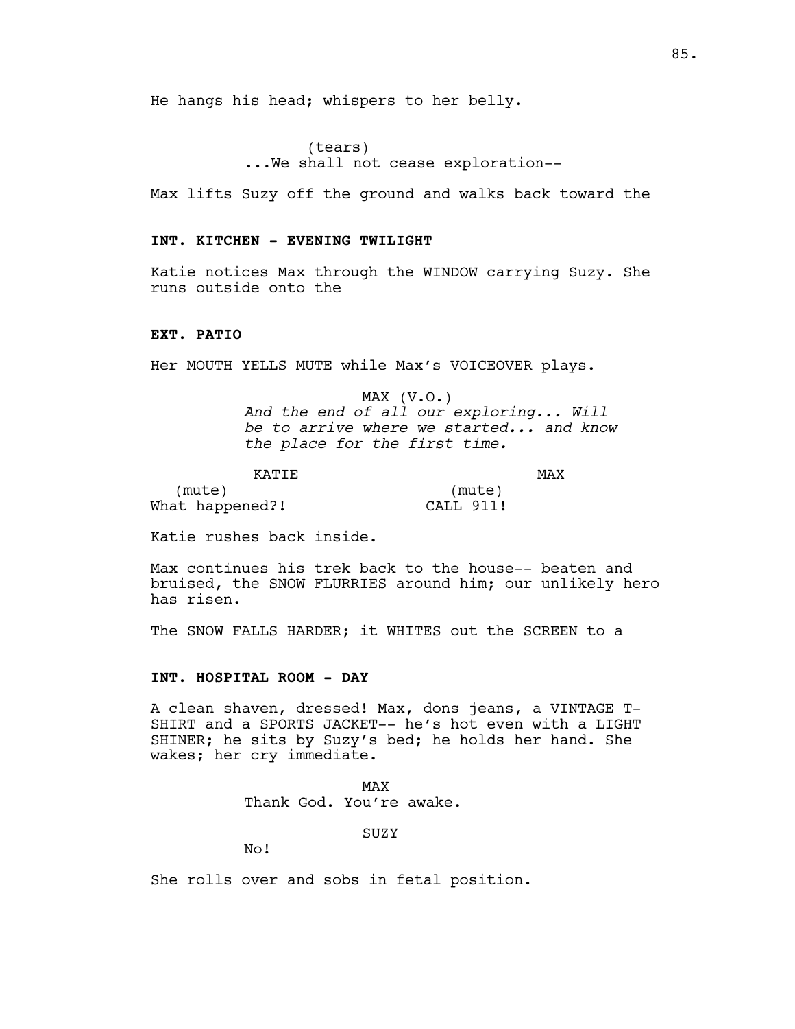He hangs his head; whispers to her belly.

(tears)
...We shall not cease exploration--

Max lifts Suzy off the ground and walks back toward the

**INT. KITCHEN - EVENING TWILIGHT**

Katie notices Max through the WINDOW carrying Suzy. She runs outside onto the

**EXT. PATIO**

Her MOUTH YELLS MUTE while Max's VOICEOVER plays.

MAX (V.O.)
*And the end of all our exploring... Will be to arrive where we started... and know the place for the first time.*

KATIE
(mute)
What happened?!

MAX
(mute)
CALL 911!

Katie rushes back inside.

Max continues his trek back to the house-- beaten and bruised, the SNOW FLURRIES around him; our unlikely hero has risen.

The SNOW FALLS HARDER; it WHITES out the SCREEN to a

**INT. HOSPITAL ROOM - DAY**

A clean shaven, dressed! Max, dons jeans, a VINTAGE T-SHIRT and a SPORTS JACKET-- he's hot even with a LIGHT SHINER; he sits by Suzy's bed; he holds her hand. She wakes; her cry immediate.

MAX
Thank God. You're awake.

SUZY
No!

She rolls over and sobs in fetal position.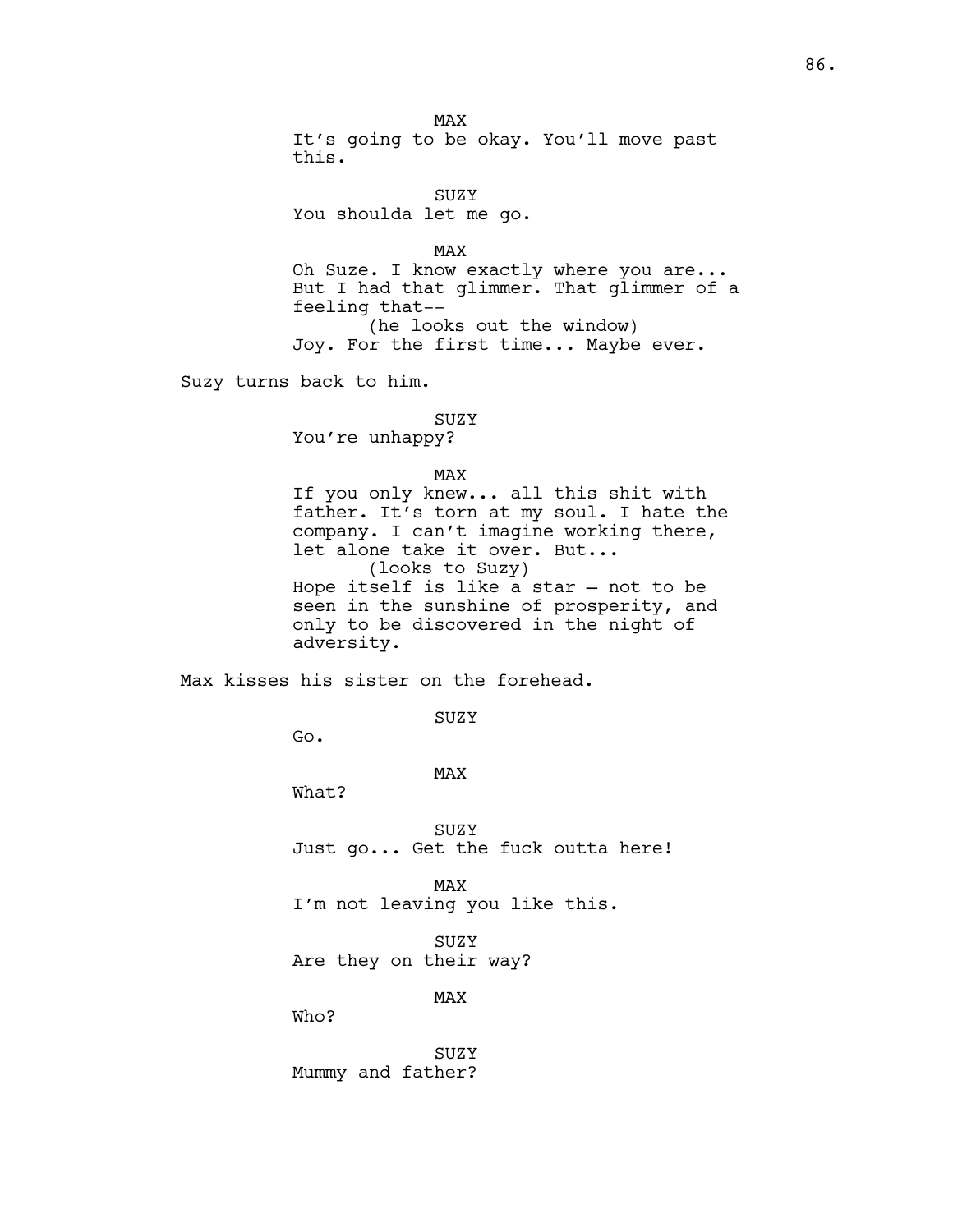MAX
It's going to be okay. You'll move past this.

SUZY
You shoulda let me go.

MAX
Oh Suze. I know exactly where you are... But I had that glimmer. That glimmer of a feeling that--
(he looks out the window)
Joy. For the first time... Maybe ever.

Suzy turns back to him.

SUZY
You're unhappy?

MAX
If you only knew... all this shit with father. It's torn at my soul. I hate the company. I can't imagine working there, let alone take it over. But...
(looks to Suzy)
Hope itself is like a star – not to be seen in the sunshine of prosperity, and only to be discovered in the night of adversity.

Max kisses his sister on the forehead.

SUZY
Go.

MAX
What?

SUZY
Just go... Get the fuck outta here!

MAX
I'm not leaving you like this.

SUZY
Are they on their way?

MAX
Who?

SUZY
Mummy and father?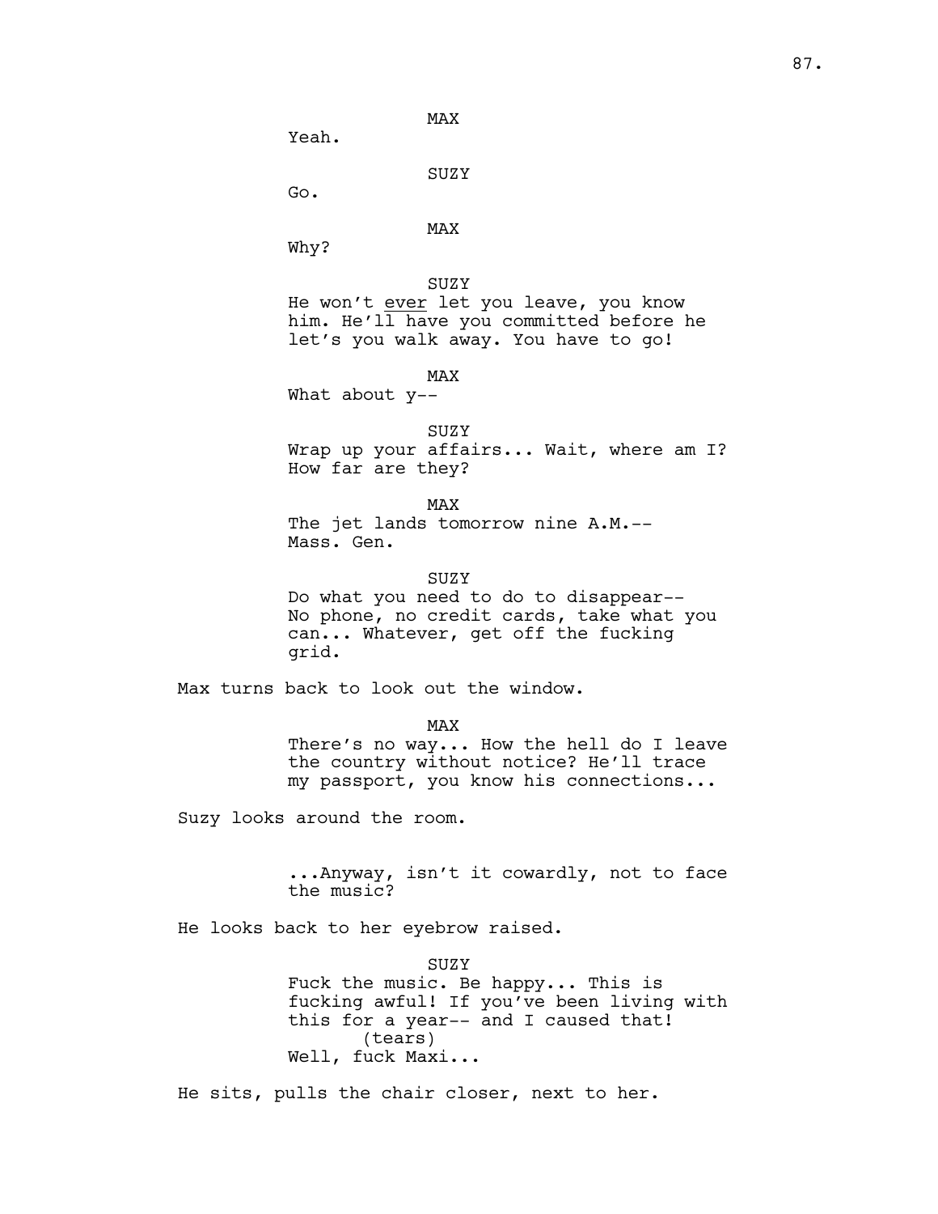MAX

Yeah.

SUZY

Go.

MAX

Why?

SUZY

He won't <u>ever</u> let you leave, you know him. He'll have you committed before he let's you walk away. You have to go!

MAX

What about y--

SUZY

Wrap up your affairs... Wait, where am I? How far are they?

MAX

The jet lands tomorrow nine A.M.-- Mass. Gen.

SUZY

Do what you need to do to disappear-- No phone, no credit cards, take what you can... Whatever, get off the fucking grid.

Max turns back to look out the window.

MAX

There's no way... How the hell do I leave the country without notice? He'll trace my passport, you know his connections...

Suzy looks around the room.

...Anyway, isn't it cowardly, not to face the music?

He looks back to her eyebrow raised.

SUZY

Fuck the music. Be happy... This is fucking awful! If you've been living with this for a year-- and I caused that!

(tears)

Well, fuck Maxi...

He sits, pulls the chair closer, next to her.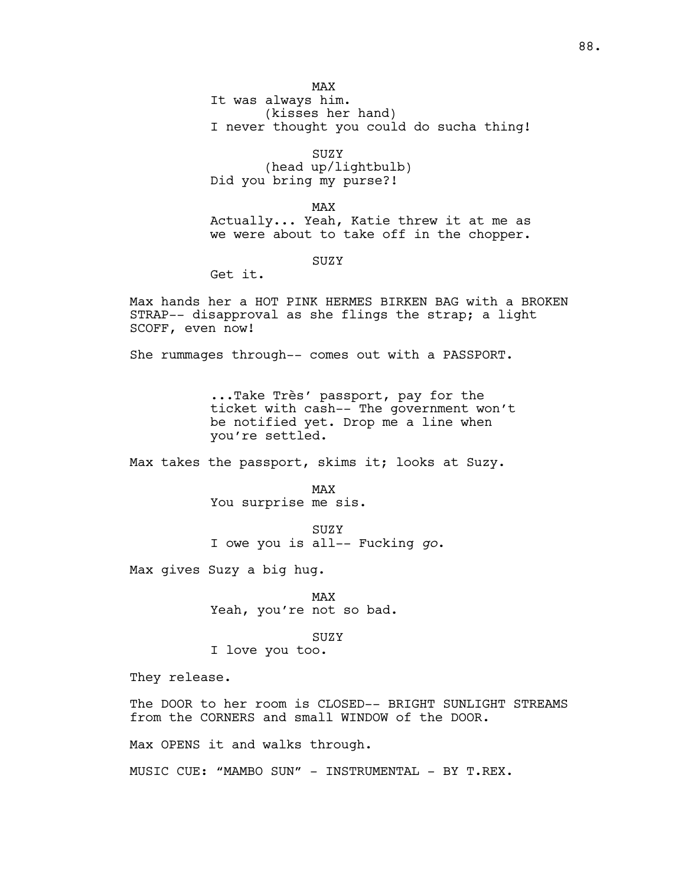MAX
It was always him.
(kisses her hand)
I never thought you could do sucha thing!

SUZY
(head up/lightbulb)
Did you bring my purse?!

MAX
Actually... Yeah, Katie threw it at me as we were about to take off in the chopper.

SUZY
Get it.

Max hands her a HOT PINK HERMES BIRKEN BAG with a BROKEN STRAP-- disapproval as she flings the strap; a light SCOFF, even now!

She rummages through-- comes out with a PASSPORT.

...Take Très' passport, pay for the ticket with cash-- The government won't be notified yet. Drop me a line when you're settled.

Max takes the passport, skims it; looks at Suzy.

MAX
You surprise me sis.

SUZY
I owe you is all-- Fucking *go*.

Max gives Suzy a big hug.

MAX
Yeah, you're not so bad.

SUZY
I love you too.

They release.

The DOOR to her room is CLOSED-- BRIGHT SUNLIGHT STREAMS from the CORNERS and small WINDOW of the DOOR.

Max OPENS it and walks through.

MUSIC CUE: "MAMBO SUN" - INSTRUMENTAL - BY T.REX.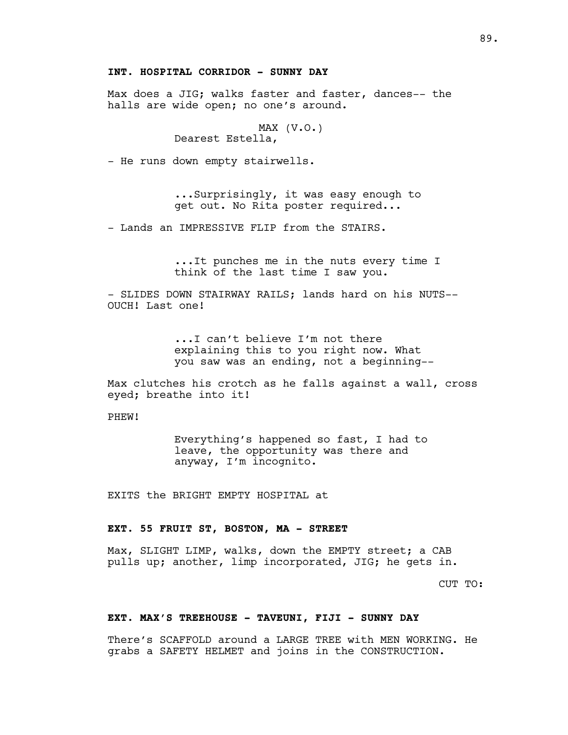**INT. HOSPITAL CORRIDOR - SUNNY DAY**

Max does a JIG; walks faster and faster, dances-- the halls are wide open; no one's around.

MAX (V.O.)
Dearest Estella,

- He runs down empty stairwells.

...Surprisingly, it was easy enough to get out. No Rita poster required...

- Lands an IMPRESSIVE FLIP from the STAIRS.

...It punches me in the nuts every time I think of the last time I saw you.

- SLIDES DOWN STAIRWAY RAILS; lands hard on his NUTS-- OUCH! Last one!

...I can't believe I'm not there explaining this to you right now. What you saw was an ending, not a beginning--

Max clutches his crotch as he falls against a wall, cross eyed; breathe into it!

PHEW!

Everything's happened so fast, I had to leave, the opportunity was there and anyway, I'm incognito.

EXITS the BRIGHT EMPTY HOSPITAL at

**EXT. 55 FRUIT ST, BOSTON, MA - STREET**

Max, SLIGHT LIMP, walks, down the EMPTY street; a CAB pulls up; another, limp incorporated, JIG; he gets in.

CUT TO:

**EXT. MAX'S TREEHOUSE - TAVEUNI, FIJI - SUNNY DAY**

There's SCAFFOLD around a LARGE TREE with MEN WORKING. He grabs a SAFETY HELMET and joins in the CONSTRUCTION.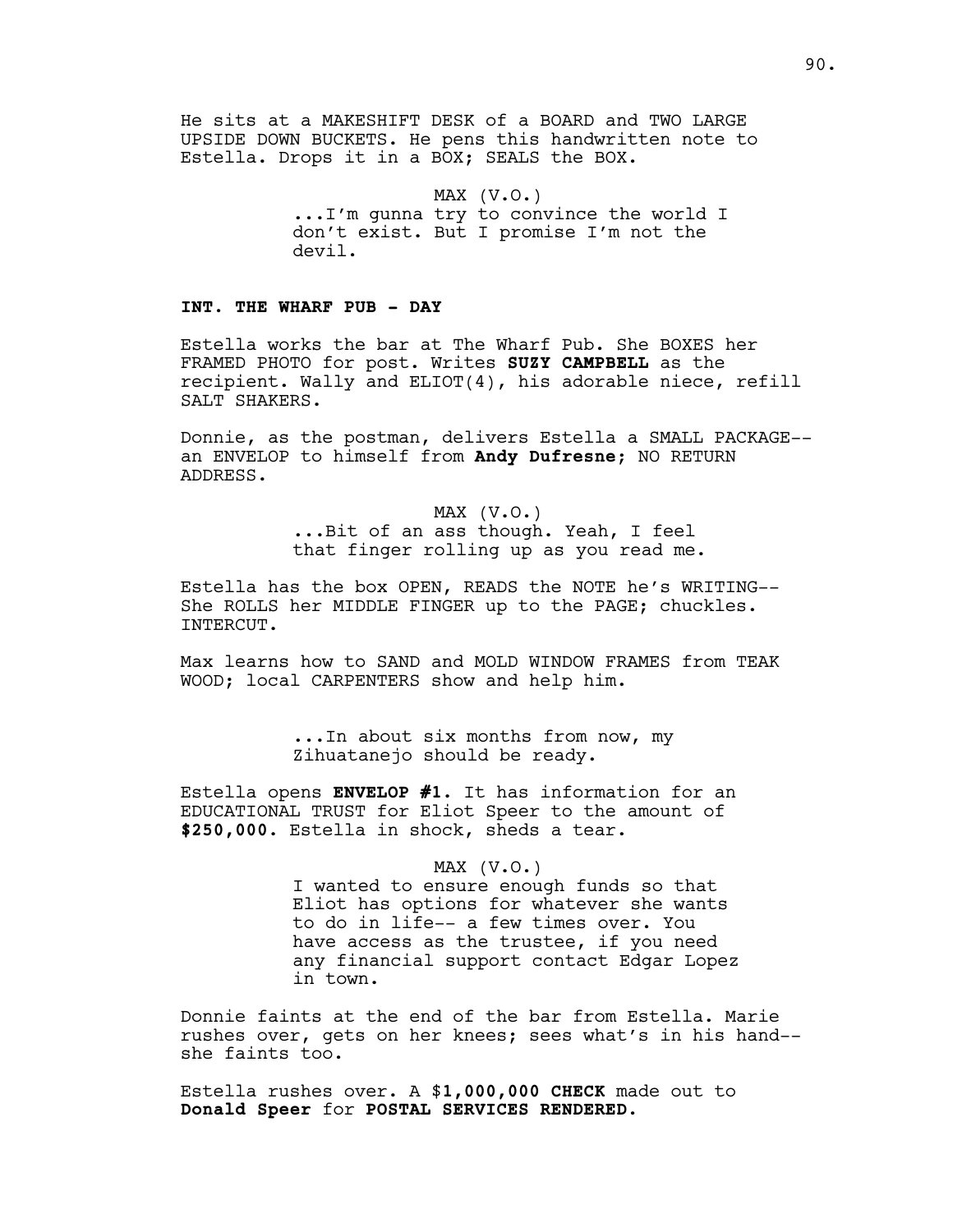He sits at a MAKESHIFT DESK of a BOARD and TWO LARGE UPSIDE DOWN BUCKETS. He pens this handwritten note to Estella. Drops it in a BOX; SEALS the BOX.

MAX (V.O.)
...I'm gunna try to convince the world I don't exist. But I promise I'm not the devil.

**INT. THE WHARF PUB - DAY**

Estella works the bar at The Wharf Pub. She BOXES her FRAMED PHOTO for post. Writes **SUZY CAMPBELL** as the recipient. Wally and ELIOT(4), his adorable niece, refill SALT SHAKERS.

Donnie, as the postman, delivers Estella a SMALL PACKAGE-- an ENVELOP to himself from **Andy Dufresne**; NO RETURN ADDRESS.

MAX (V.O.)
...Bit of an ass though. Yeah, I feel that finger rolling up as you read me.

Estella has the box OPEN, READS the NOTE he's WRITING-- She ROLLS her MIDDLE FINGER up to the PAGE; chuckles. INTERCUT.

Max learns how to SAND and MOLD WINDOW FRAMES from TEAK WOOD; local CARPENTERS show and help him.

...In about six months from now, my Zihuatanejo should be ready.

Estella opens **ENVELOP #1**. It has information for an EDUCATIONAL TRUST for Eliot Speer to the amount of **$250,000**. Estella in shock, sheds a tear.

MAX (V.O.)
I wanted to ensure enough funds so that Eliot has options for whatever she wants to do in life-- a few times over. You have access as the trustee, if you need any financial support contact Edgar Lopez in town.

Donnie faints at the end of the bar from Estella. Marie rushes over, gets on her knees; sees what's in his hand-- she faints too.

Estella rushes over. A $**1,000,000 CHECK** made out to **Donald Speer** for **POSTAL SERVICES RENDERED.**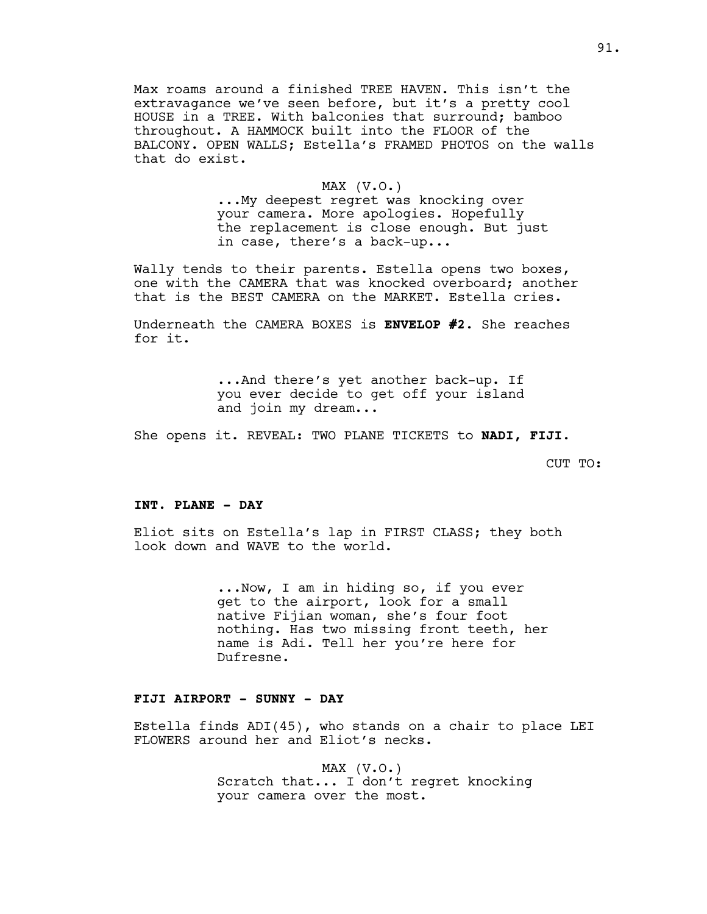Max roams around a finished TREE HAVEN. This isn't the extravagance we've seen before, but it's a pretty cool HOUSE in a TREE. With balconies that surround; bamboo throughout. A HAMMOCK built into the FLOOR of the BALCONY. OPEN WALLS; Estella's FRAMED PHOTOS on the walls that do exist.

MAX (V.O.)
...My deepest regret was knocking over your camera. More apologies. Hopefully the replacement is close enough. But just in case, there's a back-up...

Wally tends to their parents. Estella opens two boxes, one with the CAMERA that was knocked overboard; another that is the BEST CAMERA on the MARKET. Estella cries.

Underneath the CAMERA BOXES is **ENVELOP #2.** She reaches for it.

...And there's yet another back-up. If you ever decide to get off your island and join my dream...

She opens it. REVEAL: TWO PLANE TICKETS to **NADI, FIJI.**

CUT TO:

**INT. PLANE - DAY**

Eliot sits on Estella's lap in FIRST CLASS; they both look down and WAVE to the world.

...Now, I am in hiding so, if you ever get to the airport, look for a small native Fijian woman, she's four foot nothing. Has two missing front teeth, her name is Adi. Tell her you're here for Dufresne.

**FIJI AIRPORT - SUNNY - DAY**

Estella finds ADI(45), who stands on a chair to place LEI FLOWERS around her and Eliot's necks.

MAX (V.O.)
Scratch that... I don't regret knocking your camera over the most.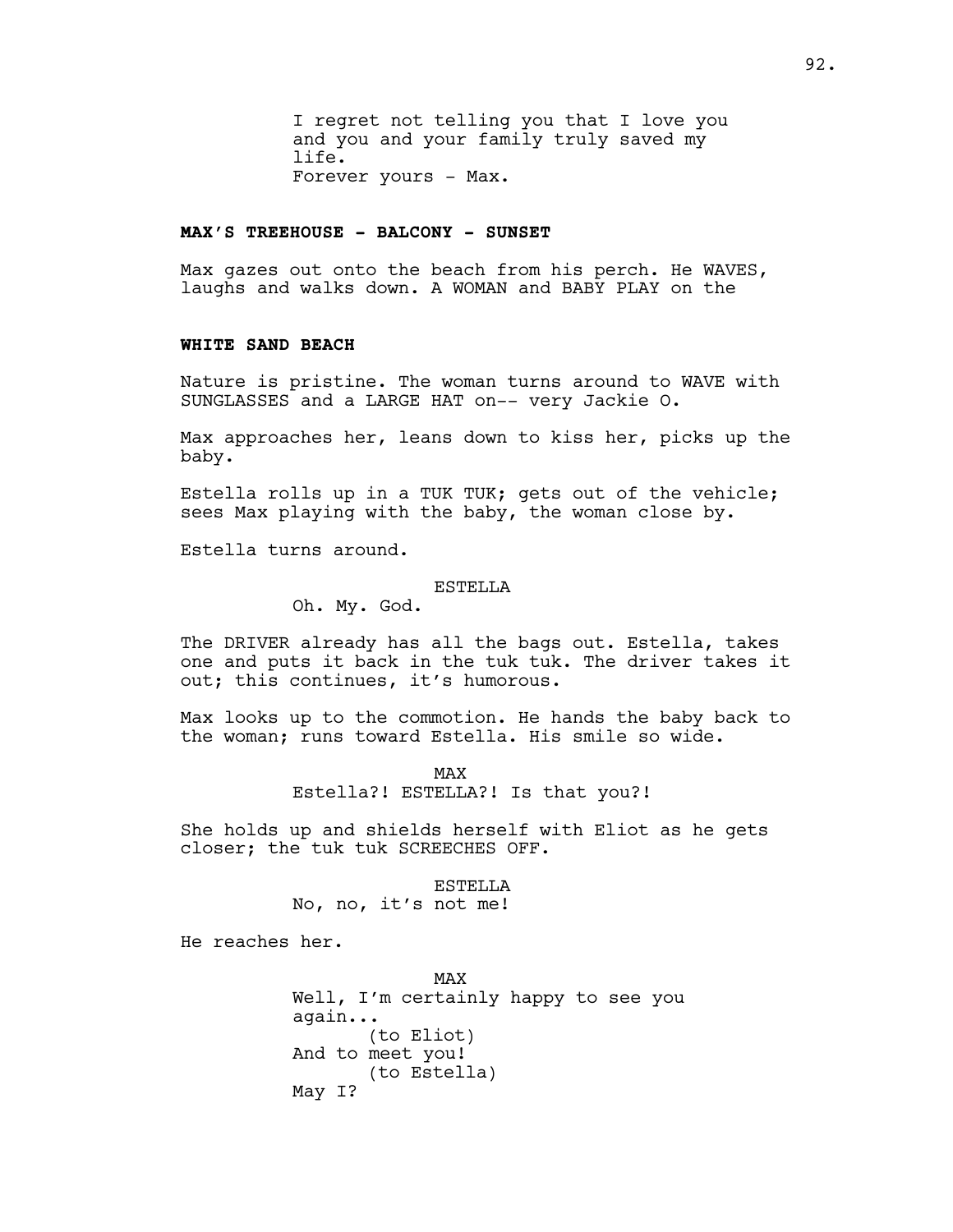I regret not telling you that I love you and you and your family truly saved my life.
Forever yours - Max.

**MAX'S TREEHOUSE - BALCONY - SUNSET**

Max gazes out onto the beach from his perch. He WAVES, laughs and walks down. A WOMAN and BABY PLAY on the

**WHITE SAND BEACH**

Nature is pristine. The woman turns around to WAVE with SUNGLASSES and a LARGE HAT on-- very Jackie O.

Max approaches her, leans down to kiss her, picks up the baby.

Estella rolls up in a TUK TUK; gets out of the vehicle; sees Max playing with the baby, the woman close by.

Estella turns around.

ESTELLA
Oh. My. God.

The DRIVER already has all the bags out. Estella, takes one and puts it back in the tuk tuk. The driver takes it out; this continues, it's humorous.

Max looks up to the commotion. He hands the baby back to the woman; runs toward Estella. His smile so wide.

MAX
Estella?! ESTELLA?! Is that you?!

She holds up and shields herself with Eliot as he gets closer; the tuk tuk SCREECHES OFF.

ESTELLA
No, no, it's not me!

He reaches her.

MAX
Well, I'm certainly happy to see you again...
(to Eliot)
And to meet you!
(to Estella)
May I?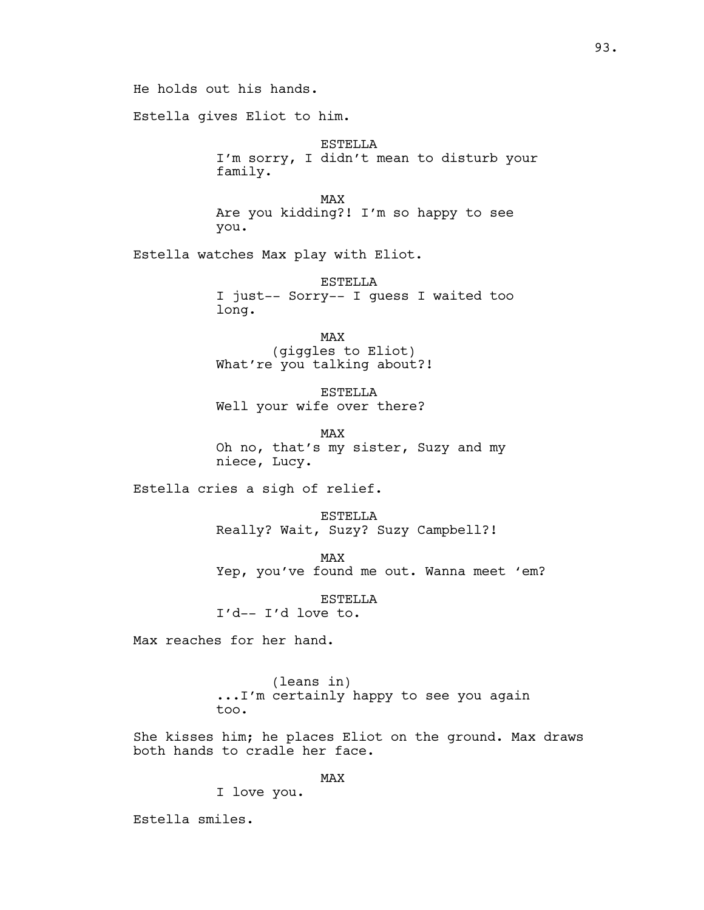He holds out his hands.

Estella gives Eliot to him.

ESTELLA
I'm sorry, I didn't mean to disturb your family.

MAX
Are you kidding?! I'm so happy to see you.

Estella watches Max play with Eliot.

ESTELLA
I just-- Sorry-- I guess I waited too long.

MAX
(giggles to Eliot)
What're you talking about?!

ESTELLA
Well your wife over there?

MAX
Oh no, that's my sister, Suzy and my niece, Lucy.

Estella cries a sigh of relief.

ESTELLA
Really? Wait, Suzy? Suzy Campbell?!

MAX
Yep, you've found me out. Wanna meet 'em?

ESTELLA
I'd-- I'd love to.

Max reaches for her hand.

(leans in)
...I'm certainly happy to see you again too.

She kisses him; he places Eliot on the ground. Max draws both hands to cradle her face.

MAX
I love you.

Estella smiles.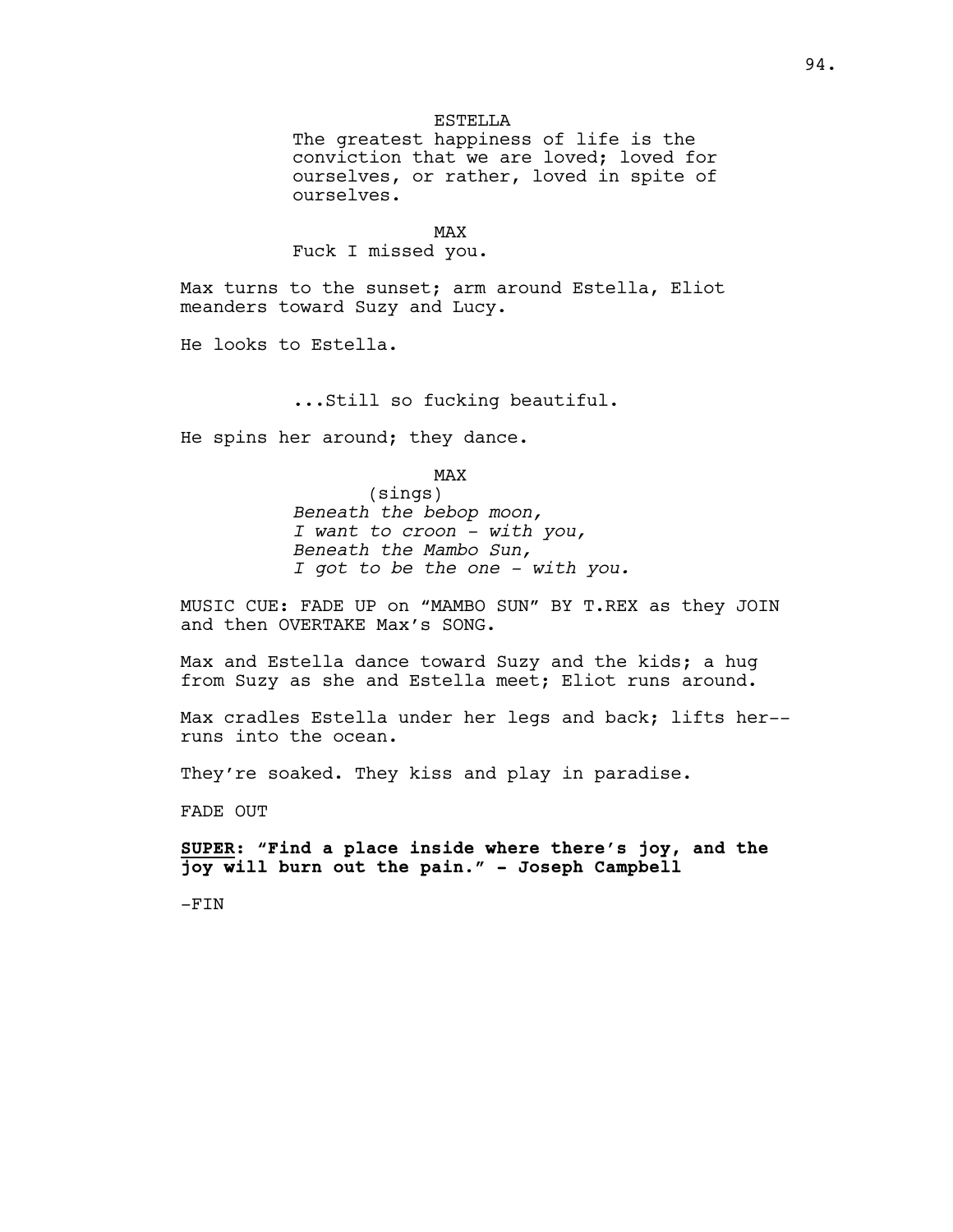ESTELLA
The greatest happiness of life is the conviction that we are loved; loved for ourselves, or rather, loved in spite of ourselves.

MAX
Fuck I missed you.

Max turns to the sunset; arm around Estella, Eliot meanders toward Suzy and Lucy.

He looks to Estella.

...Still so fucking beautiful.

He spins her around; they dance.

MAX
(sings)
*Beneath the bebop moon,*
*I want to croon - with you,*
*Beneath the Mambo Sun,*
*I got to be the one - with you.*

MUSIC CUE: FADE UP on "MAMBO SUN" BY T.REX as they JOIN and then OVERTAKE Max's SONG.

Max and Estella dance toward Suzy and the kids; a hug from Suzy as she and Estella meet; Eliot runs around.

Max cradles Estella under her legs and back; lifts her--runs into the ocean.

They're soaked. They kiss and play in paradise.

FADE OUT

**SUPER: "Find a place inside where there's joy, and the joy will burn out the pain." - Joseph Campbell**

-FIN